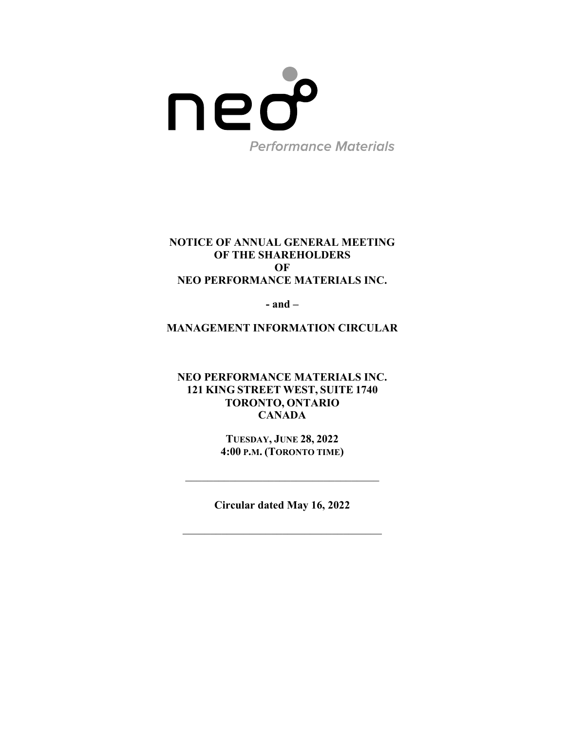neo

Performance Materials

**NOTICE OF ANNUAL GENERAL MEETING**
**OF THE SHAREHOLDERS**
**OF**
**NEO PERFORMANCE MATERIALS INC.**

**- and –**

**MANAGEMENT INFORMATION CIRCULAR**

**NEO PERFORMANCE MATERIALS INC.**
**121 KING STREET WEST, SUITE 1740**
**TORONTO, ONTARIO**
**CANADA**

**TUESDAY, JUNE 28, 2022**
**4:00 P.M. (TORONTO TIME)**

---

**Circular dated May 16, 2022**

---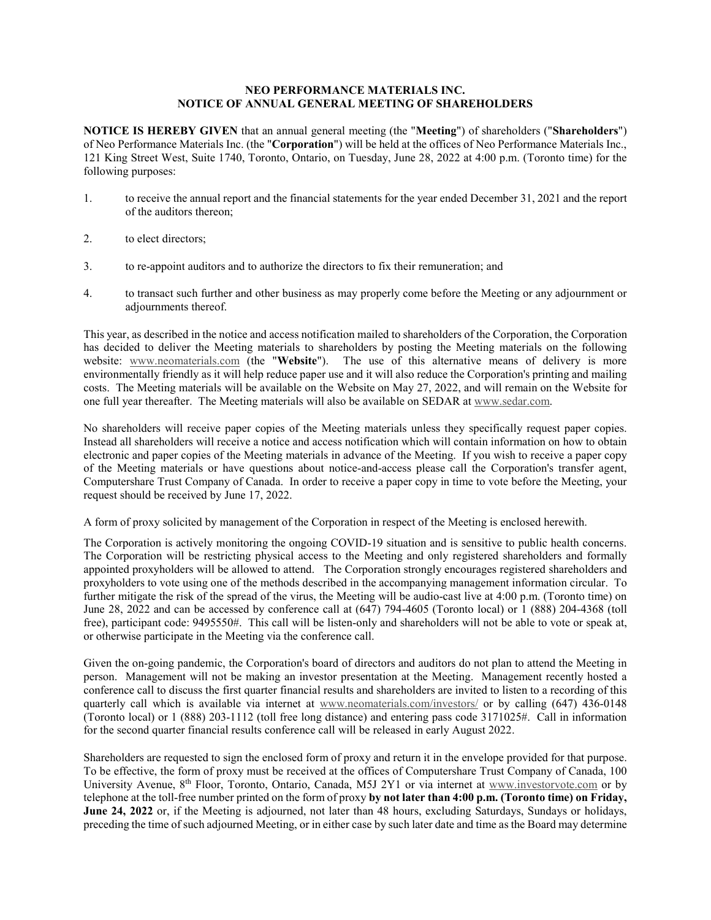# NEO PERFORMANCE MATERIALS INC.
## NOTICE OF ANNUAL GENERAL MEETING OF SHAREHOLDERS

**NOTICE IS HEREBY GIVEN** that an annual general meeting (the "**Meeting**") of shareholders ("**Shareholders**") of Neo Performance Materials Inc. (the "**Corporation**") will be held at the offices of Neo Performance Materials Inc., 121 King Street West, Suite 1740, Toronto, Ontario, on Tuesday, June 28, 2022 at 4:00 p.m. (Toronto time) for the following purposes:

1. to receive the annual report and the financial statements for the year ended December 31, 2021 and the report of the auditors thereon;
2. to elect directors;
3. to re-appoint auditors and to authorize the directors to fix their remuneration; and
4. to transact such further and other business as may properly come before the Meeting or any adjournment or adjournments thereof.

This year, as described in the notice and access notification mailed to shareholders of the Corporation, the Corporation has decided to deliver the Meeting materials to shareholders by posting the Meeting materials on the following website: www.neomaterials.com (the "**Website**"). The use of this alternative means of delivery is more environmentally friendly as it will help reduce paper use and it will also reduce the Corporation's printing and mailing costs. The Meeting materials will be available on the Website on May 27, 2022, and will remain on the Website for one full year thereafter. The Meeting materials will also be available on SEDAR at www.sedar.com.

No shareholders will receive paper copies of the Meeting materials unless they specifically request paper copies. Instead all shareholders will receive a notice and access notification which will contain information on how to obtain electronic and paper copies of the Meeting materials in advance of the Meeting. If you wish to receive a paper copy of the Meeting materials or have questions about notice-and-access please call the Corporation's transfer agent, Computershare Trust Company of Canada. In order to receive a paper copy in time to vote before the Meeting, your request should be received by June 17, 2022.

A form of proxy solicited by management of the Corporation in respect of the Meeting is enclosed herewith.

The Corporation is actively monitoring the ongoing COVID-19 situation and is sensitive to public health concerns. The Corporation will be restricting physical access to the Meeting and only registered shareholders and formally appointed proxyholders will be allowed to attend. The Corporation strongly encourages registered shareholders and proxyholders to vote using one of the methods described in the accompanying management information circular. To further mitigate the risk of the spread of the virus, the Meeting will be audio-cast live at 4:00 p.m. (Toronto time) on June 28, 2022 and can be accessed by conference call at (647) 794-4605 (Toronto local) or 1 (888) 204-4368 (toll free), participant code: 9495550#. This call will be listen-only and shareholders will not be able to vote or speak at, or otherwise participate in the Meeting via the conference call.

Given the on-going pandemic, the Corporation's board of directors and auditors do not plan to attend the Meeting in person. Management will not be making an investor presentation at the Meeting. Management recently hosted a conference call to discuss the first quarter financial results and shareholders are invited to listen to a recording of this quarterly call which is available via internet at www.neomaterials.com/investors/ or by calling (647) 436-0148 (Toronto local) or 1 (888) 203-1112 (toll free long distance) and entering pass code 3171025#. Call in information for the second quarter financial results conference call will be released in early August 2022.

Shareholders are requested to sign the enclosed form of proxy and return it in the envelope provided for that purpose. To be effective, the form of proxy must be received at the offices of Computershare Trust Company of Canada, 100 University Avenue, 8th Floor, Toronto, Ontario, Canada, M5J 2Y1 or via internet at www.investorvote.com or by telephone at the toll-free number printed on the form of proxy **by not later than 4:00 p.m. (Toronto time) on Friday, June 24, 2022** or, if the Meeting is adjourned, not later than 48 hours, excluding Saturdays, Sundays or holidays, preceding the time of such adjourned Meeting, or in either case by such later date and time as the Board may determine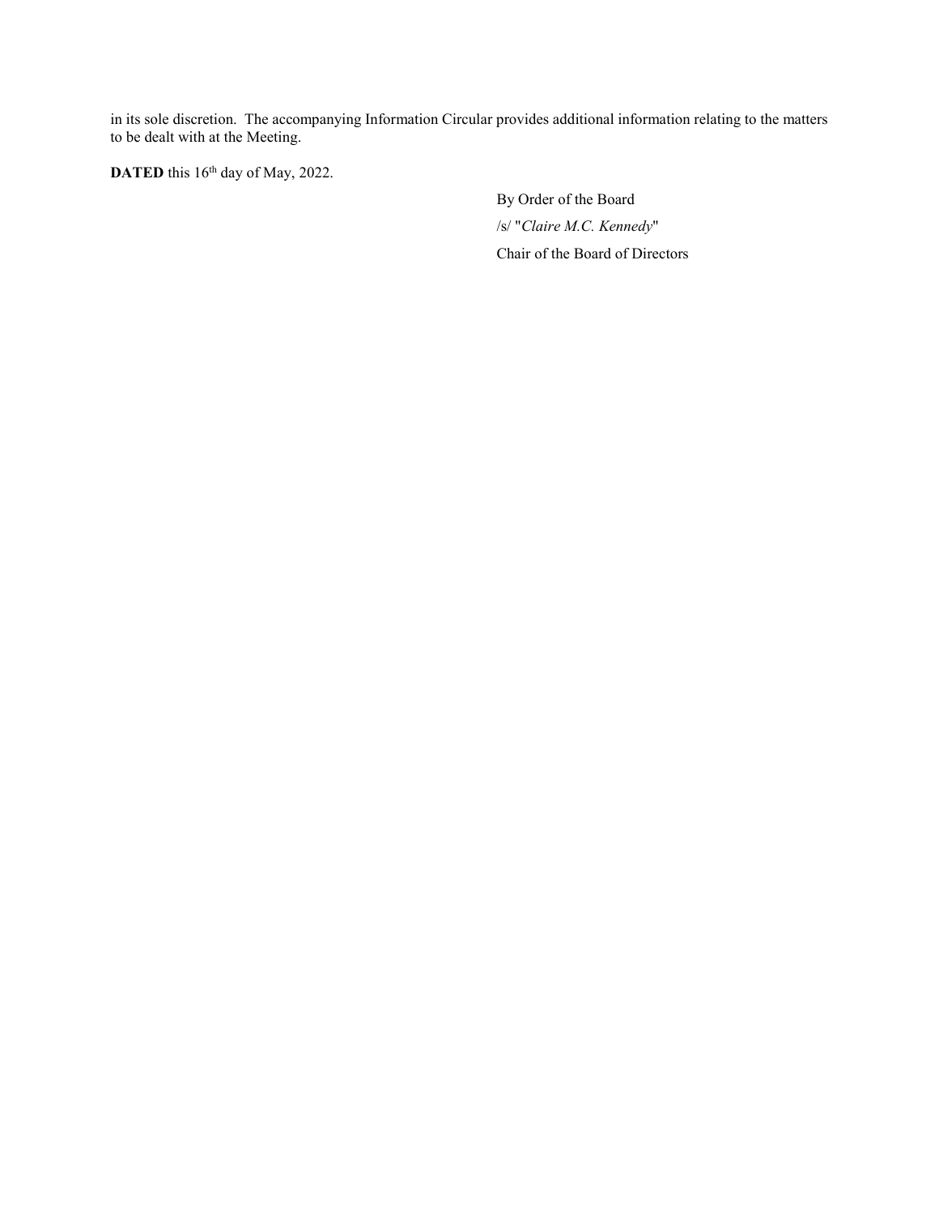in its sole discretion. The accompanying Information Circular provides additional information relating to the matters to be dealt with at the Meeting.

**DATED** this 16th day of May, 2022.

By Order of the Board

/s/ "*Claire M.C. Kennedy*"

Chair of the Board of Directors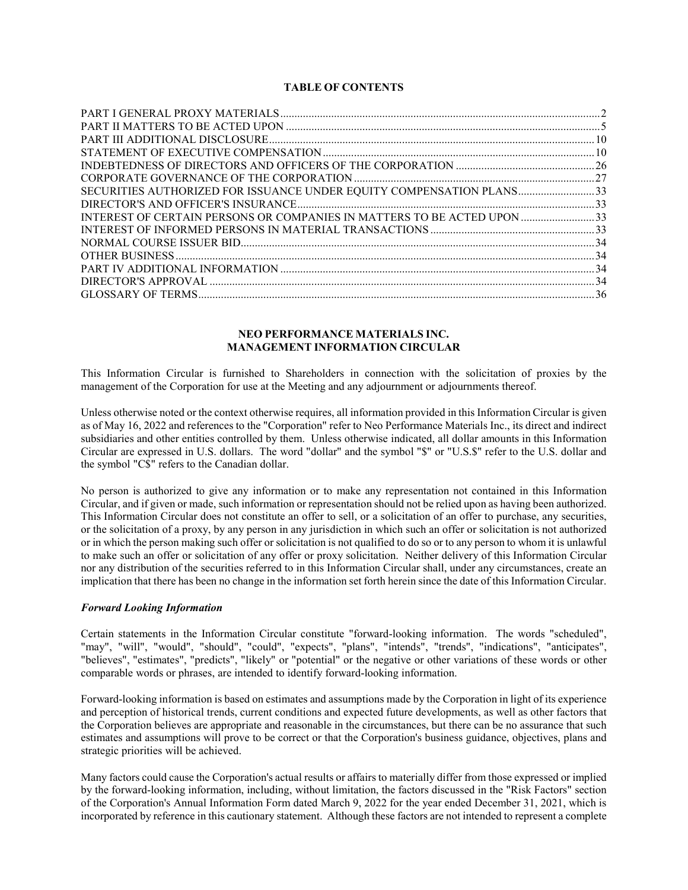**TABLE OF CONTENTS**

| | |
|---|---|
| PART I GENERAL PROXY MATERIALS | 2 |
| PART II MATTERS TO BE ACTED UPON | 5 |
| PART III ADDITIONAL DISCLOSURE | 10 |
| STATEMENT OF EXECUTIVE COMPENSATION | 10 |
| INDEBTEDNESS OF DIRECTORS AND OFFICERS OF THE CORPORATION | 26 |
| CORPORATE GOVERNANCE OF THE CORPORATION | 27 |
| SECURITIES AUTHORIZED FOR ISSUANCE UNDER EQUITY COMPENSATION PLANS | 33 |
| DIRECTOR'S AND OFFICER'S INSURANCE | 33 |
| INTEREST OF CERTAIN PERSONS OR COMPANIES IN MATTERS TO BE ACTED UPON | 33 |
| INTEREST OF INFORMED PERSONS IN MATERIAL TRANSACTIONS | 33 |
| NORMAL COURSE ISSUER BID | 34 |
| OTHER BUSINESS | 34 |
| PART IV ADDITIONAL INFORMATION | 34 |
| DIRECTOR'S APPROVAL | 34 |
| GLOSSARY OF TERMS | 36 |

**NEO PERFORMANCE MATERIALS INC.**
**MANAGEMENT INFORMATION CIRCULAR**

This Information Circular is furnished to Shareholders in connection with the solicitation of proxies by the management of the Corporation for use at the Meeting and any adjournment or adjournments thereof.

Unless otherwise noted or the context otherwise requires, all information provided in this Information Circular is given as of May 16, 2022 and references to the "Corporation" refer to Neo Performance Materials Inc., its direct and indirect subsidiaries and other entities controlled by them. Unless otherwise indicated, all dollar amounts in this Information Circular are expressed in U.S. dollars. The word "dollar" and the symbol "$" or "U.S.$" refer to the U.S. dollar and the symbol "C$" refers to the Canadian dollar.

No person is authorized to give any information or to make any representation not contained in this Information Circular, and if given or made, such information or representation should not be relied upon as having been authorized. This Information Circular does not constitute an offer to sell, or a solicitation of an offer to purchase, any securities, or the solicitation of a proxy, by any person in any jurisdiction in which such an offer or solicitation is not authorized or in which the person making such offer or solicitation is not qualified to do so or to any person to whom it is unlawful to make such an offer or solicitation of any offer or proxy solicitation. Neither delivery of this Information Circular nor any distribution of the securities referred to in this Information Circular shall, under any circumstances, create an implication that there has been no change in the information set forth herein since the date of this Information Circular.

***Forward Looking Information***

Certain statements in the Information Circular constitute "forward-looking information. The words "scheduled", "may", "will", "would", "should", "could", "expects", "plans", "intends", "trends", "indications", "anticipates", "believes", "estimates", "predicts", "likely" or "potential" or the negative or other variations of these words or other comparable words or phrases, are intended to identify forward-looking information.

Forward-looking information is based on estimates and assumptions made by the Corporation in light of its experience and perception of historical trends, current conditions and expected future developments, as well as other factors that the Corporation believes are appropriate and reasonable in the circumstances, but there can be no assurance that such estimates and assumptions will prove to be correct or that the Corporation's business guidance, objectives, plans and strategic priorities will be achieved.

Many factors could cause the Corporation's actual results or affairs to materially differ from those expressed or implied by the forward-looking information, including, without limitation, the factors discussed in the "Risk Factors" section of the Corporation's Annual Information Form dated March 9, 2022 for the year ended December 31, 2021, which is incorporated by reference in this cautionary statement. Although these factors are not intended to represent a complete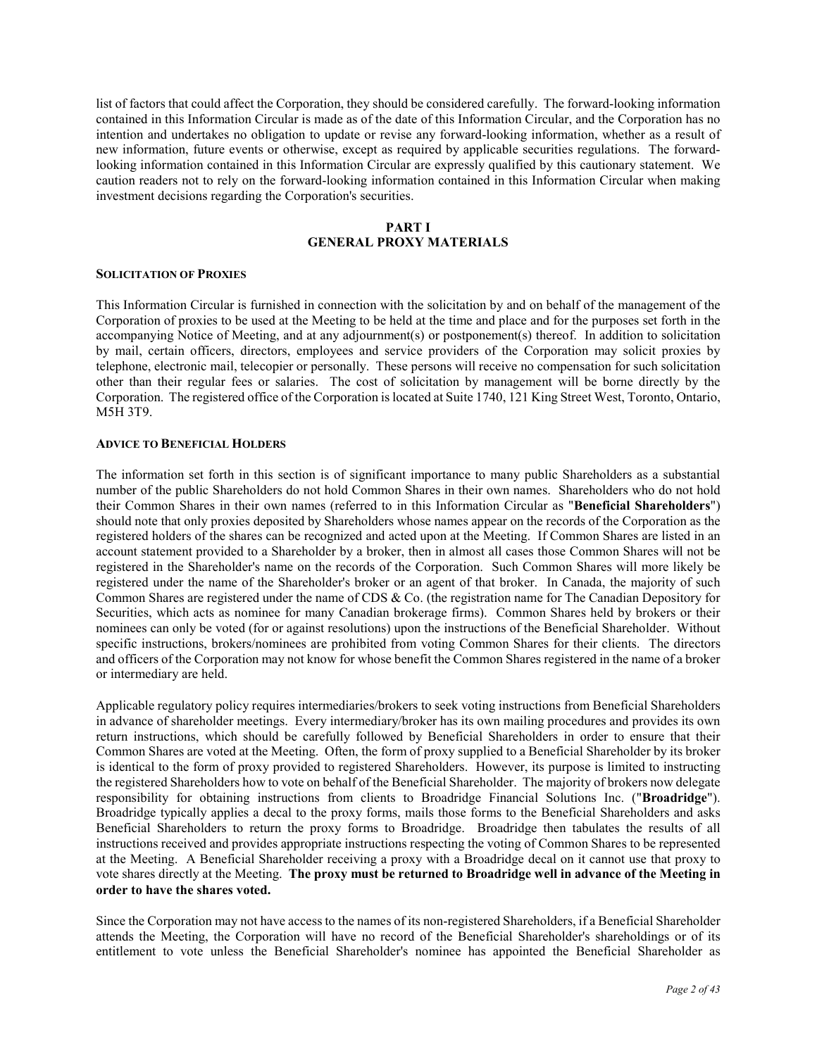list of factors that could affect the Corporation, they should be considered carefully. The forward-looking information contained in this Information Circular is made as of the date of this Information Circular, and the Corporation has no intention and undertakes no obligation to update or revise any forward-looking information, whether as a result of new information, future events or otherwise, except as required by applicable securities regulations. The forward-looking information contained in this Information Circular are expressly qualified by this cautionary statement. We caution readers not to rely on the forward-looking information contained in this Information Circular when making investment decisions regarding the Corporation's securities.

# PART I
# GENERAL PROXY MATERIALS

#### SOLICITATION OF PROXIES

This Information Circular is furnished in connection with the solicitation by and on behalf of the management of the Corporation of proxies to be used at the Meeting to be held at the time and place and for the purposes set forth in the accompanying Notice of Meeting, and at any adjournment(s) or postponement(s) thereof. In addition to solicitation by mail, certain officers, directors, employees and service providers of the Corporation may solicit proxies by telephone, electronic mail, telecopier or personally. These persons will receive no compensation for such solicitation other than their regular fees or salaries. The cost of solicitation by management will be borne directly by the Corporation. The registered office of the Corporation is located at Suite 1740, 121 King Street West, Toronto, Ontario, M5H 3T9.

#### ADVICE TO BENEFICIAL HOLDERS

The information set forth in this section is of significant importance to many public Shareholders as a substantial number of the public Shareholders do not hold Common Shares in their own names. Shareholders who do not hold their Common Shares in their own names (referred to in this Information Circular as "**Beneficial Shareholders**") should note that only proxies deposited by Shareholders whose names appear on the records of the Corporation as the registered holders of the shares can be recognized and acted upon at the Meeting. If Common Shares are listed in an account statement provided to a Shareholder by a broker, then in almost all cases those Common Shares will not be registered in the Shareholder's name on the records of the Corporation. Such Common Shares will more likely be registered under the name of the Shareholder's broker or an agent of that broker. In Canada, the majority of such Common Shares are registered under the name of CDS & Co. (the registration name for The Canadian Depository for Securities, which acts as nominee for many Canadian brokerage firms). Common Shares held by brokers or their nominees can only be voted (for or against resolutions) upon the instructions of the Beneficial Shareholder. Without specific instructions, brokers/nominees are prohibited from voting Common Shares for their clients. The directors and officers of the Corporation may not know for whose benefit the Common Shares registered in the name of a broker or intermediary are held.

Applicable regulatory policy requires intermediaries/brokers to seek voting instructions from Beneficial Shareholders in advance of shareholder meetings. Every intermediary/broker has its own mailing procedures and provides its own return instructions, which should be carefully followed by Beneficial Shareholders in order to ensure that their Common Shares are voted at the Meeting. Often, the form of proxy supplied to a Beneficial Shareholder by its broker is identical to the form of proxy provided to registered Shareholders. However, its purpose is limited to instructing the registered Shareholders how to vote on behalf of the Beneficial Shareholder. The majority of brokers now delegate responsibility for obtaining instructions from clients to Broadridge Financial Solutions Inc. ("**Broadridge**"). Broadridge typically applies a decal to the proxy forms, mails those forms to the Beneficial Shareholders and asks Beneficial Shareholders to return the proxy forms to Broadridge. Broadridge then tabulates the results of all instructions received and provides appropriate instructions respecting the voting of Common Shares to be represented at the Meeting. A Beneficial Shareholder receiving a proxy with a Broadridge decal on it cannot use that proxy to vote shares directly at the Meeting. **The proxy must be returned to Broadridge well in advance of the Meeting in order to have the shares voted.**

Since the Corporation may not have access to the names of its non-registered Shareholders, if a Beneficial Shareholder attends the Meeting, the Corporation will have no record of the Beneficial Shareholder's shareholdings or of its entitlement to vote unless the Beneficial Shareholder's nominee has appointed the Beneficial Shareholder as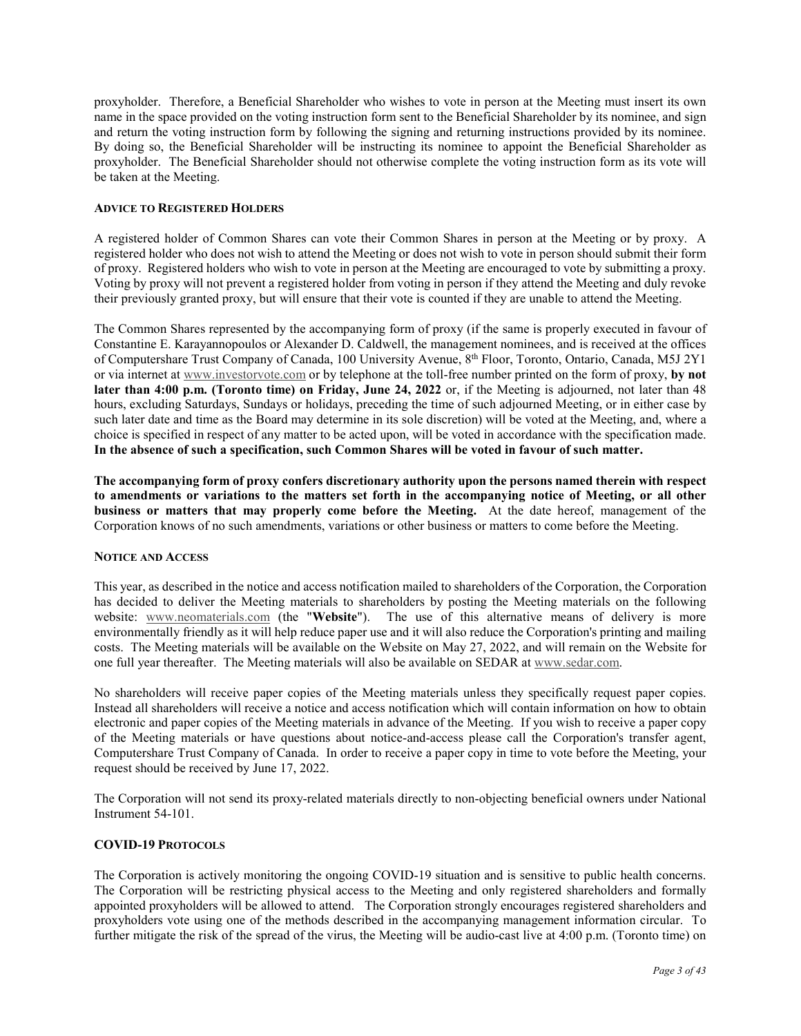proxyholder. Therefore, a Beneficial Shareholder who wishes to vote in person at the Meeting must insert its own name in the space provided on the voting instruction form sent to the Beneficial Shareholder by its nominee, and sign and return the voting instruction form by following the signing and returning instructions provided by its nominee. By doing so, the Beneficial Shareholder will be instructing its nominee to appoint the Beneficial Shareholder as proxyholder. The Beneficial Shareholder should not otherwise complete the voting instruction form as its vote will be taken at the Meeting.

#### ADVICE TO REGISTERED HOLDERS

A registered holder of Common Shares can vote their Common Shares in person at the Meeting or by proxy. A registered holder who does not wish to attend the Meeting or does not wish to vote in person should submit their form of proxy. Registered holders who wish to vote in person at the Meeting are encouraged to vote by submitting a proxy. Voting by proxy will not prevent a registered holder from voting in person if they attend the Meeting and duly revoke their previously granted proxy, but will ensure that their vote is counted if they are unable to attend the Meeting.

The Common Shares represented by the accompanying form of proxy (if the same is properly executed in favour of Constantine E. Karayannopoulos or Alexander D. Caldwell, the management nominees, and is received at the offices of Computershare Trust Company of Canada, 100 University Avenue, 8th Floor, Toronto, Ontario, Canada, M5J 2Y1 or via internet at www.investorvote.com or by telephone at the toll-free number printed on the form of proxy, **by not later than 4:00 p.m. (Toronto time) on Friday, June 24, 2022** or, if the Meeting is adjourned, not later than 48 hours, excluding Saturdays, Sundays or holidays, preceding the time of such adjourned Meeting, or in either case by such later date and time as the Board may determine in its sole discretion) will be voted at the Meeting, and, where a choice is specified in respect of any matter to be acted upon, will be voted in accordance with the specification made. **In the absence of such a specification, such Common Shares will be voted in favour of such matter.**

**The accompanying form of proxy confers discretionary authority upon the persons named therein with respect to amendments or variations to the matters set forth in the accompanying notice of Meeting, or all other business or matters that may properly come before the Meeting.** At the date hereof, management of the Corporation knows of no such amendments, variations or other business or matters to come before the Meeting.

#### NOTICE AND ACCESS

This year, as described in the notice and access notification mailed to shareholders of the Corporation, the Corporation has decided to deliver the Meeting materials to shareholders by posting the Meeting materials on the following website: www.neomaterials.com (the "**Website**"). The use of this alternative means of delivery is more environmentally friendly as it will help reduce paper use and it will also reduce the Corporation's printing and mailing costs. The Meeting materials will be available on the Website on May 27, 2022, and will remain on the Website for one full year thereafter. The Meeting materials will also be available on SEDAR at www.sedar.com.

No shareholders will receive paper copies of the Meeting materials unless they specifically request paper copies. Instead all shareholders will receive a notice and access notification which will contain information on how to obtain electronic and paper copies of the Meeting materials in advance of the Meeting. If you wish to receive a paper copy of the Meeting materials or have questions about notice-and-access please call the Corporation's transfer agent, Computershare Trust Company of Canada. In order to receive a paper copy in time to vote before the Meeting, your request should be received by June 17, 2022.

The Corporation will not send its proxy-related materials directly to non-objecting beneficial owners under National Instrument 54-101.

#### COVID-19 PROTOCOLS

The Corporation is actively monitoring the ongoing COVID-19 situation and is sensitive to public health concerns. The Corporation will be restricting physical access to the Meeting and only registered shareholders and formally appointed proxyholders will be allowed to attend. The Corporation strongly encourages registered shareholders and proxyholders vote using one of the methods described in the accompanying management information circular. To further mitigate the risk of the spread of the virus, the Meeting will be audio-cast live at 4:00 p.m. (Toronto time) on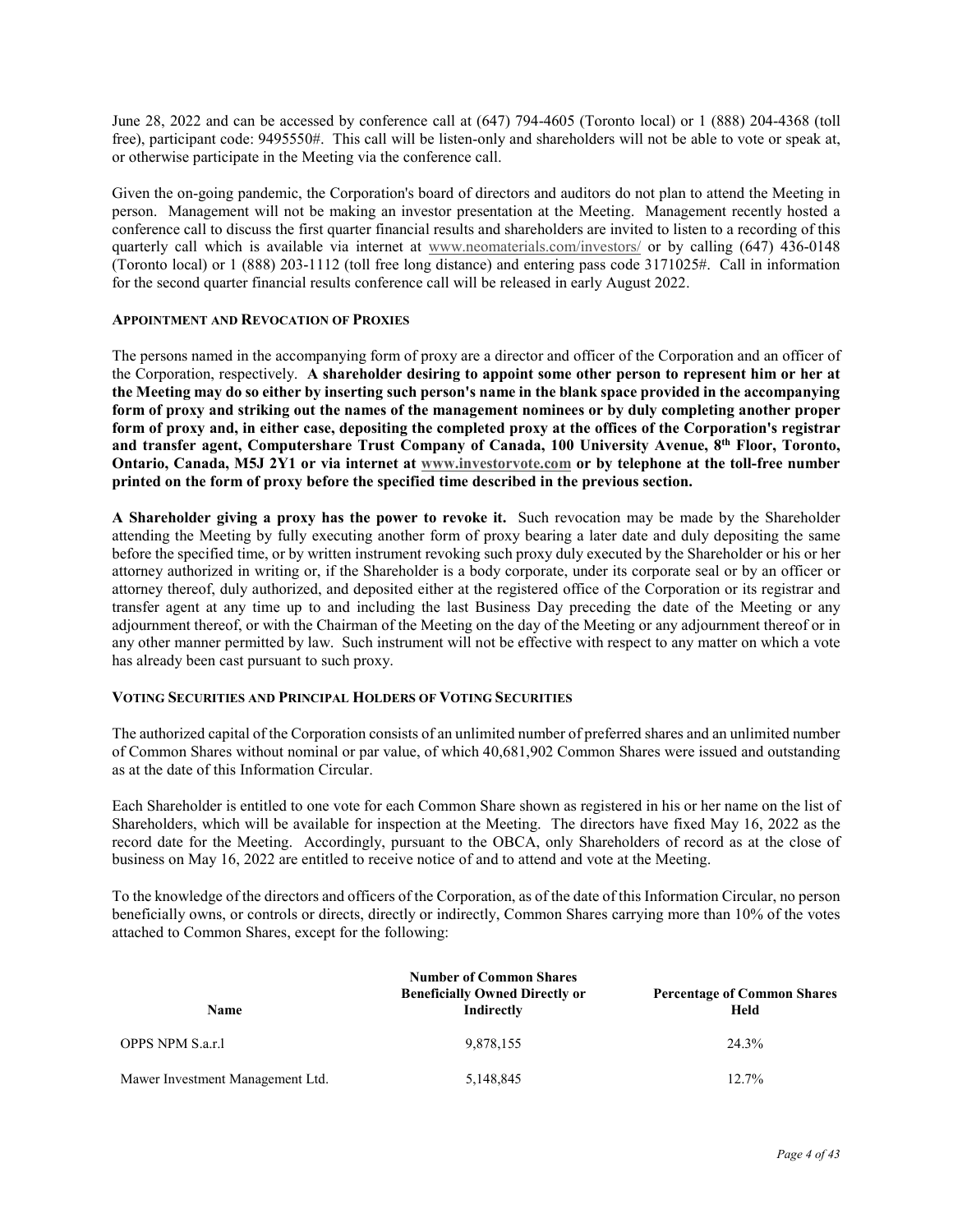June 28, 2022 and can be accessed by conference call at (647) 794-4605 (Toronto local) or 1 (888) 204-4368 (toll free), participant code: 9495550#. This call will be listen-only and shareholders will not be able to vote or speak at, or otherwise participate in the Meeting via the conference call.

Given the on-going pandemic, the Corporation's board of directors and auditors do not plan to attend the Meeting in person. Management will not be making an investor presentation at the Meeting. Management recently hosted a conference call to discuss the first quarter financial results and shareholders are invited to listen to a recording of this quarterly call which is available via internet at www.neomaterials.com/investors/ or by calling (647) 436-0148 (Toronto local) or 1 (888) 203-1112 (toll free long distance) and entering pass code 3171025#. Call in information for the second quarter financial results conference call will be released in early August 2022.

### APPOINTMENT AND REVOCATION OF PROXIES

The persons named in the accompanying form of proxy are a director and officer of the Corporation and an officer of the Corporation, respectively. **A shareholder desiring to appoint some other person to represent him or her at the Meeting may do so either by inserting such person's name in the blank space provided in the accompanying form of proxy and striking out the names of the management nominees or by duly completing another proper form of proxy and, in either case, depositing the completed proxy at the offices of the Corporation's registrar and transfer agent, Computershare Trust Company of Canada, 100 University Avenue, 8th Floor, Toronto, Ontario, Canada, M5J 2Y1 or via internet at www.investorvote.com or by telephone at the toll-free number printed on the form of proxy before the specified time described in the previous section.**

**A Shareholder giving a proxy has the power to revoke it.** Such revocation may be made by the Shareholder attending the Meeting by fully executing another form of proxy bearing a later date and duly depositing the same before the specified time, or by written instrument revoking such proxy duly executed by the Shareholder or his or her attorney authorized in writing or, if the Shareholder is a body corporate, under its corporate seal or by an officer or attorney thereof, duly authorized, and deposited either at the registered office of the Corporation or its registrar and transfer agent at any time up to and including the last Business Day preceding the date of the Meeting or any adjournment thereof, or with the Chairman of the Meeting on the day of the Meeting or any adjournment thereof or in any other manner permitted by law. Such instrument will not be effective with respect to any matter on which a vote has already been cast pursuant to such proxy.

### VOTING SECURITIES AND PRINCIPAL HOLDERS OF VOTING SECURITIES

The authorized capital of the Corporation consists of an unlimited number of preferred shares and an unlimited number of Common Shares without nominal or par value, of which 40,681,902 Common Shares were issued and outstanding as at the date of this Information Circular.

Each Shareholder is entitled to one vote for each Common Share shown as registered in his or her name on the list of Shareholders, which will be available for inspection at the Meeting. The directors have fixed May 16, 2022 as the record date for the Meeting. Accordingly, pursuant to the OBCA, only Shareholders of record as at the close of business on May 16, 2022 are entitled to receive notice of and to attend and vote at the Meeting.

To the knowledge of the directors and officers of the Corporation, as of the date of this Information Circular, no person beneficially owns, or controls or directs, directly or indirectly, Common Shares carrying more than 10% of the votes attached to Common Shares, except for the following:

| Name | Number of Common Shares Beneficially Owned Directly or Indirectly | Percentage of Common Shares Held |
|---|---|---|
| OPPS NPM S.a.r.l | 9,878,155 | 24.3% |
| Mawer Investment Management Ltd. | 5,148,845 | 12.7% |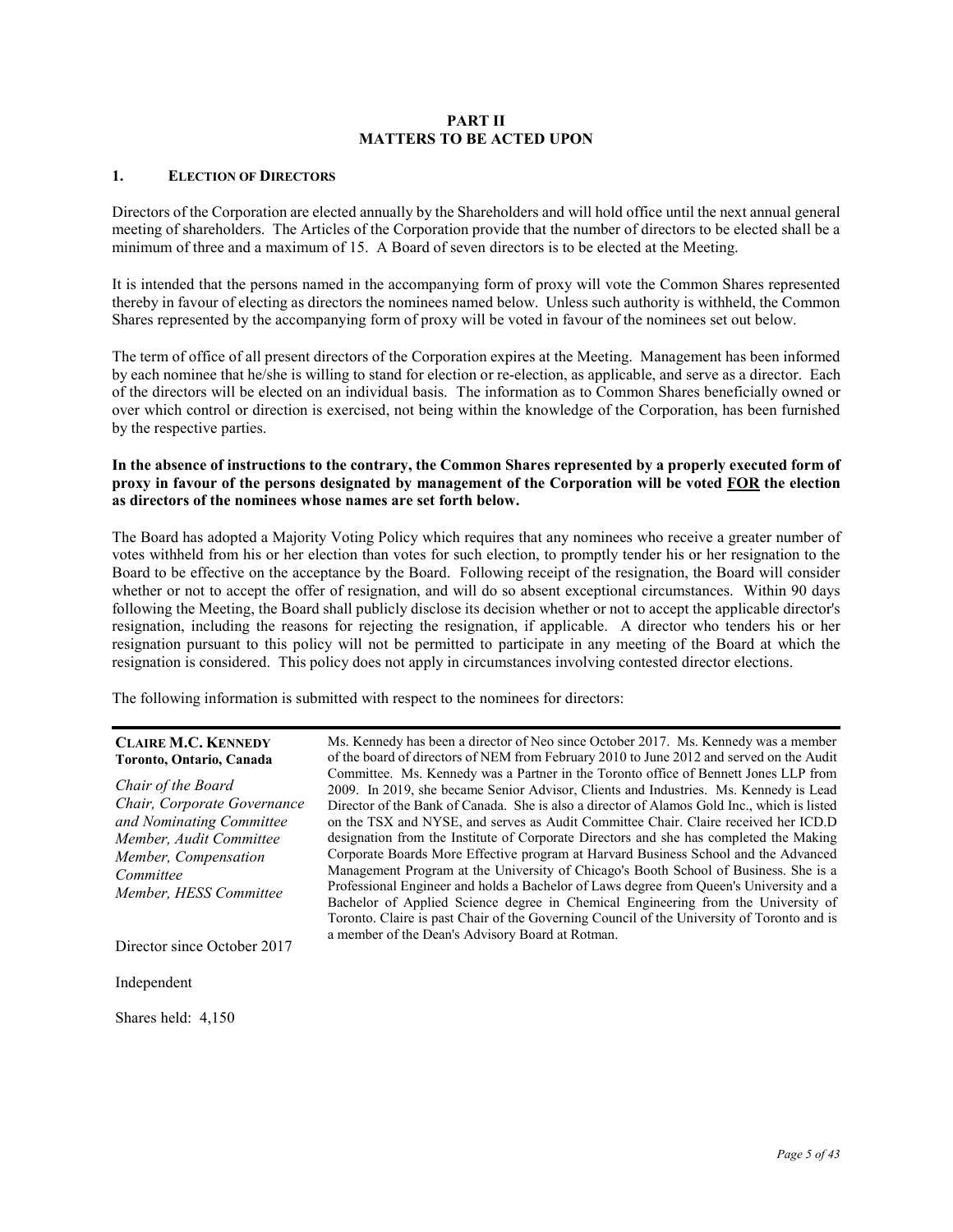# PART II
# MATTERS TO BE ACTED UPON

## 1. ELECTION OF DIRECTORS

Directors of the Corporation are elected annually by the Shareholders and will hold office until the next annual general meeting of shareholders. The Articles of the Corporation provide that the number of directors to be elected shall be a minimum of three and a maximum of 15. A Board of seven directors is to be elected at the Meeting.

It is intended that the persons named in the accompanying form of proxy will vote the Common Shares represented thereby in favour of electing as directors the nominees named below. Unless such authority is withheld, the Common Shares represented by the accompanying form of proxy will be voted in favour of the nominees set out below.

The term of office of all present directors of the Corporation expires at the Meeting. Management has been informed by each nominee that he/she is willing to stand for election or re-election, as applicable, and serve as a director. Each of the directors will be elected on an individual basis. The information as to Common Shares beneficially owned or over which control or direction is exercised, not being within the knowledge of the Corporation, has been furnished by the respective parties.

**In the absence of instructions to the contrary, the Common Shares represented by a properly executed form of proxy in favour of the persons designated by management of the Corporation will be voted FOR the election as directors of the nominees whose names are set forth below.**

The Board has adopted a Majority Voting Policy which requires that any nominees who receive a greater number of votes withheld from his or her election than votes for such election, to promptly tender his or her resignation to the Board to be effective on the acceptance by the Board. Following receipt of the resignation, the Board will consider whether or not to accept the offer of resignation, and will do so absent exceptional circumstances. Within 90 days following the Meeting, the Board shall publicly disclose its decision whether or not to accept the applicable director's resignation, including the reasons for rejecting the resignation, if applicable. A director who tenders his or her resignation pursuant to this policy will not be permitted to participate in any meeting of the Board at which the resignation is considered. This policy does not apply in circumstances involving contested director elections.

The following information is submitted with respect to the nominees for directors:

| **CLAIRE M.C. KENNEDY** | |
|---|---|
| **Toronto, Ontario, Canada**<br><br>*Chair of the Board*<br>*Chair, Corporate Governance and Nominating Committee*<br>*Member, Audit Committee*<br>*Member, Compensation Committee*<br>*Member, HESS Committee*<br><br>Director since October 2017<br><br>Independent<br><br>Shares held: 4,150 | Ms. Kennedy has been a director of Neo since October 2017. Ms. Kennedy was a member of the board of directors of NEM from February 2010 to June 2012 and served on the Audit Committee. Ms. Kennedy was a Partner in the Toronto office of Bennett Jones LLP from 2009. In 2019, she became Senior Advisor, Clients and Industries. Ms. Kennedy is Lead Director of the Bank of Canada. She is also a director of Alamos Gold Inc., which is listed on the TSX and NYSE, and serves as Audit Committee Chair. Claire received her ICD.D designation from the Institute of Corporate Directors and she has completed the Making Corporate Boards More Effective program at Harvard Business School and the Advanced Management Program at the University of Chicago's Booth School of Business. She is a Professional Engineer and holds a Bachelor of Laws degree from Queen's University and a Bachelor of Applied Science degree in Chemical Engineering from the University of Toronto. Claire is past Chair of the Governing Council of the University of Toronto and is a member of the Dean's Advisory Board at Rotman. |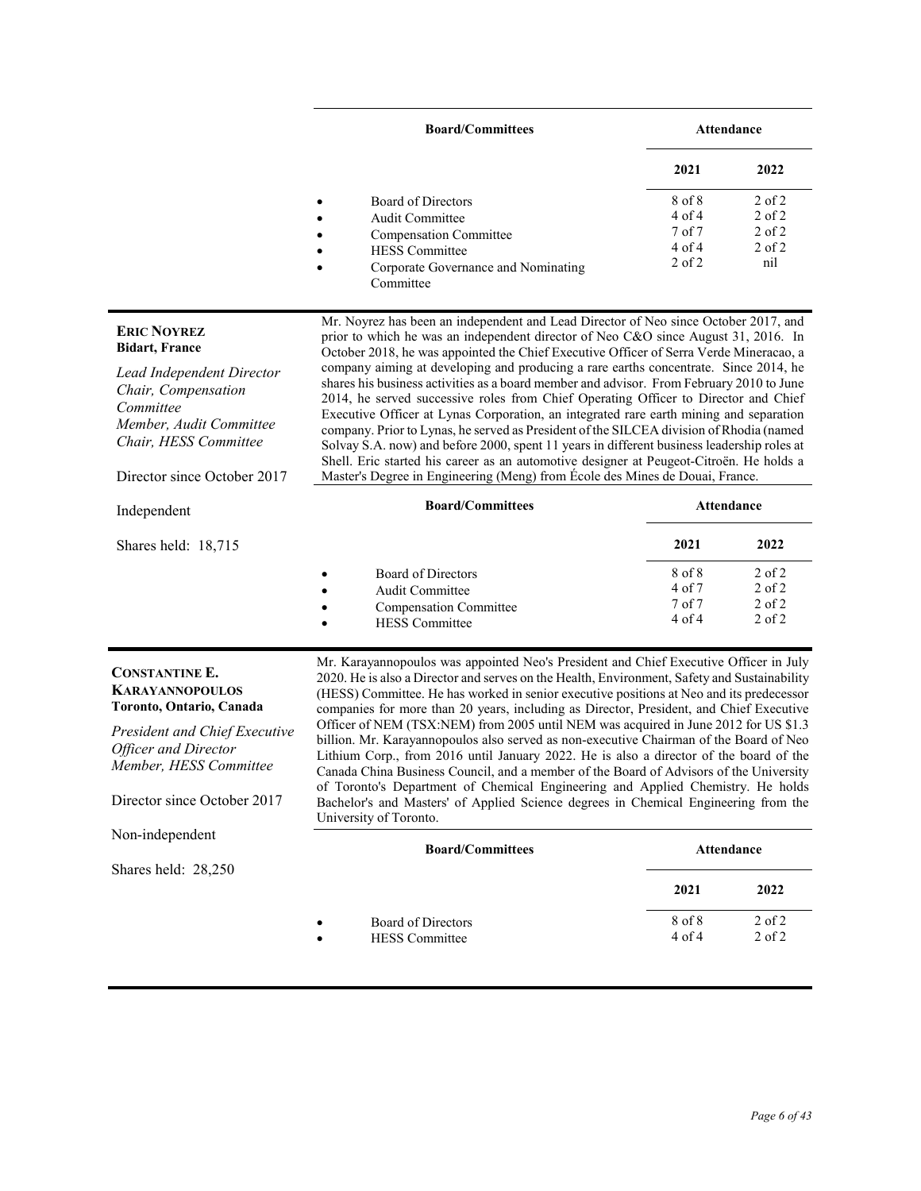| Board/Committees | Attendance | |
|---|---|---|
| | 2021 | 2022 |
| • Board of Directors | 8 of 8 | 2 of 2 |
| • Audit Committee | 4 of 4 | 2 of 2 |
| • Compensation Committee | 7 of 7 | 2 of 2 |
| • HESS Committee | 4 of 4 | 2 of 2 |
| • Corporate Governance and Nominating Committee | 2 of 2 | nil |

**ERIC NOYREZ**
**Bidart, France**

*Lead Independent Director*
*Chair, Compensation Committee*
*Member, Audit Committee*
*Chair, HESS Committee*

Director since October 2017

Independent

Shares held: 18,715

Mr. Noyrez has been an independent and Lead Director of Neo since October 2017, and prior to which he was an independent director of Neo C&O since August 31, 2016. In October 2018, he was appointed the Chief Executive Officer of Serra Verde Mineracao, a company aiming at developing and producing a rare earths concentrate. Since 2014, he shares his business activities as a board member and advisor. From February 2010 to June 2014, he served successive roles from Chief Operating Officer to Director and Chief Executive Officer at Lynas Corporation, an integrated rare earth mining and separation company. Prior to Lynas, he served as President of the SILCEA division of Rhodia (named Solvay S.A. now) and before 2000, spent 11 years in different business leadership roles at Shell. Eric started his career as an automotive designer at Peugeot-Citroën. He holds a Master's Degree in Engineering (Meng) from École des Mines de Douai, France.

| Board/Committees | Attendance | |
|---|---|---|
| | 2021 | 2022 |
| • Board of Directors | 8 of 8 | 2 of 2 |
| • Audit Committee | 4 of 7 | 2 of 2 |
| • Compensation Committee | 7 of 7 | 2 of 2 |
| • HESS Committee | 4 of 4 | 2 of 2 |

**CONSTANTINE E. KARAYANNOPOULOS**
**Toronto, Ontario, Canada**

*President and Chief Executive Officer and Director*
*Member, HESS Committee*

Director since October 2017

Non-independent

Shares held: 28,250

Mr. Karayannopoulos was appointed Neo's President and Chief Executive Officer in July 2020. He is also a Director and serves on the Health, Environment, Safety and Sustainability (HESS) Committee. He has worked in senior executive positions at Neo and its predecessor companies for more than 20 years, including as Director, President, and Chief Executive Officer of NEM (TSX:NEM) from 2005 until NEM was acquired in June 2012 for US $1.3 billion. Mr. Karayannopoulos also served as non-executive Chairman of the Board of Neo Lithium Corp., from 2016 until January 2022. He is also a director of the board of the Canada China Business Council, and a member of the Board of Advisors of the University of Toronto's Department of Chemical Engineering and Applied Chemistry. He holds Bachelor's and Masters' of Applied Science degrees in Chemical Engineering from the University of Toronto.

| Board/Committees | Attendance | |
|---|---|---|
| | 2021 | 2022 |
| • Board of Directors | 8 of 8 | 2 of 2 |
| • HESS Committee | 4 of 4 | 2 of 2 |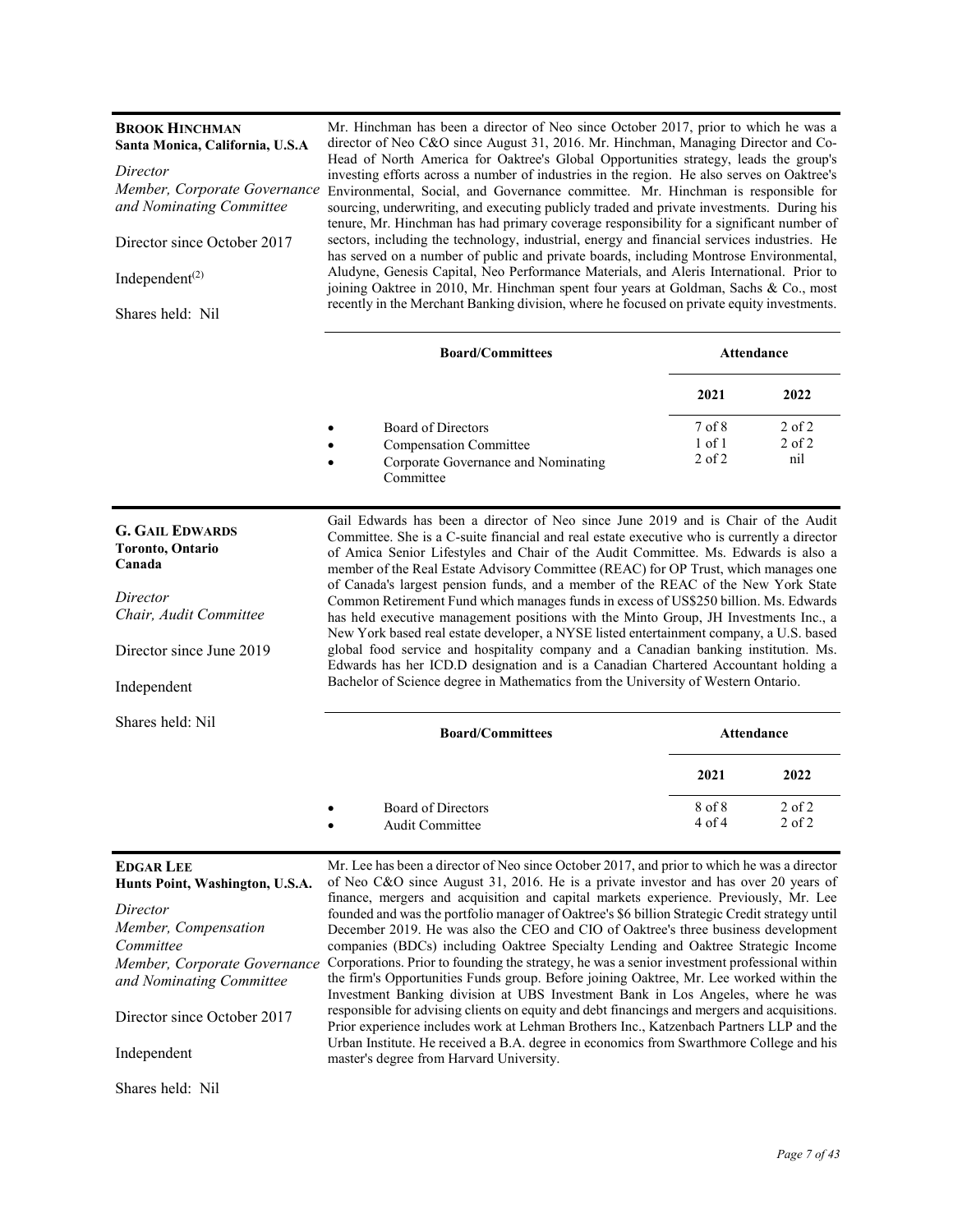**BROOK HINCHMAN**
**Santa Monica, California, U.S.A**

*Director*
*Member, Corporate Governance and Nominating Committee*

Director since October 2017

Independent[(2)]

Shares held: Nil

Mr. Hinchman has been a director of Neo since October 2017, prior to which he was a director of Neo C&O since August 31, 2016. Mr. Hinchman, Managing Director and Co-Head of North America for Oaktree's Global Opportunities strategy, leads the group's investing efforts across a number of industries in the region. He also serves on Oaktree's Environmental, Social, and Governance committee. Mr. Hinchman is responsible for sourcing, underwriting, and executing publicly traded and private investments. During his tenure, Mr. Hinchman has had primary coverage responsibility for a significant number of sectors, including the technology, industrial, energy and financial services industries. He has served on a number of public and private boards, including Montrose Environmental, Aludyne, Genesis Capital, Neo Performance Materials, and Aleris International. Prior to joining Oaktree in 2010, Mr. Hinchman spent four years at Goldman, Sachs & Co., most recently in the Merchant Banking division, where he focused on private equity investments.

| Board/Committees | Attendance 2021 | Attendance 2022 |
|---|---|---|
| • Board of Directors | 7 of 8 | 2 of 2 |
| • Compensation Committee | 1 of 1 | 2 of 2 |
| • Corporate Governance and Nominating Committee | 2 of 2 | nil |

**G. GAIL EDWARDS**
**Toronto, Ontario**
**Canada**

*Director*
*Chair, Audit Committee*

Director since June 2019

Independent

Shares held: Nil

Gail Edwards has been a director of Neo since June 2019 and is Chair of the Audit Committee. She is a C-suite financial and real estate executive who is currently a director of Amica Senior Lifestyles and Chair of the Audit Committee. Ms. Edwards is also a member of the Real Estate Advisory Committee (REAC) for OP Trust, which manages one of Canada's largest pension funds, and a member of the REAC of the New York State Common Retirement Fund which manages funds in excess of US$250 billion. Ms. Edwards has held executive management positions with the Minto Group, JH Investments Inc., a New York based real estate developer, a NYSE listed entertainment company, a U.S. based global food service and hospitality company and a Canadian banking institution. Ms. Edwards has her ICD.D designation and is a Canadian Chartered Accountant holding a Bachelor of Science degree in Mathematics from the University of Western Ontario.

| Board/Committees | Attendance 2021 | Attendance 2022 |
|---|---|---|
| • Board of Directors | 8 of 8 | 2 of 2 |
| • Audit Committee | 4 of 4 | 2 of 2 |

**EDGAR LEE**
**Hunts Point, Washington, U.S.A.**

*Director*
*Member, Compensation Committee*
*Member, Corporate Governance and Nominating Committee*

Director since October 2017

Independent

Shares held: Nil

Mr. Lee has been a director of Neo since October 2017, and prior to which he was a director of Neo C&O since August 31, 2016. He is a private investor and has over 20 years of finance, mergers and acquisition and capital markets experience. Previously, Mr. Lee founded and was the portfolio manager of Oaktree's $6 billion Strategic Credit strategy until December 2019. He was also the CEO and CIO of Oaktree's three business development companies (BDCs) including Oaktree Specialty Lending and Oaktree Strategic Income Corporations. Prior to founding the strategy, he was a senior investment professional within the firm's Opportunities Funds group. Before joining Oaktree, Mr. Lee worked within the Investment Banking division at UBS Investment Bank in Los Angeles, where he was responsible for advising clients on equity and debt financings and mergers and acquisitions. Prior experience includes work at Lehman Brothers Inc., Katzenbach Partners LLP and the Urban Institute. He received a B.A. degree in economics from Swarthmore College and his master's degree from Harvard University.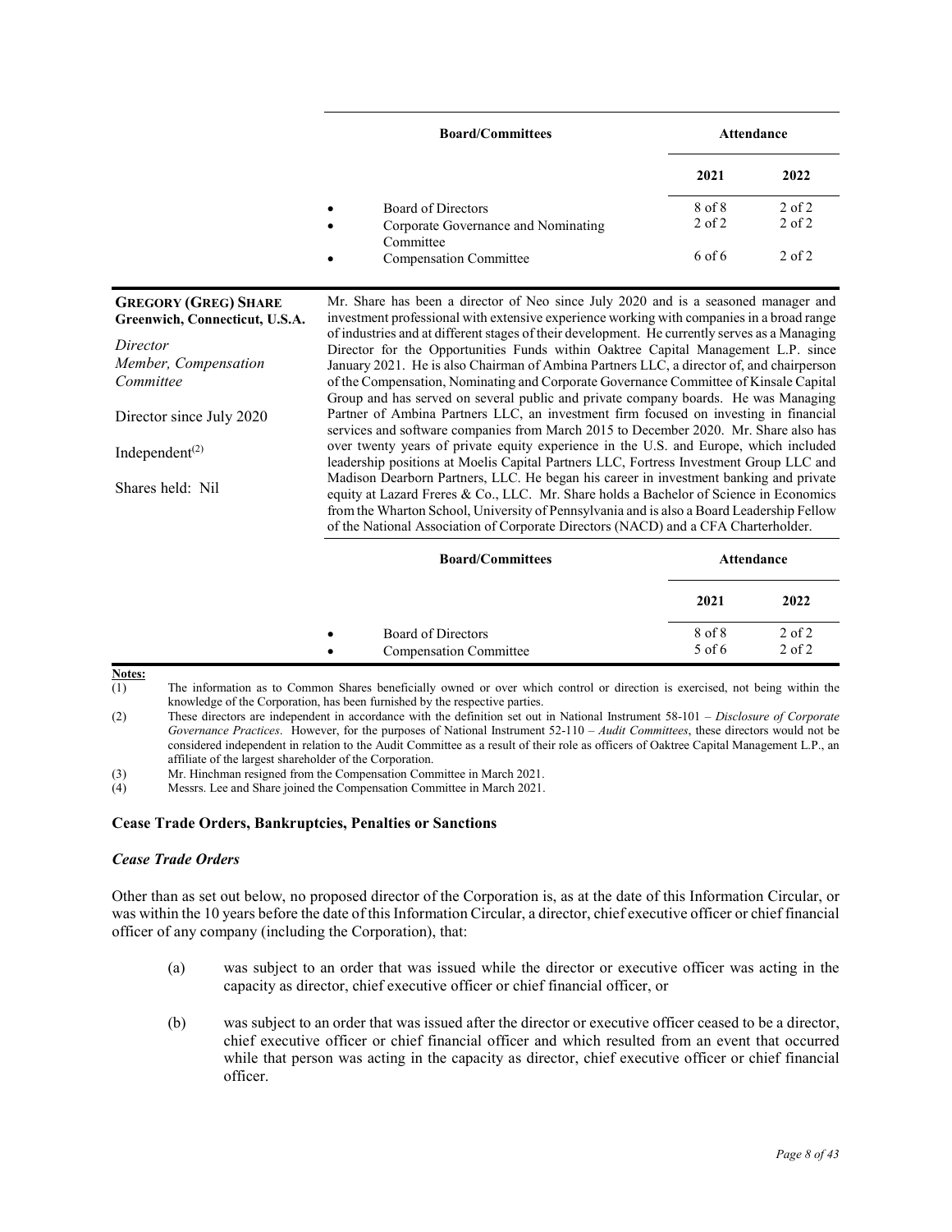| Board/Committees | Attendance | |
|---|---|---|
| | 2021 | 2022 |
| • Board of Directors | 8 of 8 | 2 of 2 |
| • Corporate Governance and Nominating Committee | 2 of 2 | 2 of 2 |
| • Compensation Committee | 6 of 6 | 2 of 2 |

**GREGORY (GREG) SHARE**
**Greenwich, Connecticut, U.S.A.**

*Director*
*Member, Compensation Committee*

Director since July 2020

Independent[(2)]

Shares held: Nil

Mr. Share has been a director of Neo since July 2020 and is a seasoned manager and investment professional with extensive experience working with companies in a broad range of industries and at different stages of their development. He currently serves as a Managing Director for the Opportunities Funds within Oaktree Capital Management L.P. since January 2021. He is also Chairman of Ambina Partners LLC, a director of, and chairperson of the Compensation, Nominating and Corporate Governance Committee of Kinsale Capital Group and has served on several public and private company boards. He was Managing Partner of Ambina Partners LLC, an investment firm focused on investing in financial services and software companies from March 2015 to December 2020. Mr. Share also has over twenty years of private equity experience in the U.S. and Europe, which included leadership positions at Moelis Capital Partners LLC, Fortress Investment Group LLC and Madison Dearborn Partners, LLC. He began his career in investment banking and private equity at Lazard Freres & Co., LLC. Mr. Share holds a Bachelor of Science in Economics from the Wharton School, University of Pennsylvania and is also a Board Leadership Fellow of the National Association of Corporate Directors (NACD) and a CFA Charterholder.

| Board/Committees | Attendance | |
|---|---|---|
| | 2021 | 2022 |
| • Board of Directors | 8 of 8 | 2 of 2 |
| • Compensation Committee | 5 of 6 | 2 of 2 |

**Notes:**

(1) The information as to Common Shares beneficially owned or over which control or direction is exercised, not being within the knowledge of the Corporation, has been furnished by the respective parties.

(2) These directors are independent in accordance with the definition set out in National Instrument 58-101 – *Disclosure of Corporate Governance Practices*. However, for the purposes of National Instrument 52-110 – *Audit Committees*, these directors would not be considered independent in relation to the Audit Committee as a result of their role as officers of Oaktree Capital Management L.P., an affiliate of the largest shareholder of the Corporation.

(3) Mr. Hinchman resigned from the Compensation Committee in March 2021.

(4) Messrs. Lee and Share joined the Compensation Committee in March 2021.

### Cease Trade Orders, Bankruptcies, Penalties or Sanctions

#### *Cease Trade Orders*

Other than as set out below, no proposed director of the Corporation is, as at the date of this Information Circular, or was within the 10 years before the date of this Information Circular, a director, chief executive officer or chief financial officer of any company (including the Corporation), that:

(a) was subject to an order that was issued while the director or executive officer was acting in the capacity as director, chief executive officer or chief financial officer, or

(b) was subject to an order that was issued after the director or executive officer ceased to be a director, chief executive officer or chief financial officer and which resulted from an event that occurred while that person was acting in the capacity as director, chief executive officer or chief financial officer.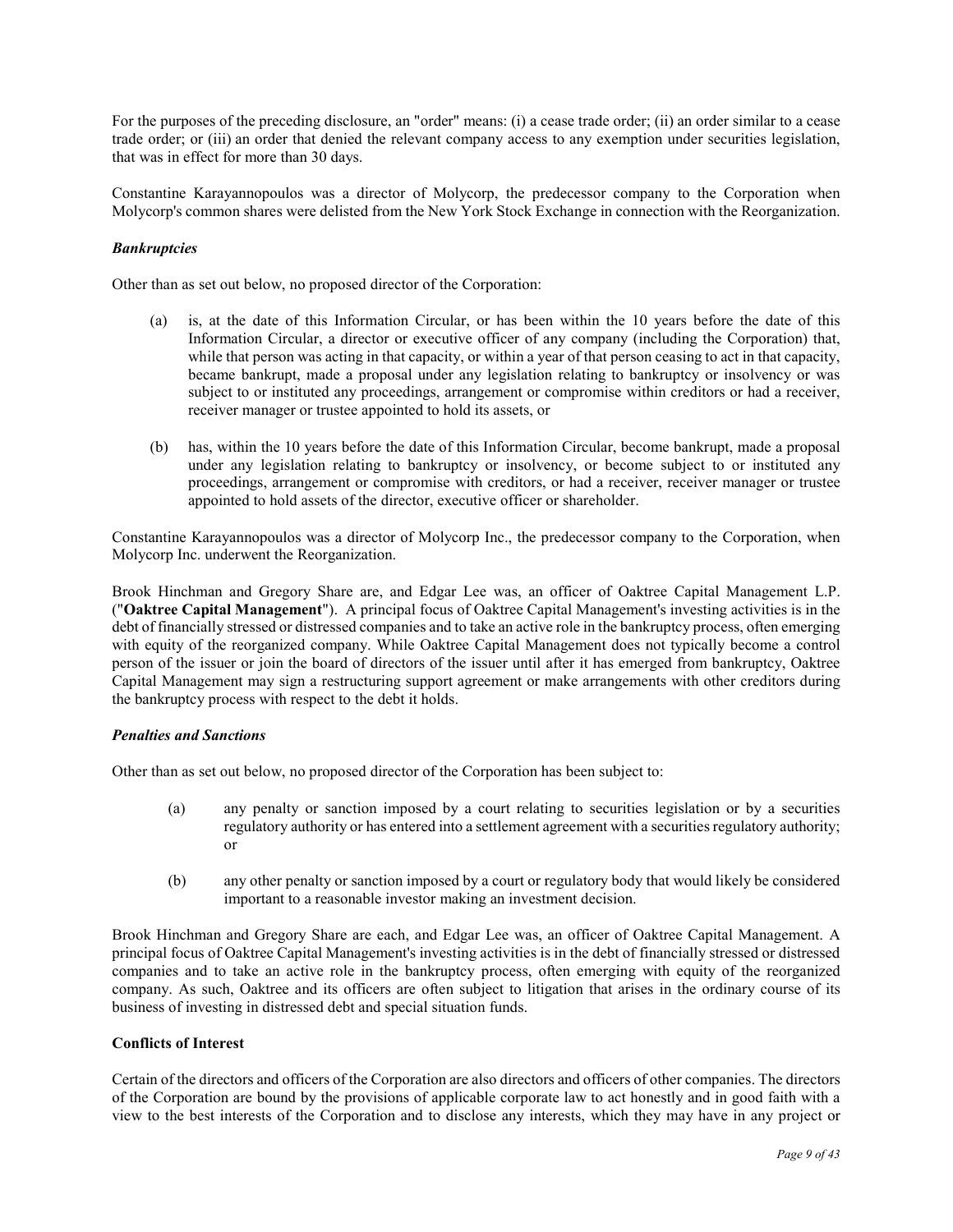For the purposes of the preceding disclosure, an "order" means: (i) a cease trade order; (ii) an order similar to a cease trade order; or (iii) an order that denied the relevant company access to any exemption under securities legislation, that was in effect for more than 30 days.

Constantine Karayannopoulos was a director of Molycorp, the predecessor company to the Corporation when Molycorp's common shares were delisted from the New York Stock Exchange in connection with the Reorganization.

***Bankruptcies***

Other than as set out below, no proposed director of the Corporation:

(a) is, at the date of this Information Circular, or has been within the 10 years before the date of this Information Circular, a director or executive officer of any company (including the Corporation) that, while that person was acting in that capacity, or within a year of that person ceasing to act in that capacity, became bankrupt, made a proposal under any legislation relating to bankruptcy or insolvency or was subject to or instituted any proceedings, arrangement or compromise within creditors or had a receiver, receiver manager or trustee appointed to hold its assets, or

(b) has, within the 10 years before the date of this Information Circular, become bankrupt, made a proposal under any legislation relating to bankruptcy or insolvency, or become subject to or instituted any proceedings, arrangement or compromise with creditors, or had a receiver, receiver manager or trustee appointed to hold assets of the director, executive officer or shareholder.

Constantine Karayannopoulos was a director of Molycorp Inc., the predecessor company to the Corporation, when Molycorp Inc. underwent the Reorganization.

Brook Hinchman and Gregory Share are, and Edgar Lee was, an officer of Oaktree Capital Management L.P. ("**Oaktree Capital Management**"). A principal focus of Oaktree Capital Management's investing activities is in the debt of financially stressed or distressed companies and to take an active role in the bankruptcy process, often emerging with equity of the reorganized company. While Oaktree Capital Management does not typically become a control person of the issuer or join the board of directors of the issuer until after it has emerged from bankruptcy, Oaktree Capital Management may sign a restructuring support agreement or make arrangements with other creditors during the bankruptcy process with respect to the debt it holds.

***Penalties and Sanctions***

Other than as set out below, no proposed director of the Corporation has been subject to:

(a) any penalty or sanction imposed by a court relating to securities legislation or by a securities regulatory authority or has entered into a settlement agreement with a securities regulatory authority; or

(b) any other penalty or sanction imposed by a court or regulatory body that would likely be considered important to a reasonable investor making an investment decision.

Brook Hinchman and Gregory Share are each, and Edgar Lee was, an officer of Oaktree Capital Management. A principal focus of Oaktree Capital Management's investing activities is in the debt of financially stressed or distressed companies and to take an active role in the bankruptcy process, often emerging with equity of the reorganized company. As such, Oaktree and its officers are often subject to litigation that arises in the ordinary course of its business of investing in distressed debt and special situation funds.

**Conflicts of Interest**

Certain of the directors and officers of the Corporation are also directors and officers of other companies. The directors of the Corporation are bound by the provisions of applicable corporate law to act honestly and in good faith with a view to the best interests of the Corporation and to disclose any interests, which they may have in any project or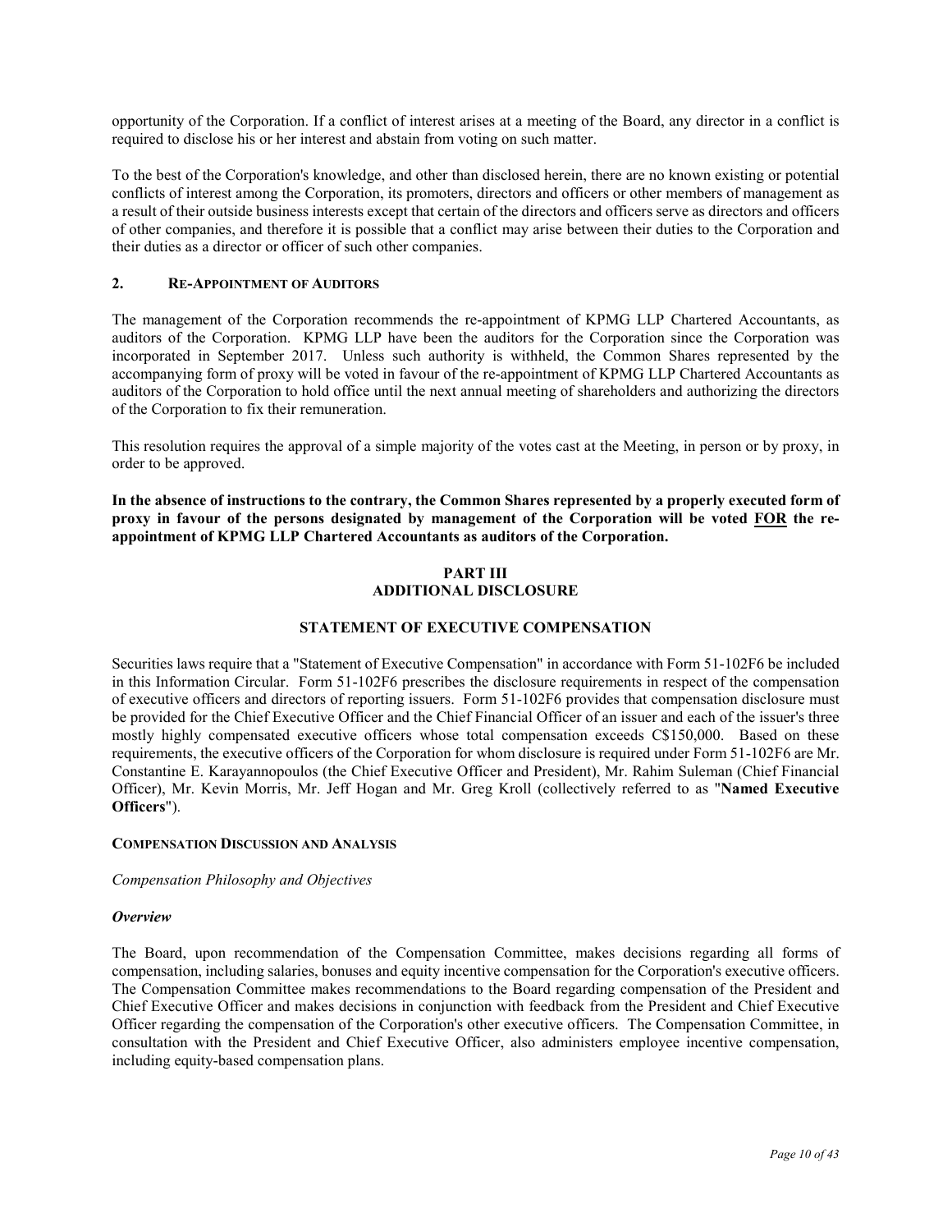opportunity of the Corporation. If a conflict of interest arises at a meeting of the Board, any director in a conflict is required to disclose his or her interest and abstain from voting on such matter.

To the best of the Corporation's knowledge, and other than disclosed herein, there are no known existing or potential conflicts of interest among the Corporation, its promoters, directors and officers or other members of management as a result of their outside business interests except that certain of the directors and officers serve as directors and officers of other companies, and therefore it is possible that a conflict may arise between their duties to the Corporation and their duties as a director or officer of such other companies.

### 2. RE-APPOINTMENT OF AUDITORS

The management of the Corporation recommends the re-appointment of KPMG LLP Chartered Accountants, as auditors of the Corporation. KPMG LLP have been the auditors for the Corporation since the Corporation was incorporated in September 2017. Unless such authority is withheld, the Common Shares represented by the accompanying form of proxy will be voted in favour of the re-appointment of KPMG LLP Chartered Accountants as auditors of the Corporation to hold office until the next annual meeting of shareholders and authorizing the directors of the Corporation to fix their remuneration.

This resolution requires the approval of a simple majority of the votes cast at the Meeting, in person or by proxy, in order to be approved.

**In the absence of instructions to the contrary, the Common Shares represented by a properly executed form of proxy in favour of the persons designated by management of the Corporation will be voted FOR the re-appointment of KPMG LLP Chartered Accountants as auditors of the Corporation.**

## PART III
## ADDITIONAL DISCLOSURE

## STATEMENT OF EXECUTIVE COMPENSATION

Securities laws require that a "Statement of Executive Compensation" in accordance with Form 51-102F6 be included in this Information Circular. Form 51-102F6 prescribes the disclosure requirements in respect of the compensation of executive officers and directors of reporting issuers. Form 51-102F6 provides that compensation disclosure must be provided for the Chief Executive Officer and the Chief Financial Officer of an issuer and each of the issuer's three mostly highly compensated executive officers whose total compensation exceeds C$150,000. Based on these requirements, the executive officers of the Corporation for whom disclosure is required under Form 51-102F6 are Mr. Constantine E. Karayannopoulos (the Chief Executive Officer and President), Mr. Rahim Suleman (Chief Financial Officer), Mr. Kevin Morris, Mr. Jeff Hogan and Mr. Greg Kroll (collectively referred to as "**Named Executive Officers**").

### COMPENSATION DISCUSSION AND ANALYSIS

*Compensation Philosophy and Objectives*

***Overview***

The Board, upon recommendation of the Compensation Committee, makes decisions regarding all forms of compensation, including salaries, bonuses and equity incentive compensation for the Corporation's executive officers. The Compensation Committee makes recommendations to the Board regarding compensation of the President and Chief Executive Officer and makes decisions in conjunction with feedback from the President and Chief Executive Officer regarding the compensation of the Corporation's other executive officers. The Compensation Committee, in consultation with the President and Chief Executive Officer, also administers employee incentive compensation, including equity-based compensation plans.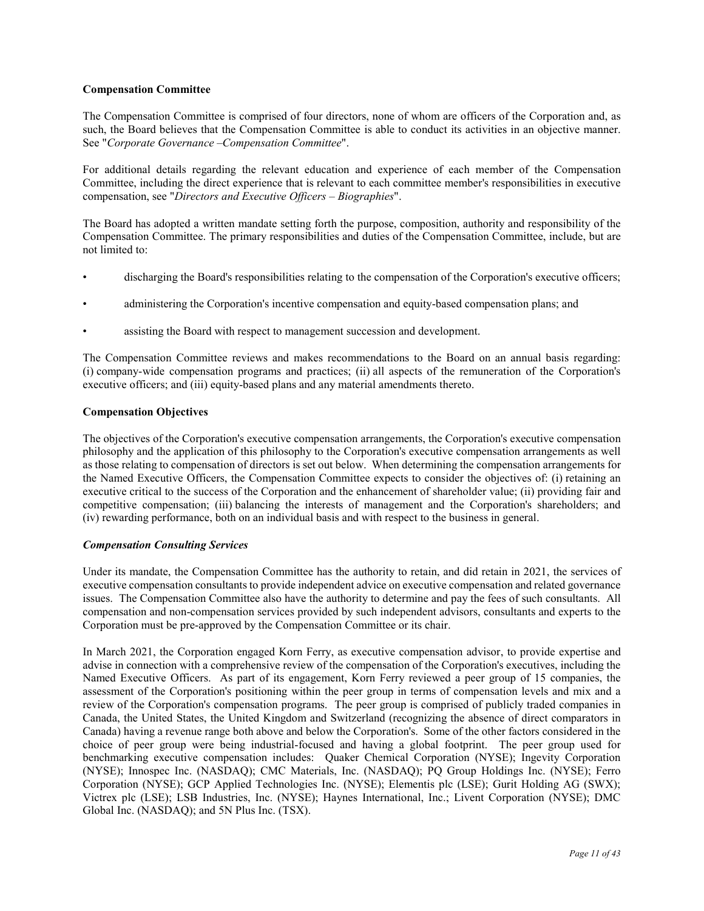**Compensation Committee**

The Compensation Committee is comprised of four directors, none of whom are officers of the Corporation and, as such, the Board believes that the Compensation Committee is able to conduct its activities in an objective manner. See "*Corporate Governance –Compensation Committee*".

For additional details regarding the relevant education and experience of each member of the Compensation Committee, including the direct experience that is relevant to each committee member's responsibilities in executive compensation, see "*Directors and Executive Officers – Biographies*".

The Board has adopted a written mandate setting forth the purpose, composition, authority and responsibility of the Compensation Committee. The primary responsibilities and duties of the Compensation Committee, include, but are not limited to:

- discharging the Board's responsibilities relating to the compensation of the Corporation's executive officers;
- administering the Corporation's incentive compensation and equity-based compensation plans; and
- assisting the Board with respect to management succession and development.

The Compensation Committee reviews and makes recommendations to the Board on an annual basis regarding: (i) company-wide compensation programs and practices; (ii) all aspects of the remuneration of the Corporation's executive officers; and (iii) equity-based plans and any material amendments thereto.

**Compensation Objectives**

The objectives of the Corporation's executive compensation arrangements, the Corporation's executive compensation philosophy and the application of this philosophy to the Corporation's executive compensation arrangements as well as those relating to compensation of directors is set out below. When determining the compensation arrangements for the Named Executive Officers, the Compensation Committee expects to consider the objectives of: (i) retaining an executive critical to the success of the Corporation and the enhancement of shareholder value; (ii) providing fair and competitive compensation; (iii) balancing the interests of management and the Corporation's shareholders; and (iv) rewarding performance, both on an individual basis and with respect to the business in general.

***Compensation Consulting Services***

Under its mandate, the Compensation Committee has the authority to retain, and did retain in 2021, the services of executive compensation consultants to provide independent advice on executive compensation and related governance issues. The Compensation Committee also have the authority to determine and pay the fees of such consultants. All compensation and non-compensation services provided by such independent advisors, consultants and experts to the Corporation must be pre-approved by the Compensation Committee or its chair.

In March 2021, the Corporation engaged Korn Ferry, as executive compensation advisor, to provide expertise and advise in connection with a comprehensive review of the compensation of the Corporation's executives, including the Named Executive Officers. As part of its engagement, Korn Ferry reviewed a peer group of 15 companies, the assessment of the Corporation's positioning within the peer group in terms of compensation levels and mix and a review of the Corporation's compensation programs. The peer group is comprised of publicly traded companies in Canada, the United States, the United Kingdom and Switzerland (recognizing the absence of direct comparators in Canada) having a revenue range both above and below the Corporation's. Some of the other factors considered in the choice of peer group were being industrial-focused and having a global footprint. The peer group used for benchmarking executive compensation includes: Quaker Chemical Corporation (NYSE); Ingevity Corporation (NYSE); Innospec Inc. (NASDAQ); CMC Materials, Inc. (NASDAQ); PQ Group Holdings Inc. (NYSE); Ferro Corporation (NYSE); GCP Applied Technologies Inc. (NYSE); Elementis plc (LSE); Gurit Holding AG (SWX); Victrex plc (LSE); LSB Industries, Inc. (NYSE); Haynes International, Inc.; Livent Corporation (NYSE); DMC Global Inc. (NASDAQ); and 5N Plus Inc. (TSX).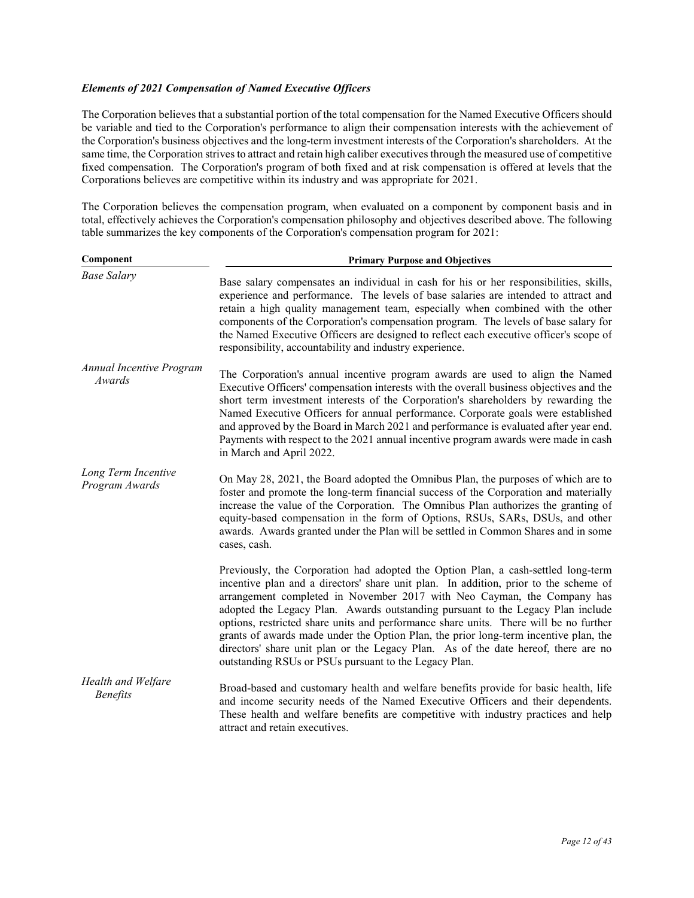### *Elements of 2021 Compensation of Named Executive Officers*

The Corporation believes that a substantial portion of the total compensation for the Named Executive Officers should be variable and tied to the Corporation's performance to align their compensation interests with the achievement of the Corporation's business objectives and the long-term investment interests of the Corporation's shareholders. At the same time, the Corporation strives to attract and retain high caliber executives through the measured use of competitive fixed compensation. The Corporation's program of both fixed and at risk compensation is offered at levels that the Corporations believes are competitive within its industry and was appropriate for 2021.

The Corporation believes the compensation program, when evaluated on a component by component basis and in total, effectively achieves the Corporation's compensation philosophy and objectives described above. The following table summarizes the key components of the Corporation's compensation program for 2021:

| Component | Primary Purpose and Objectives |
| --- | --- |
| *Base Salary* | Base salary compensates an individual in cash for his or her responsibilities, skills, experience and performance. The levels of base salaries are intended to attract and retain a high quality management team, especially when combined with the other components of the Corporation's compensation program. The levels of base salary for the Named Executive Officers are designed to reflect each executive officer's scope of responsibility, accountability and industry experience. |
| *Annual Incentive Program Awards* | The Corporation's annual incentive program awards are used to align the Named Executive Officers' compensation interests with the overall business objectives and the short term investment interests of the Corporation's shareholders by rewarding the Named Executive Officers for annual performance. Corporate goals were established and approved by the Board in March 2021 and performance is evaluated after year end. Payments with respect to the 2021 annual incentive program awards were made in cash in March and April 2022. |
| *Long Term Incentive Program Awards* | On May 28, 2021, the Board adopted the Omnibus Plan, the purposes of which are to foster and promote the long-term financial success of the Corporation and materially increase the value of the Corporation. The Omnibus Plan authorizes the granting of equity-based compensation in the form of Options, RSUs, SARs, DSUs, and other awards. Awards granted under the Plan will be settled in Common Shares and in some cases, cash.<br><br>Previously, the Corporation had adopted the Option Plan, a cash-settled long-term incentive plan and a directors' share unit plan. In addition, prior to the scheme of arrangement completed in November 2017 with Neo Cayman, the Company has adopted the Legacy Plan. Awards outstanding pursuant to the Legacy Plan include options, restricted share units and performance share units. There will be no further grants of awards made under the Option Plan, the prior long-term incentive plan, the directors' share unit plan or the Legacy Plan. As of the date hereof, there are no outstanding RSUs or PSUs pursuant to the Legacy Plan. |
| *Health and Welfare Benefits* | Broad-based and customary health and welfare benefits provide for basic health, life and income security needs of the Named Executive Officers and their dependents. These health and welfare benefits are competitive with industry practices and help attract and retain executives. |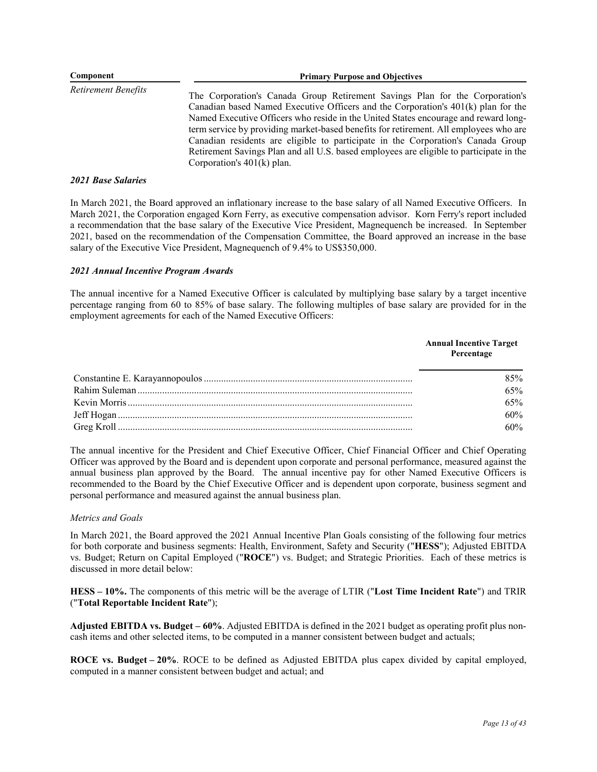| Component | Primary Purpose and Objectives |
|---|---|
| *Retirement Benefits* | The Corporation's Canada Group Retirement Savings Plan for the Corporation's Canadian based Named Executive Officers and the Corporation's 401(k) plan for the Named Executive Officers who reside in the United States encourage and reward long-term service by providing market-based benefits for retirement. All employees who are Canadian residents are eligible to participate in the Corporation's Canada Group Retirement Savings Plan and all U.S. based employees are eligible to participate in the Corporation's 401(k) plan. |

### *2021 Base Salaries*

In March 2021, the Board approved an inflationary increase to the base salary of all Named Executive Officers. In March 2021, the Corporation engaged Korn Ferry, as executive compensation advisor. Korn Ferry's report included a recommendation that the base salary of the Executive Vice President, Magnequench be increased. In September 2021, based on the recommendation of the Compensation Committee, the Board approved an increase in the base salary of the Executive Vice President, Magnequench of 9.4% to US$350,000.

### *2021 Annual Incentive Program Awards*

The annual incentive for a Named Executive Officer is calculated by multiplying base salary by a target incentive percentage ranging from 60 to 85% of base salary. The following multiples of base salary are provided for in the employment agreements for each of the Named Executive Officers:

| | Annual Incentive Target Percentage |
|---|---|
| Constantine E. Karayannopoulos | 85% |
| Rahim Suleman | 65% |
| Kevin Morris | 65% |
| Jeff Hogan | 60% |
| Greg Kroll | 60% |

The annual incentive for the President and Chief Executive Officer, Chief Financial Officer and Chief Operating Officer was approved by the Board and is dependent upon corporate and personal performance, measured against the annual business plan approved by the Board. The annual incentive pay for other Named Executive Officers is recommended to the Board by the Chief Executive Officer and is dependent upon corporate, business segment and personal performance and measured against the annual business plan.

*Metrics and Goals*

In March 2021, the Board approved the 2021 Annual Incentive Plan Goals consisting of the following four metrics for both corporate and business segments: Health, Environment, Safety and Security ("**HESS**"); Adjusted EBITDA vs. Budget; Return on Capital Employed ("**ROCE**") vs. Budget; and Strategic Priorities. Each of these metrics is discussed in more detail below:

**HESS – 10%.** The components of this metric will be the average of LTIR ("**Lost Time Incident Rate**") and TRIR ("**Total Reportable Incident Rate**");

**Adjusted EBITDA vs. Budget – 60%**. Adjusted EBITDA is defined in the 2021 budget as operating profit plus non-cash items and other selected items, to be computed in a manner consistent between budget and actuals;

**ROCE vs. Budget – 20%**. ROCE to be defined as Adjusted EBITDA plus capex divided by capital employed, computed in a manner consistent between budget and actual; and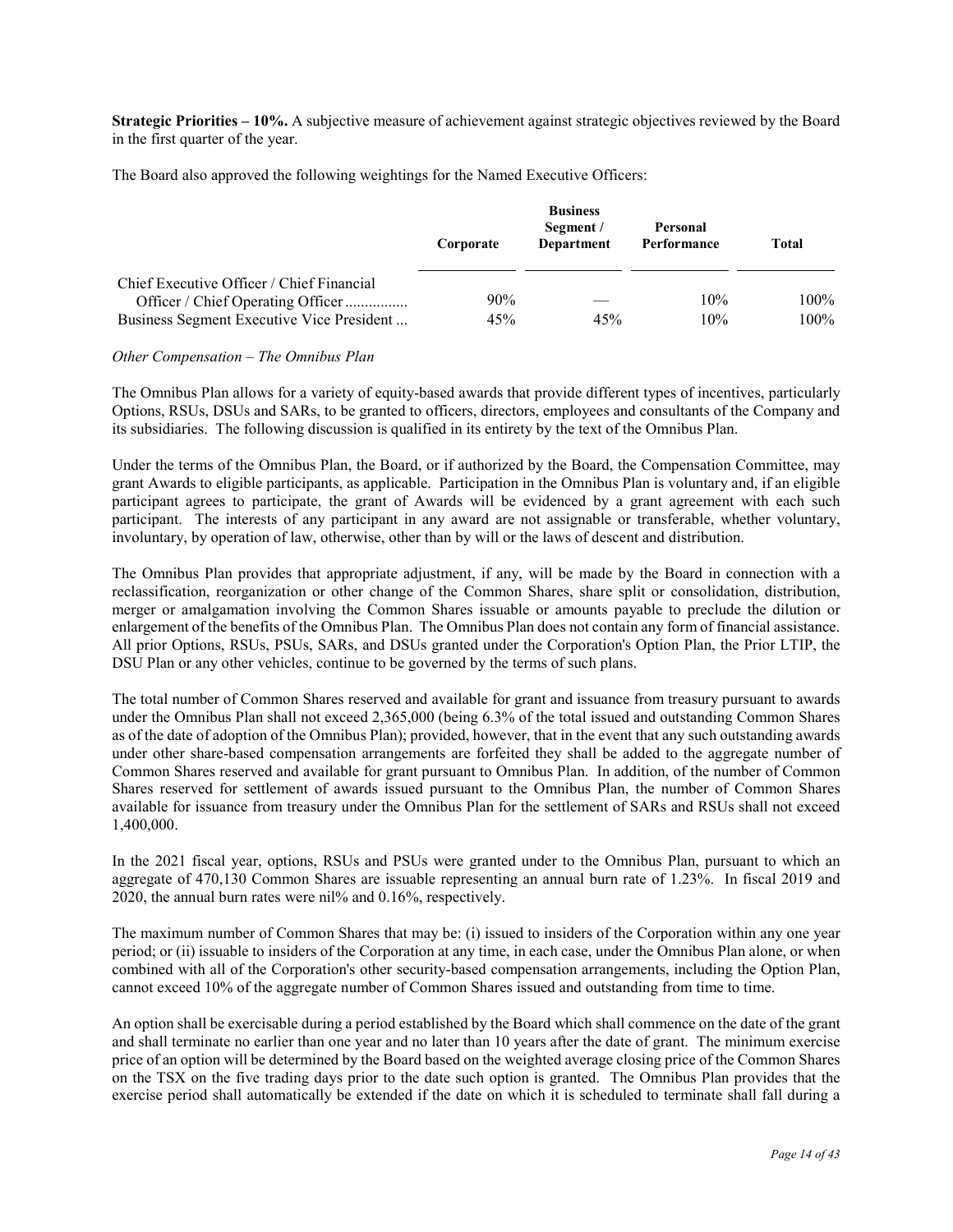**Strategic Priorities – 10%.** A subjective measure of achievement against strategic objectives reviewed by the Board in the first quarter of the year.

The Board also approved the following weightings for the Named Executive Officers:

| | Corporate | Business Segment / Department | Personal Performance | Total |
|---|---|---|---|---|
| Chief Executive Officer / Chief Financial Officer / Chief Operating Officer ................ | 90% | — | 10% | 100% |
| Business Segment Executive Vice President ... | 45% | 45% | 10% | 100% |

*Other Compensation – The Omnibus Plan*

The Omnibus Plan allows for a variety of equity-based awards that provide different types of incentives, particularly Options, RSUs, DSUs and SARs, to be granted to officers, directors, employees and consultants of the Company and its subsidiaries. The following discussion is qualified in its entirety by the text of the Omnibus Plan.

Under the terms of the Omnibus Plan, the Board, or if authorized by the Board, the Compensation Committee, may grant Awards to eligible participants, as applicable. Participation in the Omnibus Plan is voluntary and, if an eligible participant agrees to participate, the grant of Awards will be evidenced by a grant agreement with each such participant. The interests of any participant in any award are not assignable or transferable, whether voluntary, involuntary, by operation of law, otherwise, other than by will or the laws of descent and distribution.

The Omnibus Plan provides that appropriate adjustment, if any, will be made by the Board in connection with a reclassification, reorganization or other change of the Common Shares, share split or consolidation, distribution, merger or amalgamation involving the Common Shares issuable or amounts payable to preclude the dilution or enlargement of the benefits of the Omnibus Plan. The Omnibus Plan does not contain any form of financial assistance. All prior Options, RSUs, PSUs, SARs, and DSUs granted under the Corporation's Option Plan, the Prior LTIP, the DSU Plan or any other vehicles, continue to be governed by the terms of such plans.

The total number of Common Shares reserved and available for grant and issuance from treasury pursuant to awards under the Omnibus Plan shall not exceed 2,365,000 (being 6.3% of the total issued and outstanding Common Shares as of the date of adoption of the Omnibus Plan); provided, however, that in the event that any such outstanding awards under other share-based compensation arrangements are forfeited they shall be added to the aggregate number of Common Shares reserved and available for grant pursuant to Omnibus Plan. In addition, of the number of Common Shares reserved for settlement of awards issued pursuant to the Omnibus Plan, the number of Common Shares available for issuance from treasury under the Omnibus Plan for the settlement of SARs and RSUs shall not exceed 1,400,000.

In the 2021 fiscal year, options, RSUs and PSUs were granted under to the Omnibus Plan, pursuant to which an aggregate of 470,130 Common Shares are issuable representing an annual burn rate of 1.23%. In fiscal 2019 and 2020, the annual burn rates were nil% and 0.16%, respectively.

The maximum number of Common Shares that may be: (i) issued to insiders of the Corporation within any one year period; or (ii) issuable to insiders of the Corporation at any time, in each case, under the Omnibus Plan alone, or when combined with all of the Corporation's other security-based compensation arrangements, including the Option Plan, cannot exceed 10% of the aggregate number of Common Shares issued and outstanding from time to time.

An option shall be exercisable during a period established by the Board which shall commence on the date of the grant and shall terminate no earlier than one year and no later than 10 years after the date of grant. The minimum exercise price of an option will be determined by the Board based on the weighted average closing price of the Common Shares on the TSX on the five trading days prior to the date such option is granted. The Omnibus Plan provides that the exercise period shall automatically be extended if the date on which it is scheduled to terminate shall fall during a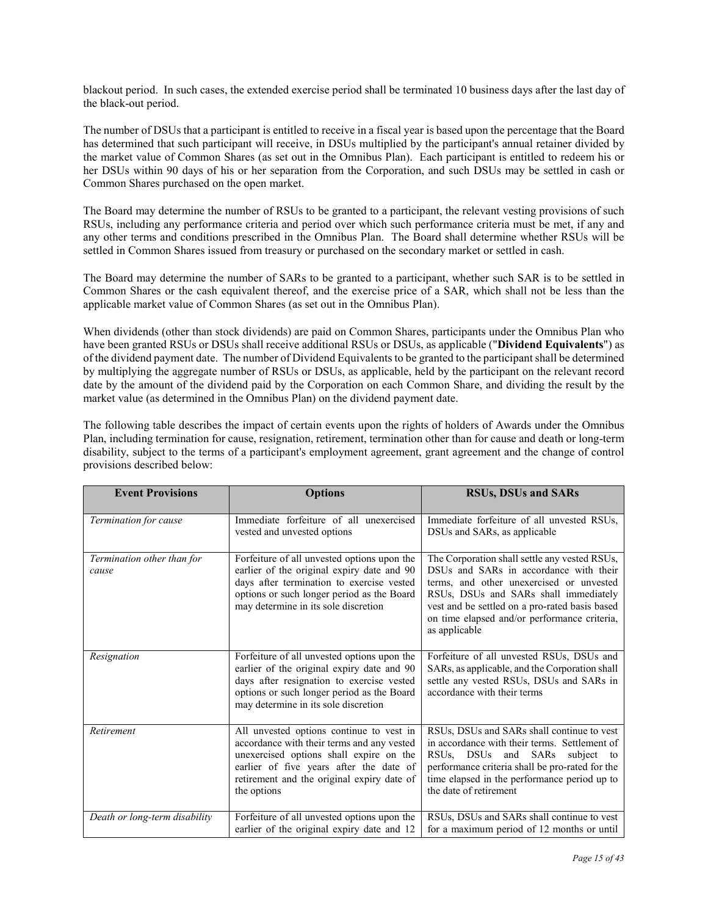blackout period. In such cases, the extended exercise period shall be terminated 10 business days after the last day of the black-out period.

The number of DSUs that a participant is entitled to receive in a fiscal year is based upon the percentage that the Board has determined that such participant will receive, in DSUs multiplied by the participant's annual retainer divided by the market value of Common Shares (as set out in the Omnibus Plan). Each participant is entitled to redeem his or her DSUs within 90 days of his or her separation from the Corporation, and such DSUs may be settled in cash or Common Shares purchased on the open market.

The Board may determine the number of RSUs to be granted to a participant, the relevant vesting provisions of such RSUs, including any performance criteria and period over which such performance criteria must be met, if any and any other terms and conditions prescribed in the Omnibus Plan. The Board shall determine whether RSUs will be settled in Common Shares issued from treasury or purchased on the secondary market or settled in cash.

The Board may determine the number of SARs to be granted to a participant, whether such SAR is to be settled in Common Shares or the cash equivalent thereof, and the exercise price of a SAR, which shall not be less than the applicable market value of Common Shares (as set out in the Omnibus Plan).

When dividends (other than stock dividends) are paid on Common Shares, participants under the Omnibus Plan who have been granted RSUs or DSUs shall receive additional RSUs or DSUs, as applicable ("**Dividend Equivalents**") as of the dividend payment date. The number of Dividend Equivalents to be granted to the participant shall be determined by multiplying the aggregate number of RSUs or DSUs, as applicable, held by the participant on the relevant record date by the amount of the dividend paid by the Corporation on each Common Share, and dividing the result by the market value (as determined in the Omnibus Plan) on the dividend payment date.

The following table describes the impact of certain events upon the rights of holders of Awards under the Omnibus Plan, including termination for cause, resignation, retirement, termination other than for cause and death or long-term disability, subject to the terms of a participant's employment agreement, grant agreement and the change of control provisions described below:

| Event Provisions | Options | RSUs, DSUs and SARs |
|---|---|---|
| *Termination for cause* | Immediate forfeiture of all unexercised vested and unvested options | Immediate forfeiture of all unvested RSUs, DSUs and SARs, as applicable |
| *Termination other than for cause* | Forfeiture of all unvested options upon the earlier of the original expiry date and 90 days after termination to exercise vested options or such longer period as the Board may determine in its sole discretion | The Corporation shall settle any vested RSUs, DSUs and SARs in accordance with their terms, and other unexercised or unvested RSUs, DSUs and SARs shall immediately vest and be settled on a pro-rated basis based on time elapsed and/or performance criteria, as applicable |
| *Resignation* | Forfeiture of all unvested options upon the earlier of the original expiry date and 90 days after resignation to exercise vested options or such longer period as the Board may determine in its sole discretion | Forfeiture of all unvested RSUs, DSUs and SARs, as applicable, and the Corporation shall settle any vested RSUs, DSUs and SARs in accordance with their terms |
| *Retirement* | All unvested options continue to vest in accordance with their terms and any vested unexercised options shall expire on the earlier of five years after the date of retirement and the original expiry date of the options | RSUs, DSUs and SARs shall continue to vest in accordance with their terms. Settlement of RSUs, DSUs and SARs subject to performance criteria shall be pro-rated for the time elapsed in the performance period up to the date of retirement |
| *Death or long-term disability* | Forfeiture of all unvested options upon the earlier of the original expiry date and 12 | RSUs, DSUs and SARs shall continue to vest for a maximum period of 12 months or until |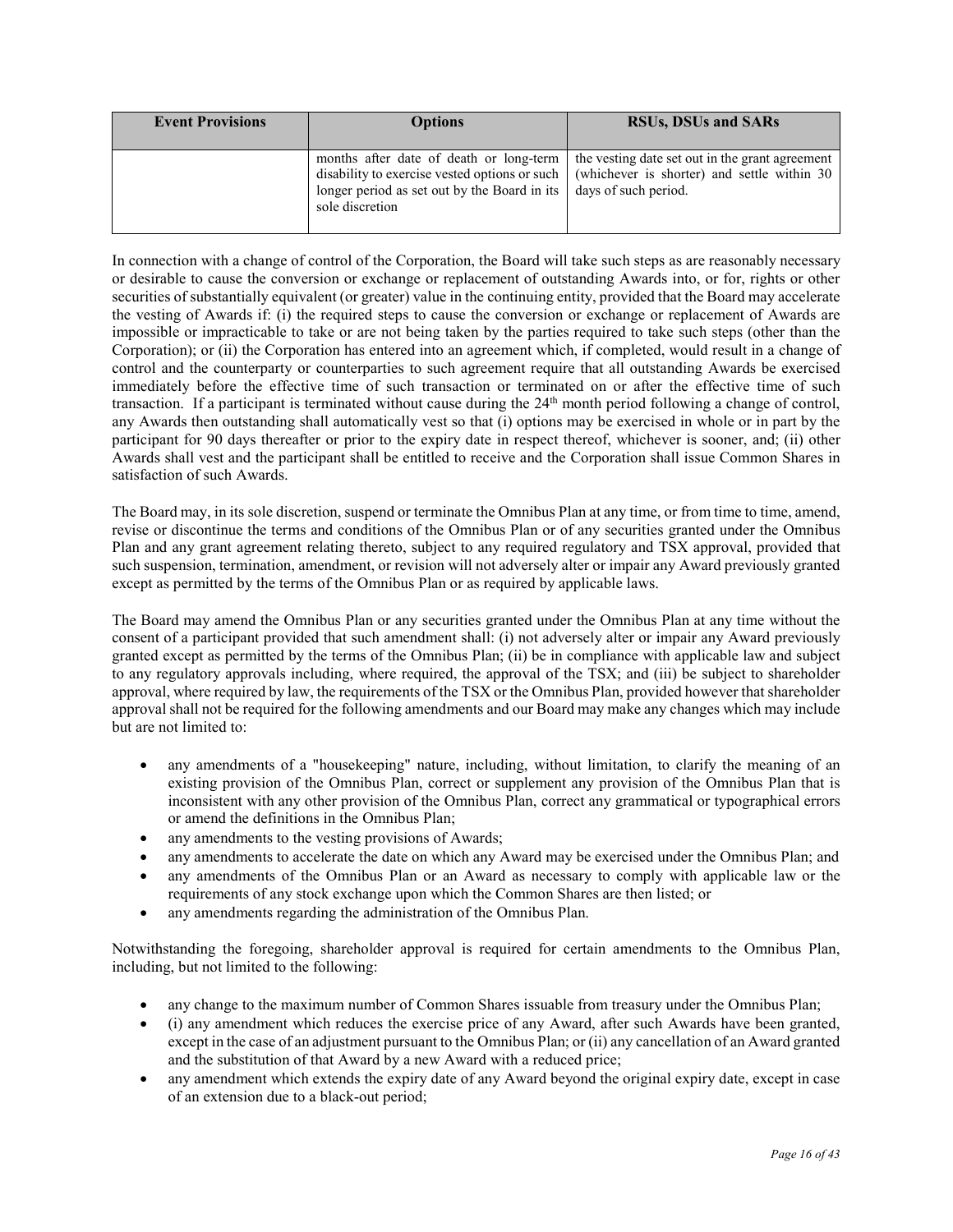| Event Provisions | Options | RSUs, DSUs and SARs |
| --- | --- | --- |
| | months after date of death or long-term disability to exercise vested options or such longer period as set out by the Board in its sole discretion | the vesting date set out in the grant agreement (whichever is shorter) and settle within 30 days of such period. |

In connection with a change of control of the Corporation, the Board will take such steps as are reasonably necessary or desirable to cause the conversion or exchange or replacement of outstanding Awards into, or for, rights or other securities of substantially equivalent (or greater) value in the continuing entity, provided that the Board may accelerate the vesting of Awards if: (i) the required steps to cause the conversion or exchange or replacement of Awards are impossible or impracticable to take or are not being taken by the parties required to take such steps (other than the Corporation); or (ii) the Corporation has entered into an agreement which, if completed, would result in a change of control and the counterparty or counterparties to such agreement require that all outstanding Awards be exercised immediately before the effective time of such transaction or terminated on or after the effective time of such transaction. If a participant is terminated without cause during the 24th month period following a change of control, any Awards then outstanding shall automatically vest so that (i) options may be exercised in whole or in part by the participant for 90 days thereafter or prior to the expiry date in respect thereof, whichever is sooner, and; (ii) other Awards shall vest and the participant shall be entitled to receive and the Corporation shall issue Common Shares in satisfaction of such Awards.

The Board may, in its sole discretion, suspend or terminate the Omnibus Plan at any time, or from time to time, amend, revise or discontinue the terms and conditions of the Omnibus Plan or of any securities granted under the Omnibus Plan and any grant agreement relating thereto, subject to any required regulatory and TSX approval, provided that such suspension, termination, amendment, or revision will not adversely alter or impair any Award previously granted except as permitted by the terms of the Omnibus Plan or as required by applicable laws.

The Board may amend the Omnibus Plan or any securities granted under the Omnibus Plan at any time without the consent of a participant provided that such amendment shall: (i) not adversely alter or impair any Award previously granted except as permitted by the terms of the Omnibus Plan; (ii) be in compliance with applicable law and subject to any regulatory approvals including, where required, the approval of the TSX; and (iii) be subject to shareholder approval, where required by law, the requirements of the TSX or the Omnibus Plan, provided however that shareholder approval shall not be required for the following amendments and our Board may make any changes which may include but are not limited to:

- any amendments of a "housekeeping" nature, including, without limitation, to clarify the meaning of an existing provision of the Omnibus Plan, correct or supplement any provision of the Omnibus Plan that is inconsistent with any other provision of the Omnibus Plan, correct any grammatical or typographical errors or amend the definitions in the Omnibus Plan;
- any amendments to the vesting provisions of Awards;
- any amendments to accelerate the date on which any Award may be exercised under the Omnibus Plan; and
- any amendments of the Omnibus Plan or an Award as necessary to comply with applicable law or the requirements of any stock exchange upon which the Common Shares are then listed; or
- any amendments regarding the administration of the Omnibus Plan.

Notwithstanding the foregoing, shareholder approval is required for certain amendments to the Omnibus Plan, including, but not limited to the following:

- any change to the maximum number of Common Shares issuable from treasury under the Omnibus Plan;
- (i) any amendment which reduces the exercise price of any Award, after such Awards have been granted, except in the case of an adjustment pursuant to the Omnibus Plan; or (ii) any cancellation of an Award granted and the substitution of that Award by a new Award with a reduced price;
- any amendment which extends the expiry date of any Award beyond the original expiry date, except in case of an extension due to a black-out period;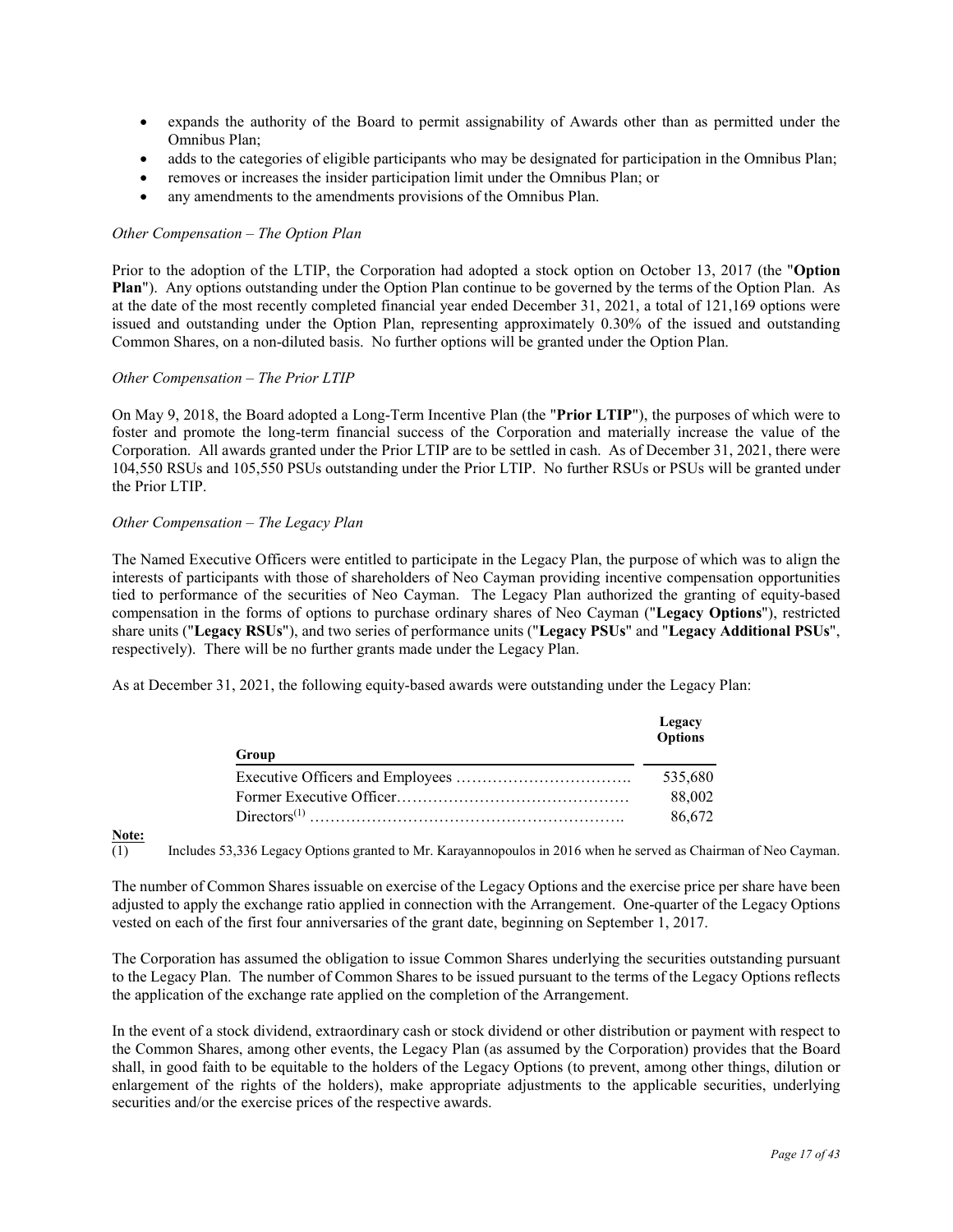- expands the authority of the Board to permit assignability of Awards other than as permitted under the Omnibus Plan;
- adds to the categories of eligible participants who may be designated for participation in the Omnibus Plan;
- removes or increases the insider participation limit under the Omnibus Plan; or
- any amendments to the amendments provisions of the Omnibus Plan.

*Other Compensation – The Option Plan*

Prior to the adoption of the LTIP, the Corporation had adopted a stock option on October 13, 2017 (the "**Option Plan**"). Any options outstanding under the Option Plan continue to be governed by the terms of the Option Plan. As at the date of the most recently completed financial year ended December 31, 2021, a total of 121,169 options were issued and outstanding under the Option Plan, representing approximately 0.30% of the issued and outstanding Common Shares, on a non-diluted basis. No further options will be granted under the Option Plan.

*Other Compensation – The Prior LTIP*

On May 9, 2018, the Board adopted a Long-Term Incentive Plan (the "**Prior LTIP**"), the purposes of which were to foster and promote the long-term financial success of the Corporation and materially increase the value of the Corporation. All awards granted under the Prior LTIP are to be settled in cash. As of December 31, 2021, there were 104,550 RSUs and 105,550 PSUs outstanding under the Prior LTIP. No further RSUs or PSUs will be granted under the Prior LTIP.

*Other Compensation – The Legacy Plan*

The Named Executive Officers were entitled to participate in the Legacy Plan, the purpose of which was to align the interests of participants with those of shareholders of Neo Cayman providing incentive compensation opportunities tied to performance of the securities of Neo Cayman. The Legacy Plan authorized the granting of equity-based compensation in the forms of options to purchase ordinary shares of Neo Cayman ("**Legacy Options**"), restricted share units ("**Legacy RSUs**"), and two series of performance units ("**Legacy PSUs**" and "**Legacy Additional PSUs**", respectively). There will be no further grants made under the Legacy Plan.

As at December 31, 2021, the following equity-based awards were outstanding under the Legacy Plan:

| Group | Legacy Options |
|---|---|
| Executive Officers and Employees | 535,680 |
| Former Executive Officer | 88,002 |
| Directors[(1)] | 86,672 |

**Note:**

(1) Includes 53,336 Legacy Options granted to Mr. Karayannopoulos in 2016 when he served as Chairman of Neo Cayman.

The number of Common Shares issuable on exercise of the Legacy Options and the exercise price per share have been adjusted to apply the exchange ratio applied in connection with the Arrangement. One-quarter of the Legacy Options vested on each of the first four anniversaries of the grant date, beginning on September 1, 2017.

The Corporation has assumed the obligation to issue Common Shares underlying the securities outstanding pursuant to the Legacy Plan. The number of Common Shares to be issued pursuant to the terms of the Legacy Options reflects the application of the exchange rate applied on the completion of the Arrangement.

In the event of a stock dividend, extraordinary cash or stock dividend or other distribution or payment with respect to the Common Shares, among other events, the Legacy Plan (as assumed by the Corporation) provides that the Board shall, in good faith to be equitable to the holders of the Legacy Options (to prevent, among other things, dilution or enlargement of the rights of the holders), make appropriate adjustments to the applicable securities, underlying securities and/or the exercise prices of the respective awards.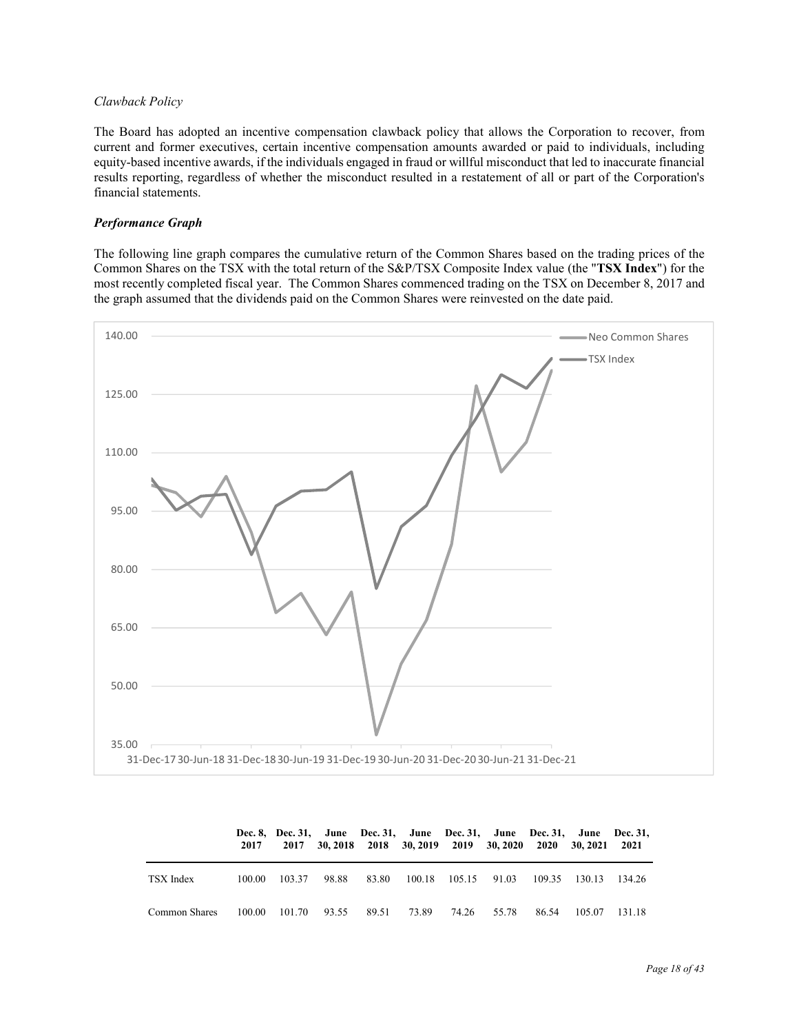*Clawback Policy*

The Board has adopted an incentive compensation clawback policy that allows the Corporation to recover, from current and former executives, certain incentive compensation amounts awarded or paid to individuals, including equity-based incentive awards, if the individuals engaged in fraud or willful misconduct that led to inaccurate financial results reporting, regardless of whether the misconduct resulted in a restatement of all or part of the Corporation's financial statements.

***Performance Graph***

The following line graph compares the cumulative return of the Common Shares based on the trading prices of the Common Shares on the TSX with the total return of the S&P/TSX Composite Index value (the "**TSX Index**") for the most recently completed fiscal year. The Common Shares commenced trading on the TSX on December 8, 2017 and the graph assumed that the dividends paid on the Common Shares were reinvested on the date paid.

| | Dec. 8, 2017 | Dec. 31, 2017 | June 30, 2018 | Dec. 31, 2018 | June 30, 2019 | Dec. 31, 2019 | June 30, 2020 | Dec. 31, 2020 | June 30, 2021 | Dec. 31, 2021 |
|---|---|---|---|---|---|---|---|---|---|---|
| TSX Index | 100.00 | 103.37 | 98.88 | 83.80 | 100.18 | 105.15 | 91.03 | 109.35 | 130.13 | 134.26 |
| Common Shares | 100.00 | 101.70 | 93.55 | 89.51 | 73.89 | 74.26 | 55.78 | 86.54 | 105.07 | 131.18 |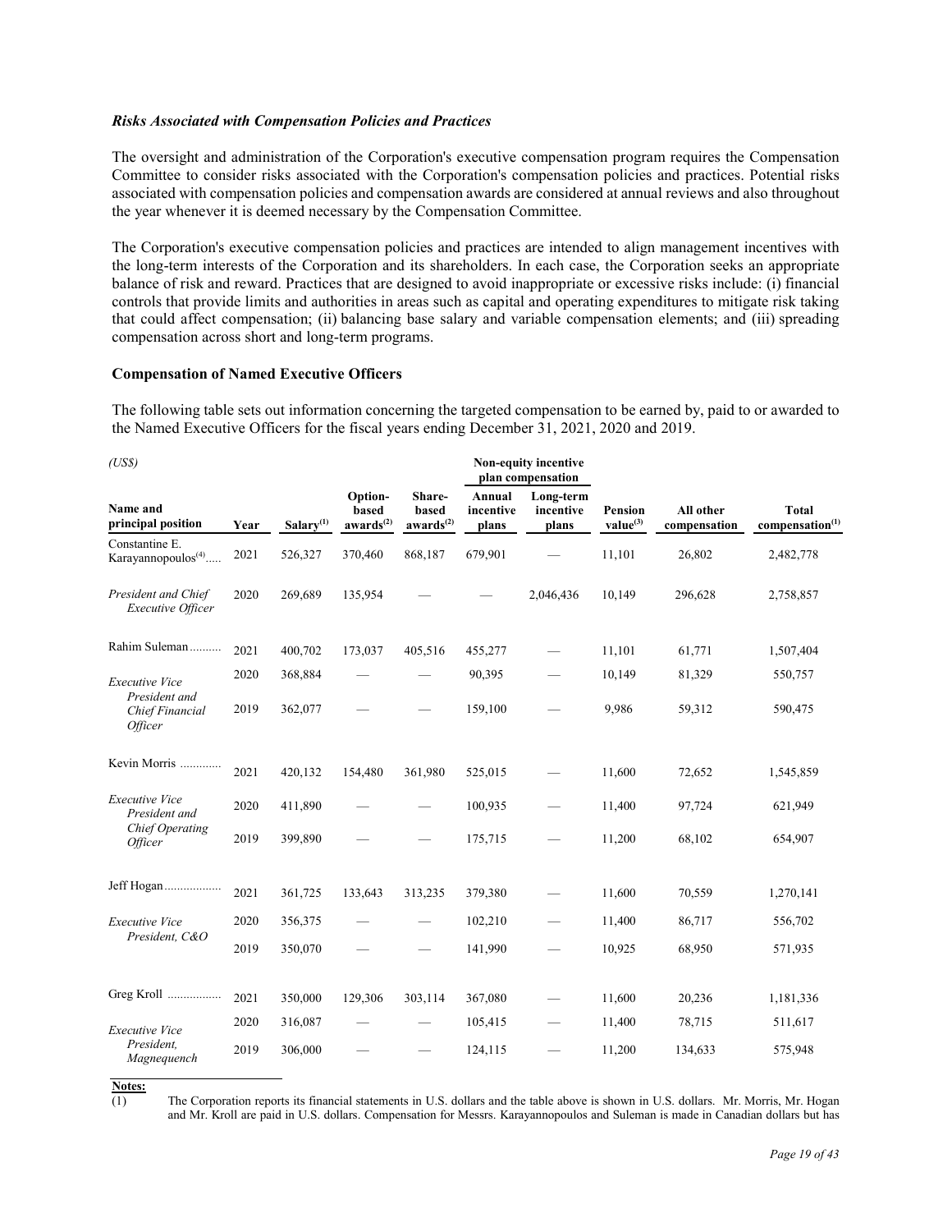### *Risks Associated with Compensation Policies and Practices*

The oversight and administration of the Corporation's executive compensation program requires the Compensation Committee to consider risks associated with the Corporation's compensation policies and practices. Potential risks associated with compensation policies and compensation awards are considered at annual reviews and also throughout the year whenever it is deemed necessary by the Compensation Committee.

The Corporation's executive compensation policies and practices are intended to align management incentives with the long-term interests of the Corporation and its shareholders. In each case, the Corporation seeks an appropriate balance of risk and reward. Practices that are designed to avoid inappropriate or excessive risks include: (i) financial controls that provide limits and authorities in areas such as capital and operating expenditures to mitigate risk taking that could affect compensation; (ii) balancing base salary and variable compensation elements; and (iii) spreading compensation across short and long-term programs.

### **Compensation of Named Executive Officers**

The following table sets out information concerning the targeted compensation to be earned by, paid to or awarded to the Named Executive Officers for the fiscal years ending December 31, 2021, 2020 and 2019.

*(US$)*

| | | | | | Non-equity incentive plan compensation | | | | |
|---|---|---|---|---|---|---|---|---|---|
| Name and principal position | Year | Salary[1] | Option-based awards[2] | Share-based awards[2] | Annual incentive plans | Long-term incentive plans | Pension value[3] | All other compensation | Total compensation[1] |
| Constantine E. Karayannopoulos[4] | 2021 | 526,327 | 370,460 | 868,187 | 679,901 | — | 11,101 | 26,802 | 2,482,778 |
| *President and Chief Executive Officer* | 2020 | 269,689 | 135,954 | — | — | 2,046,436 | 10,149 | 296,628 | 2,758,857 |
| Rahim Suleman | 2021 | 400,702 | 173,037 | 405,516 | 455,277 | — | 11,101 | 61,771 | 1,507,404 |
| *Executive Vice President and Chief Financial Officer* | 2020 | 368,884 | — | — | 90,395 | — | 10,149 | 81,329 | 550,757 |
| | 2019 | 362,077 | — | — | 159,100 | — | 9,986 | 59,312 | 590,475 |
| Kevin Morris | 2021 | 420,132 | 154,480 | 361,980 | 525,015 | — | 11,600 | 72,652 | 1,545,859 |
| *Executive Vice President and Chief Operating Officer* | 2020 | 411,890 | — | — | 100,935 | — | 11,400 | 97,724 | 621,949 |
| | 2019 | 399,890 | — | — | 175,715 | — | 11,200 | 68,102 | 654,907 |
| Jeff Hogan | 2021 | 361,725 | 133,643 | 313,235 | 379,380 | — | 11,600 | 70,559 | 1,270,141 |
| *Executive Vice President, C&O* | 2020 | 356,375 | — | — | 102,210 | — | 11,400 | 86,717 | 556,702 |
| | 2019 | 350,070 | — | — | 141,990 | — | 10,925 | 68,950 | 571,935 |
| Greg Kroll | 2021 | 350,000 | 129,306 | 303,114 | 367,080 | — | 11,600 | 20,236 | 1,181,336 |
| *Executive Vice President, Magnequench* | 2020 | 316,087 | — | — | 105,415 | — | 11,400 | 78,715 | 511,617 |
| | 2019 | 306,000 | — | — | 124,115 | — | 11,200 | 134,633 | 575,948 |

**Notes:**

(1) The Corporation reports its financial statements in U.S. dollars and the table above is shown in U.S. dollars. Mr. Morris, Mr. Hogan and Mr. Kroll are paid in U.S. dollars. Compensation for Messrs. Karayannopoulos and Suleman is made in Canadian dollars but has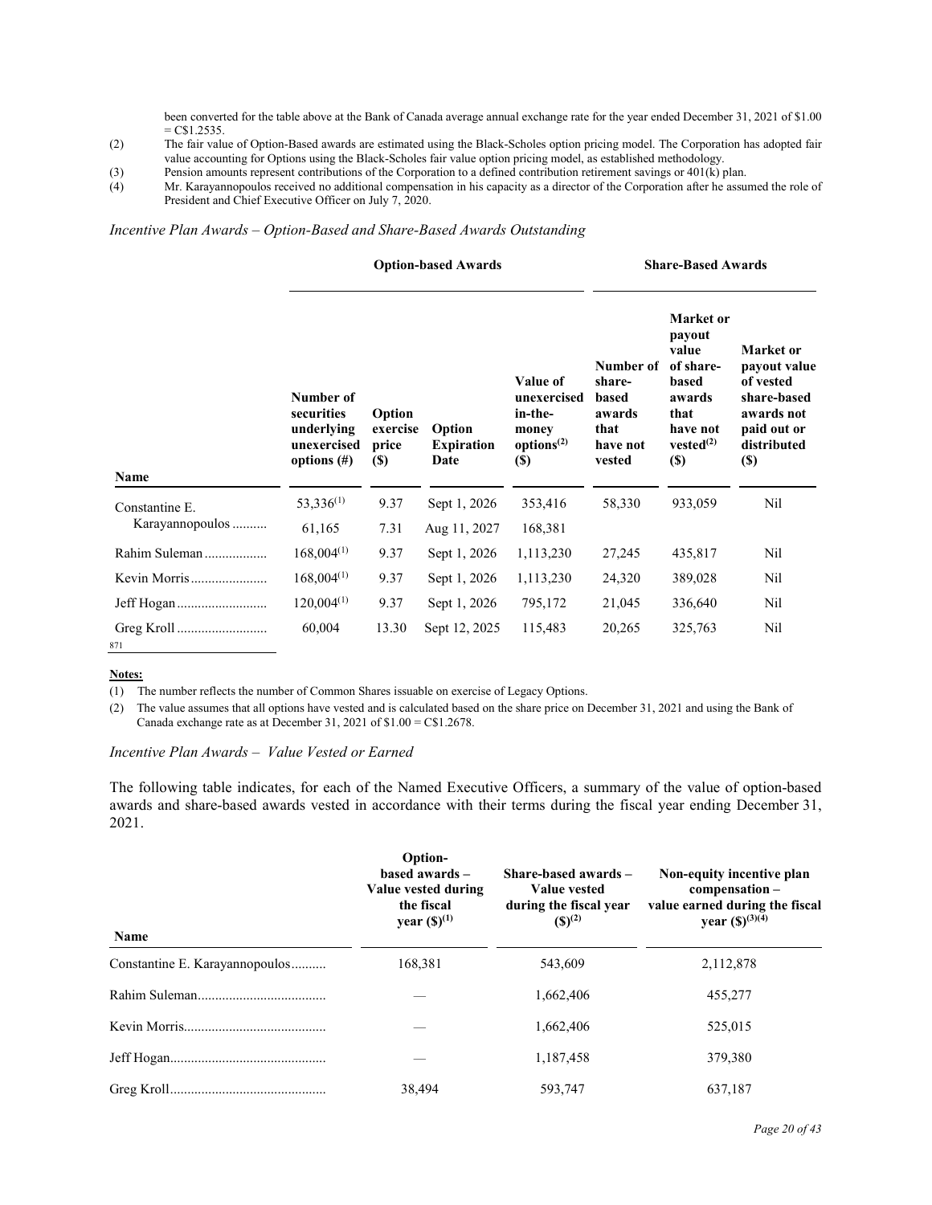been converted for the table above at the Bank of Canada average annual exchange rate for the year ended December 31, 2021 of $1.00 = C$1.2535.

(2) The fair value of Option-Based awards are estimated using the Black-Scholes option pricing model. The Corporation has adopted fair value accounting for Options using the Black-Scholes fair value option pricing model, as established methodology.

(3) Pension amounts represent contributions of the Corporation to a defined contribution retirement savings or 401(k) plan.

(4) Mr. Karayannopoulos received no additional compensation in his capacity as a director of the Corporation after he assumed the role of President and Chief Executive Officer on July 7, 2020.

*Incentive Plan Awards – Option-Based and Share-Based Awards Outstanding*

| | Option-based Awards | | | | Share-Based Awards | | |
|---|---|---|---|---|---|---|---|
| Name | Number of securities underlying unexercised options (#) | Option exercise price ($) | Option Expiration Date | Value of unexercised in-the-money options[2] ($) | Number of share-based awards that have not vested | Market or payout value of share-based awards that have not vested[2] ($) | Market or payout value of vested share-based awards not paid out or distributed ($) |
| Constantine E. Karayannopoulos | 53,336[1] | 9.37 | Sept 1, 2026 | 353,416 | 58,330 | 933,059 | Nil |
| | 61,165 | 7.31 | Aug 11, 2027 | 168,381 | | | |
| Rahim Suleman | 168,004[1] | 9.37 | Sept 1, 2026 | 1,113,230 | 27,245 | 435,817 | Nil |
| Kevin Morris | 168,004[1] | 9.37 | Sept 1, 2026 | 1,113,230 | 24,320 | 389,028 | Nil |
| Jeff Hogan | 120,004[1] | 9.37 | Sept 1, 2026 | 795,172 | 21,045 | 336,640 | Nil |
| Greg Kroll | 60,004 | 13.30 | Sept 12, 2025 | 115,483 | 20,265 | 325,763 | Nil |

**Notes:**

(1) The number reflects the number of Common Shares issuable on exercise of Legacy Options.

(2) The value assumes that all options have vested and is calculated based on the share price on December 31, 2021 and using the Bank of Canada exchange rate as at December 31, 2021 of $1.00 = C$1.2678.

*Incentive Plan Awards – Value Vested or Earned*

The following table indicates, for each of the Named Executive Officers, a summary of the value of option-based awards and share-based awards vested in accordance with their terms during the fiscal year ending December 31, 2021.

| Name | Option-based awards – Value vested during the fiscal year ($)[1] | Share-based awards – Value vested during the fiscal year ($)[2] | Non-equity incentive plan compensation – value earned during the fiscal year ($)[3][4] |
|---|---|---|---|
| Constantine E. Karayannopoulos | 168,381 | 543,609 | 2,112,878 |
| Rahim Suleman | — | 1,662,406 | 455,277 |
| Kevin Morris | — | 1,662,406 | 525,015 |
| Jeff Hogan | — | 1,187,458 | 379,380 |
| Greg Kroll | 38,494 | 593,747 | 637,187 |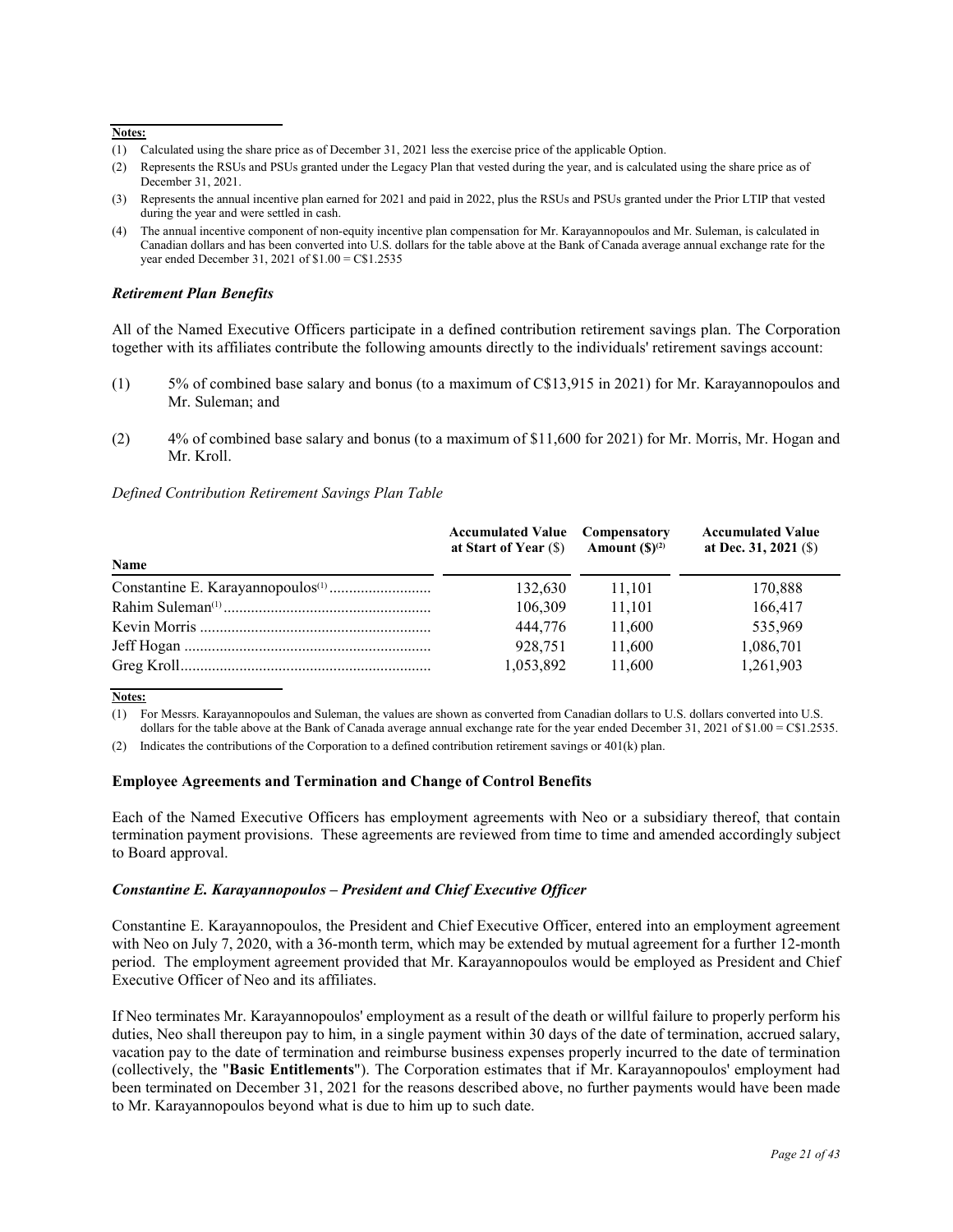**Notes:**

(1) Calculated using the share price as of December 31, 2021 less the exercise price of the applicable Option.

(2) Represents the RSUs and PSUs granted under the Legacy Plan that vested during the year, and is calculated using the share price as of December 31, 2021.

(3) Represents the annual incentive plan earned for 2021 and paid in 2022, plus the RSUs and PSUs granted under the Prior LTIP that vested during the year and were settled in cash.

(4) The annual incentive component of non-equity incentive plan compensation for Mr. Karayannopoulos and Mr. Suleman, is calculated in Canadian dollars and has been converted into U.S. dollars for the table above at the Bank of Canada average annual exchange rate for the year ended December 31, 2021 of $1.00 = C$1.2535

### *Retirement Plan Benefits*

All of the Named Executive Officers participate in a defined contribution retirement savings plan. The Corporation together with its affiliates contribute the following amounts directly to the individuals' retirement savings account:

(1) 5% of combined base salary and bonus (to a maximum of C$13,915 in 2021) for Mr. Karayannopoulos and Mr. Suleman; and

(2) 4% of combined base salary and bonus (to a maximum of $11,600 for 2021) for Mr. Morris, Mr. Hogan and Mr. Kroll.

*Defined Contribution Retirement Savings Plan Table*

| Name | Accumulated Value at Start of Year ($) | Compensatory Amount ($)[2] | Accumulated Value at Dec. 31, 2021 ($) |
|---|---|---|---|
| Constantine E. Karayannopoulos[1] | 132,630 | 11,101 | 170,888 |
| Rahim Suleman[1] | 106,309 | 11,101 | 166,417 |
| Kevin Morris | 444,776 | 11,600 | 535,969 |
| Jeff Hogan | 928,751 | 11,600 | 1,086,701 |
| Greg Kroll | 1,053,892 | 11,600 | 1,261,903 |

**Notes:**

(1) For Messrs. Karayannopoulos and Suleman, the values are shown as converted from Canadian dollars to U.S. dollars converted into U.S. dollars for the table above at the Bank of Canada average annual exchange rate for the year ended December 31, 2021 of $1.00 = C$1.2535.

(2) Indicates the contributions of the Corporation to a defined contribution retirement savings or 401(k) plan.

### Employee Agreements and Termination and Change of Control Benefits

Each of the Named Executive Officers has employment agreements with Neo or a subsidiary thereof, that contain termination payment provisions. These agreements are reviewed from time to time and amended accordingly subject to Board approval.

### *Constantine E. Karayannopoulos – President and Chief Executive Officer*

Constantine E. Karayannopoulos, the President and Chief Executive Officer, entered into an employment agreement with Neo on July 7, 2020, with a 36-month term, which may be extended by mutual agreement for a further 12-month period. The employment agreement provided that Mr. Karayannopoulos would be employed as President and Chief Executive Officer of Neo and its affiliates.

If Neo terminates Mr. Karayannopoulos' employment as a result of the death or willful failure to properly perform his duties, Neo shall thereupon pay to him, in a single payment within 30 days of the date of termination, accrued salary, vacation pay to the date of termination and reimburse business expenses properly incurred to the date of termination (collectively, the "**Basic Entitlements**"). The Corporation estimates that if Mr. Karayannopoulos' employment had been terminated on December 31, 2021 for the reasons described above, no further payments would have been made to Mr. Karayannopoulos beyond what is due to him up to such date.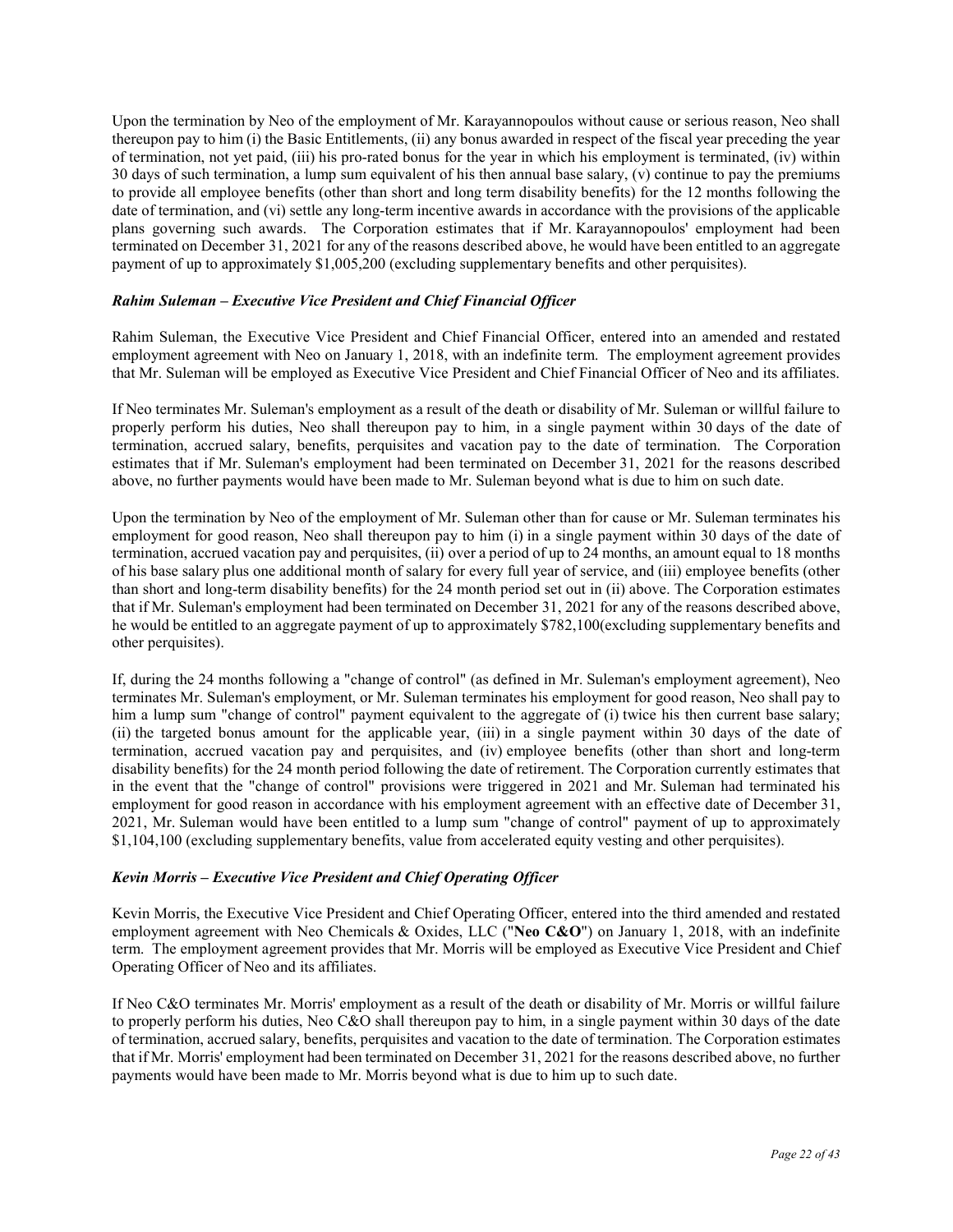Upon the termination by Neo of the employment of Mr. Karayannopoulos without cause or serious reason, Neo shall thereupon pay to him (i) the Basic Entitlements, (ii) any bonus awarded in respect of the fiscal year preceding the year of termination, not yet paid, (iii) his pro-rated bonus for the year in which his employment is terminated, (iv) within 30 days of such termination, a lump sum equivalent of his then annual base salary, (v) continue to pay the premiums to provide all employee benefits (other than short and long term disability benefits) for the 12 months following the date of termination, and (vi) settle any long-term incentive awards in accordance with the provisions of the applicable plans governing such awards. The Corporation estimates that if Mr. Karayannopoulos' employment had been terminated on December 31, 2021 for any of the reasons described above, he would have been entitled to an aggregate payment of up to approximately $1,005,200 (excluding supplementary benefits and other perquisites).

### *Rahim Suleman – Executive Vice President and Chief Financial Officer*

Rahim Suleman, the Executive Vice President and Chief Financial Officer, entered into an amended and restated employment agreement with Neo on January 1, 2018, with an indefinite term. The employment agreement provides that Mr. Suleman will be employed as Executive Vice President and Chief Financial Officer of Neo and its affiliates.

If Neo terminates Mr. Suleman's employment as a result of the death or disability of Mr. Suleman or willful failure to properly perform his duties, Neo shall thereupon pay to him, in a single payment within 30 days of the date of termination, accrued salary, benefits, perquisites and vacation pay to the date of termination. The Corporation estimates that if Mr. Suleman's employment had been terminated on December 31, 2021 for the reasons described above, no further payments would have been made to Mr. Suleman beyond what is due to him on such date.

Upon the termination by Neo of the employment of Mr. Suleman other than for cause or Mr. Suleman terminates his employment for good reason, Neo shall thereupon pay to him (i) in a single payment within 30 days of the date of termination, accrued vacation pay and perquisites, (ii) over a period of up to 24 months, an amount equal to 18 months of his base salary plus one additional month of salary for every full year of service, and (iii) employee benefits (other than short and long-term disability benefits) for the 24 month period set out in (ii) above. The Corporation estimates that if Mr. Suleman's employment had been terminated on December 31, 2021 for any of the reasons described above, he would be entitled to an aggregate payment of up to approximately $782,100(excluding supplementary benefits and other perquisites).

If, during the 24 months following a "change of control" (as defined in Mr. Suleman's employment agreement), Neo terminates Mr. Suleman's employment, or Mr. Suleman terminates his employment for good reason, Neo shall pay to him a lump sum "change of control" payment equivalent to the aggregate of (i) twice his then current base salary; (ii) the targeted bonus amount for the applicable year, (iii) in a single payment within 30 days of the date of termination, accrued vacation pay and perquisites, and (iv) employee benefits (other than short and long-term disability benefits) for the 24 month period following the date of retirement. The Corporation currently estimates that in the event that the "change of control" provisions were triggered in 2021 and Mr. Suleman had terminated his employment for good reason in accordance with his employment agreement with an effective date of December 31, 2021, Mr. Suleman would have been entitled to a lump sum "change of control" payment of up to approximately $1,104,100 (excluding supplementary benefits, value from accelerated equity vesting and other perquisites).

### *Kevin Morris – Executive Vice President and Chief Operating Officer*

Kevin Morris, the Executive Vice President and Chief Operating Officer, entered into the third amended and restated employment agreement with Neo Chemicals & Oxides, LLC ("**Neo C&O**") on January 1, 2018, with an indefinite term. The employment agreement provides that Mr. Morris will be employed as Executive Vice President and Chief Operating Officer of Neo and its affiliates.

If Neo C&O terminates Mr. Morris' employment as a result of the death or disability of Mr. Morris or willful failure to properly perform his duties, Neo C&O shall thereupon pay to him, in a single payment within 30 days of the date of termination, accrued salary, benefits, perquisites and vacation to the date of termination. The Corporation estimates that if Mr. Morris' employment had been terminated on December 31, 2021 for the reasons described above, no further payments would have been made to Mr. Morris beyond what is due to him up to such date.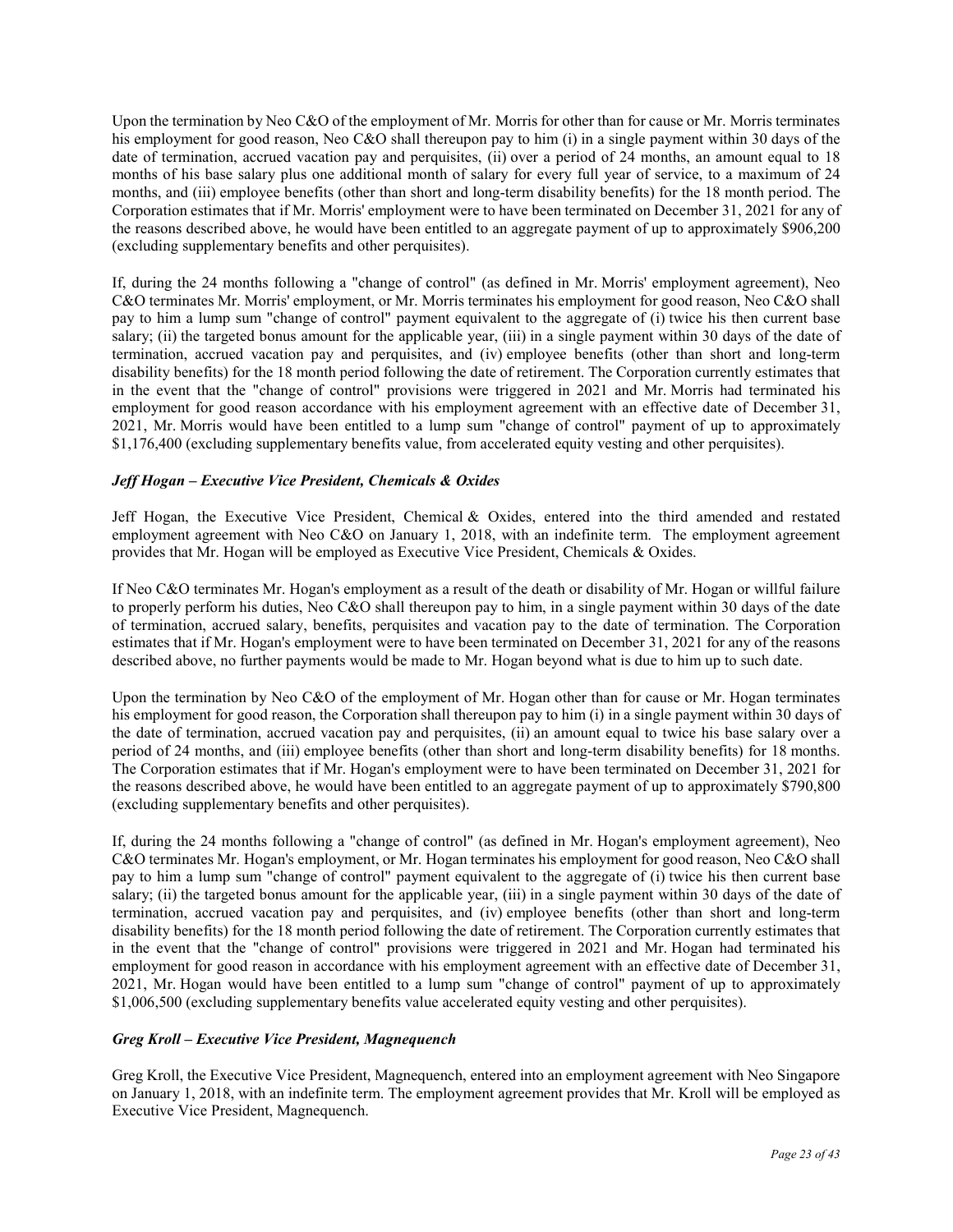Upon the termination by Neo C&O of the employment of Mr. Morris for other than for cause or Mr. Morris terminates his employment for good reason, Neo C&O shall thereupon pay to him (i) in a single payment within 30 days of the date of termination, accrued vacation pay and perquisites, (ii) over a period of 24 months, an amount equal to 18 months of his base salary plus one additional month of salary for every full year of service, to a maximum of 24 months, and (iii) employee benefits (other than short and long-term disability benefits) for the 18 month period. The Corporation estimates that if Mr. Morris' employment were to have been terminated on December 31, 2021 for any of the reasons described above, he would have been entitled to an aggregate payment of up to approximately $906,200 (excluding supplementary benefits and other perquisites).

If, during the 24 months following a "change of control" (as defined in Mr. Morris' employment agreement), Neo C&O terminates Mr. Morris' employment, or Mr. Morris terminates his employment for good reason, Neo C&O shall pay to him a lump sum "change of control" payment equivalent to the aggregate of (i) twice his then current base salary; (ii) the targeted bonus amount for the applicable year, (iii) in a single payment within 30 days of the date of termination, accrued vacation pay and perquisites, and (iv) employee benefits (other than short and long-term disability benefits) for the 18 month period following the date of retirement. The Corporation currently estimates that in the event that the "change of control" provisions were triggered in 2021 and Mr. Morris had terminated his employment for good reason accordance with his employment agreement with an effective date of December 31, 2021, Mr. Morris would have been entitled to a lump sum "change of control" payment of up to approximately $1,176,400 (excluding supplementary benefits value, from accelerated equity vesting and other perquisites).

### *Jeff Hogan – Executive Vice President, Chemicals & Oxides*

Jeff Hogan, the Executive Vice President, Chemical & Oxides, entered into the third amended and restated employment agreement with Neo C&O on January 1, 2018, with an indefinite term. The employment agreement provides that Mr. Hogan will be employed as Executive Vice President, Chemicals & Oxides.

If Neo C&O terminates Mr. Hogan's employment as a result of the death or disability of Mr. Hogan or willful failure to properly perform his duties, Neo C&O shall thereupon pay to him, in a single payment within 30 days of the date of termination, accrued salary, benefits, perquisites and vacation pay to the date of termination. The Corporation estimates that if Mr. Hogan's employment were to have been terminated on December 31, 2021 for any of the reasons described above, no further payments would be made to Mr. Hogan beyond what is due to him up to such date.

Upon the termination by Neo C&O of the employment of Mr. Hogan other than for cause or Mr. Hogan terminates his employment for good reason, the Corporation shall thereupon pay to him (i) in a single payment within 30 days of the date of termination, accrued vacation pay and perquisites, (ii) an amount equal to twice his base salary over a period of 24 months, and (iii) employee benefits (other than short and long-term disability benefits) for 18 months. The Corporation estimates that if Mr. Hogan's employment were to have been terminated on December 31, 2021 for the reasons described above, he would have been entitled to an aggregate payment of up to approximately $790,800 (excluding supplementary benefits and other perquisites).

If, during the 24 months following a "change of control" (as defined in Mr. Hogan's employment agreement), Neo C&O terminates Mr. Hogan's employment, or Mr. Hogan terminates his employment for good reason, Neo C&O shall pay to him a lump sum "change of control" payment equivalent to the aggregate of (i) twice his then current base salary; (ii) the targeted bonus amount for the applicable year, (iii) in a single payment within 30 days of the date of termination, accrued vacation pay and perquisites, and (iv) employee benefits (other than short and long-term disability benefits) for the 18 month period following the date of retirement. The Corporation currently estimates that in the event that the "change of control" provisions were triggered in 2021 and Mr. Hogan had terminated his employment for good reason in accordance with his employment agreement with an effective date of December 31, 2021, Mr. Hogan would have been entitled to a lump sum "change of control" payment of up to approximately $1,006,500 (excluding supplementary benefits value accelerated equity vesting and other perquisites).

### *Greg Kroll – Executive Vice President, Magnequench*

Greg Kroll, the Executive Vice President, Magnequench, entered into an employment agreement with Neo Singapore on January 1, 2018, with an indefinite term. The employment agreement provides that Mr. Kroll will be employed as Executive Vice President, Magnequench.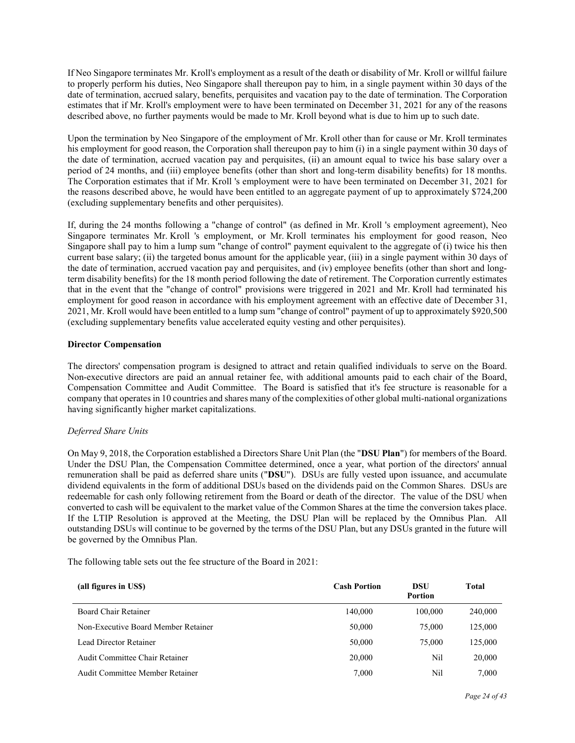If Neo Singapore terminates Mr. Kroll's employment as a result of the death or disability of Mr. Kroll or willful failure to properly perform his duties, Neo Singapore shall thereupon pay to him, in a single payment within 30 days of the date of termination, accrued salary, benefits, perquisites and vacation pay to the date of termination. The Corporation estimates that if Mr. Kroll's employment were to have been terminated on December 31, 2021 for any of the reasons described above, no further payments would be made to Mr. Kroll beyond what is due to him up to such date.

Upon the termination by Neo Singapore of the employment of Mr. Kroll other than for cause or Mr. Kroll terminates his employment for good reason, the Corporation shall thereupon pay to him (i) in a single payment within 30 days of the date of termination, accrued vacation pay and perquisites, (ii) an amount equal to twice his base salary over a period of 24 months, and (iii) employee benefits (other than short and long-term disability benefits) for 18 months. The Corporation estimates that if Mr. Kroll 's employment were to have been terminated on December 31, 2021 for the reasons described above, he would have been entitled to an aggregate payment of up to approximately $724,200 (excluding supplementary benefits and other perquisites).

If, during the 24 months following a "change of control" (as defined in Mr. Kroll 's employment agreement), Neo Singapore terminates Mr. Kroll 's employment, or Mr. Kroll terminates his employment for good reason, Neo Singapore shall pay to him a lump sum "change of control" payment equivalent to the aggregate of (i) twice his then current base salary; (ii) the targeted bonus amount for the applicable year, (iii) in a single payment within 30 days of the date of termination, accrued vacation pay and perquisites, and (iv) employee benefits (other than short and long-term disability benefits) for the 18 month period following the date of retirement. The Corporation currently estimates that in the event that the "change of control" provisions were triggered in 2021 and Mr. Kroll had terminated his employment for good reason in accordance with his employment agreement with an effective date of December 31, 2021, Mr. Kroll would have been entitled to a lump sum "change of control" payment of up to approximately $920,500 (excluding supplementary benefits value accelerated equity vesting and other perquisites).

**Director Compensation**

The directors' compensation program is designed to attract and retain qualified individuals to serve on the Board. Non-executive directors are paid an annual retainer fee, with additional amounts paid to each chair of the Board, Compensation Committee and Audit Committee. The Board is satisfied that it's fee structure is reasonable for a company that operates in 10 countries and shares many of the complexities of other global multi-national organizations having significantly higher market capitalizations.

*Deferred Share Units*

On May 9, 2018, the Corporation established a Directors Share Unit Plan (the "**DSU Plan**") for members of the Board. Under the DSU Plan, the Compensation Committee determined, once a year, what portion of the directors' annual remuneration shall be paid as deferred share units ("**DSU**"). DSUs are fully vested upon issuance, and accumulate dividend equivalents in the form of additional DSUs based on the dividends paid on the Common Shares. DSUs are redeemable for cash only following retirement from the Board or death of the director. The value of the DSU when converted to cash will be equivalent to the market value of the Common Shares at the time the conversion takes place. If the LTIP Resolution is approved at the Meeting, the DSU Plan will be replaced by the Omnibus Plan. All outstanding DSUs will continue to be governed by the terms of the DSU Plan, but any DSUs granted in the future will be governed by the Omnibus Plan.

The following table sets out the fee structure of the Board in 2021:

| (all figures in US$) | Cash Portion | DSU Portion | Total |
|---|---|---|---|
| Board Chair Retainer | 140,000 | 100,000 | 240,000 |
| Non-Executive Board Member Retainer | 50,000 | 75,000 | 125,000 |
| Lead Director Retainer | 50,000 | 75,000 | 125,000 |
| Audit Committee Chair Retainer | 20,000 | Nil | 20,000 |
| Audit Committee Member Retainer | 7,000 | Nil | 7,000 |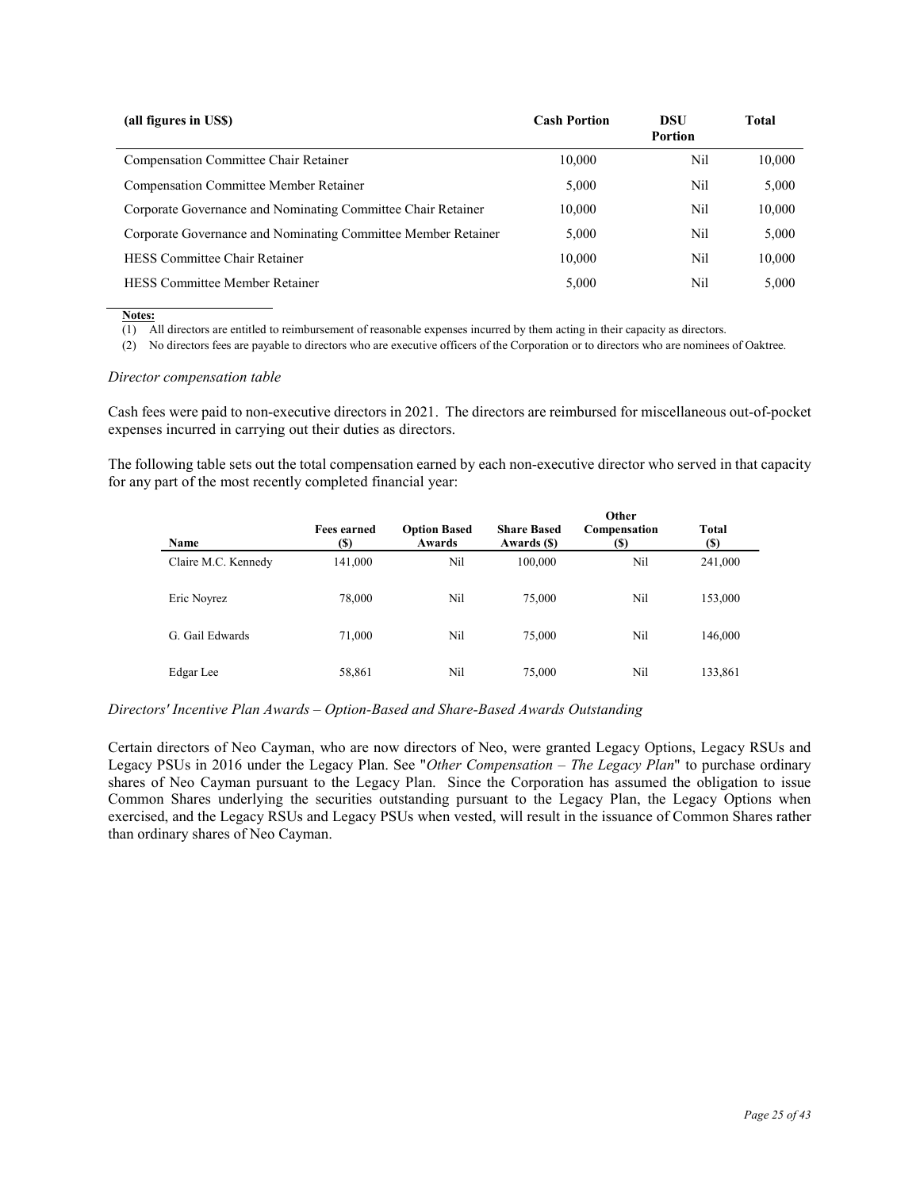| (all figures in US$) | Cash Portion | DSU Portion | Total |
|---|---|---|---|
| Compensation Committee Chair Retainer | 10,000 | Nil | 10,000 |
| Compensation Committee Member Retainer | 5,000 | Nil | 5,000 |
| Corporate Governance and Nominating Committee Chair Retainer | 10,000 | Nil | 10,000 |
| Corporate Governance and Nominating Committee Member Retainer | 5,000 | Nil | 5,000 |
| HESS Committee Chair Retainer | 10,000 | Nil | 10,000 |
| HESS Committee Member Retainer | 5,000 | Nil | 5,000 |

**Notes:**

(1) All directors are entitled to reimbursement of reasonable expenses incurred by them acting in their capacity as directors.

(2) No directors fees are payable to directors who are executive officers of the Corporation or to directors who are nominees of Oaktree.

*Director compensation table*

Cash fees were paid to non-executive directors in 2021. The directors are reimbursed for miscellaneous out-of-pocket expenses incurred in carrying out their duties as directors.

The following table sets out the total compensation earned by each non-executive director who served in that capacity for any part of the most recently completed financial year:

| Name | Fees earned ($) | Option Based Awards | Share Based Awards ($) | Other Compensation ($) | Total ($) |
|---|---|---|---|---|---|
| Claire M.C. Kennedy | 141,000 | Nil | 100,000 | Nil | 241,000 |
| Eric Noyrez | 78,000 | Nil | 75,000 | Nil | 153,000 |
| G. Gail Edwards | 71,000 | Nil | 75,000 | Nil | 146,000 |
| Edgar Lee | 58,861 | Nil | 75,000 | Nil | 133,861 |

*Directors' Incentive Plan Awards – Option-Based and Share-Based Awards Outstanding*

Certain directors of Neo Cayman, who are now directors of Neo, were granted Legacy Options, Legacy RSUs and Legacy PSUs in 2016 under the Legacy Plan. See "*Other Compensation – The Legacy Plan*" to purchase ordinary shares of Neo Cayman pursuant to the Legacy Plan. Since the Corporation has assumed the obligation to issue Common Shares underlying the securities outstanding pursuant to the Legacy Plan, the Legacy Options when exercised, and the Legacy RSUs and Legacy PSUs when vested, will result in the issuance of Common Shares rather than ordinary shares of Neo Cayman.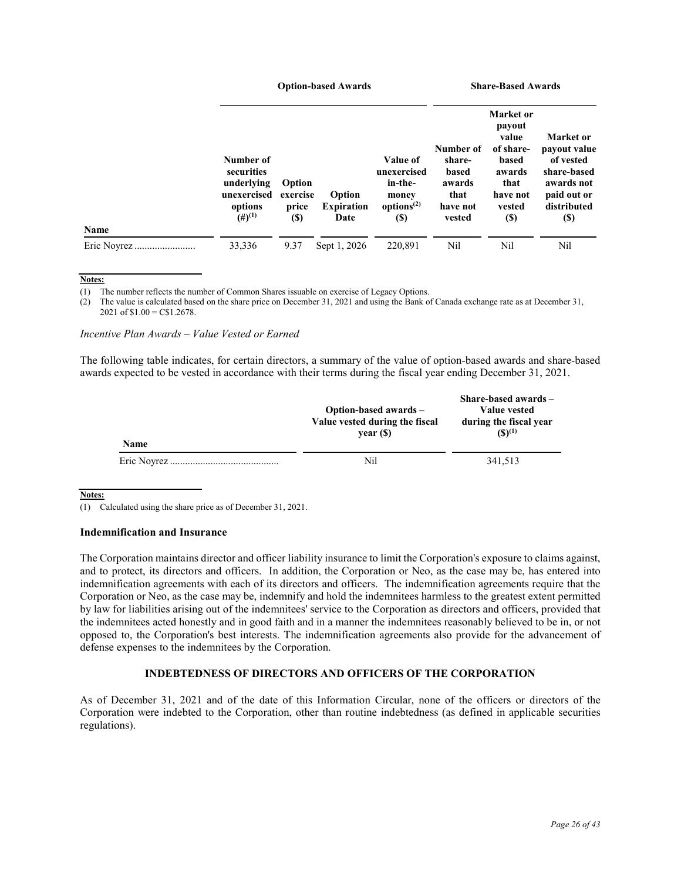| Name | Option-based Awards | | | | Share-Based Awards | | |
|---|---|---|---|---|---|---|---|
| | Number of securities underlying unexercised options (#)[(1)] | Option exercise price ($) | Option Expiration Date | Value of unexercised in-the-money options[(2)] ($) | Number of share-based awards that have not vested | Market or payout value of share-based awards that have not vested ($) | Market or payout value of vested share-based awards not paid out or distributed ($) |
| Eric Noyrez ........................ | 33,336 | 9.37 | Sept 1, 2026 | 220,891 | Nil | Nil | Nil |

**Notes:**

(1) The number reflects the number of Common Shares issuable on exercise of Legacy Options.

(2) The value is calculated based on the share price on December 31, 2021 and using the Bank of Canada exchange rate as at December 31, 2021 of $1.00 = C$1.2678.

*Incentive Plan Awards – Value Vested or Earned*

The following table indicates, for certain directors, a summary of the value of option-based awards and share-based awards expected to be vested in accordance with their terms during the fiscal year ending December 31, 2021.

| Name | Option-based awards – Value vested during the fiscal year ($) | Share-based awards – Value vested during the fiscal year ($)[(1)] |
|---|---|---|
| Eric Noyrez ........................................... | Nil | 341,513 |

**Notes:**

(1) Calculated using the share price as of December 31, 2021.

### Indemnification and Insurance

The Corporation maintains director and officer liability insurance to limit the Corporation's exposure to claims against, and to protect, its directors and officers. In addition, the Corporation or Neo, as the case may be, has entered into indemnification agreements with each of its directors and officers. The indemnification agreements require that the Corporation or Neo, as the case may be, indemnify and hold the indemnitees harmless to the greatest extent permitted by law for liabilities arising out of the indemnitees' service to the Corporation as directors and officers, provided that the indemnitees acted honestly and in good faith and in a manner the indemnitees reasonably believed to be in, or not opposed to, the Corporation's best interests. The indemnification agreements also provide for the advancement of defense expenses to the indemnitees by the Corporation.

## INDEBTEDNESS OF DIRECTORS AND OFFICERS OF THE CORPORATION

As of December 31, 2021 and of the date of this Information Circular, none of the officers or directors of the Corporation were indebted to the Corporation, other than routine indebtedness (as defined in applicable securities regulations).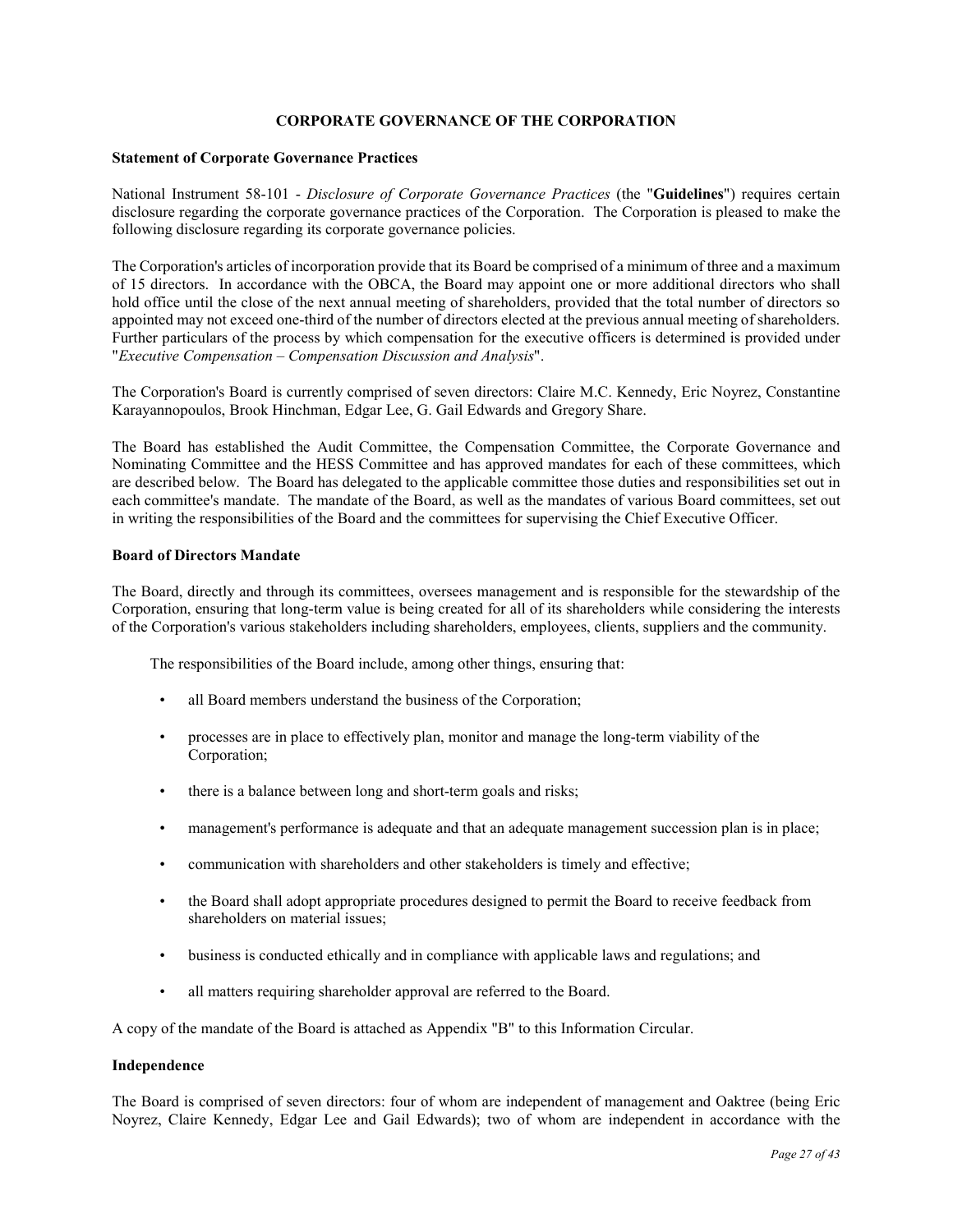## CORPORATE GOVERNANCE OF THE CORPORATION

### Statement of Corporate Governance Practices

National Instrument 58-101 - *Disclosure of Corporate Governance Practices* (the "**Guidelines**") requires certain disclosure regarding the corporate governance practices of the Corporation. The Corporation is pleased to make the following disclosure regarding its corporate governance policies.

The Corporation's articles of incorporation provide that its Board be comprised of a minimum of three and a maximum of 15 directors. In accordance with the OBCA, the Board may appoint one or more additional directors who shall hold office until the close of the next annual meeting of shareholders, provided that the total number of directors so appointed may not exceed one-third of the number of directors elected at the previous annual meeting of shareholders. Further particulars of the process by which compensation for the executive officers is determined is provided under "*Executive Compensation – Compensation Discussion and Analysis*".

The Corporation's Board is currently comprised of seven directors: Claire M.C. Kennedy, Eric Noyrez, Constantine Karayannopoulos, Brook Hinchman, Edgar Lee, G. Gail Edwards and Gregory Share.

The Board has established the Audit Committee, the Compensation Committee, the Corporate Governance and Nominating Committee and the HESS Committee and has approved mandates for each of these committees, which are described below. The Board has delegated to the applicable committee those duties and responsibilities set out in each committee's mandate. The mandate of the Board, as well as the mandates of various Board committees, set out in writing the responsibilities of the Board and the committees for supervising the Chief Executive Officer.

### Board of Directors Mandate

The Board, directly and through its committees, oversees management and is responsible for the stewardship of the Corporation, ensuring that long-term value is being created for all of its shareholders while considering the interests of the Corporation's various stakeholders including shareholders, employees, clients, suppliers and the community.

The responsibilities of the Board include, among other things, ensuring that:

- all Board members understand the business of the Corporation;
- processes are in place to effectively plan, monitor and manage the long-term viability of the Corporation;
- there is a balance between long and short-term goals and risks;
- management's performance is adequate and that an adequate management succession plan is in place;
- communication with shareholders and other stakeholders is timely and effective;
- the Board shall adopt appropriate procedures designed to permit the Board to receive feedback from shareholders on material issues;
- business is conducted ethically and in compliance with applicable laws and regulations; and
- all matters requiring shareholder approval are referred to the Board.

A copy of the mandate of the Board is attached as Appendix "B" to this Information Circular.

### Independence

The Board is comprised of seven directors: four of whom are independent of management and Oaktree (being Eric Noyrez, Claire Kennedy, Edgar Lee and Gail Edwards); two of whom are independent in accordance with the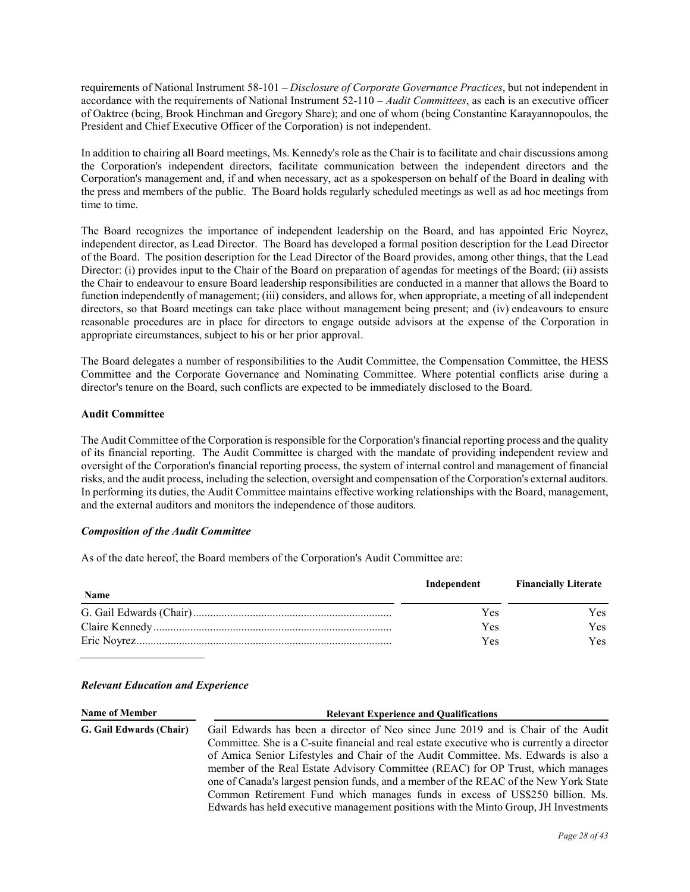requirements of National Instrument 58-101 – *Disclosure of Corporate Governance Practices*, but not independent in accordance with the requirements of National Instrument 52-110 – *Audit Committees*, as each is an executive officer of Oaktree (being, Brook Hinchman and Gregory Share); and one of whom (being Constantine Karayannopoulos, the President and Chief Executive Officer of the Corporation) is not independent.

In addition to chairing all Board meetings, Ms. Kennedy's role as the Chair is to facilitate and chair discussions among the Corporation's independent directors, facilitate communication between the independent directors and the Corporation's management and, if and when necessary, act as a spokesperson on behalf of the Board in dealing with the press and members of the public. The Board holds regularly scheduled meetings as well as ad hoc meetings from time to time.

The Board recognizes the importance of independent leadership on the Board, and has appointed Eric Noyrez, independent director, as Lead Director. The Board has developed a formal position description for the Lead Director of the Board. The position description for the Lead Director of the Board provides, among other things, that the Lead Director: (i) provides input to the Chair of the Board on preparation of agendas for meetings of the Board; (ii) assists the Chair to endeavour to ensure Board leadership responsibilities are conducted in a manner that allows the Board to function independently of management; (iii) considers, and allows for, when appropriate, a meeting of all independent directors, so that Board meetings can take place without management being present; and (iv) endeavours to ensure reasonable procedures are in place for directors to engage outside advisors at the expense of the Corporation in appropriate circumstances, subject to his or her prior approval.

The Board delegates a number of responsibilities to the Audit Committee, the Compensation Committee, the HESS Committee and the Corporate Governance and Nominating Committee. Where potential conflicts arise during a director's tenure on the Board, such conflicts are expected to be immediately disclosed to the Board.

**Audit Committee**

The Audit Committee of the Corporation is responsible for the Corporation's financial reporting process and the quality of its financial reporting. The Audit Committee is charged with the mandate of providing independent review and oversight of the Corporation's financial reporting process, the system of internal control and management of financial risks, and the audit process, including the selection, oversight and compensation of the Corporation's external auditors. In performing its duties, the Audit Committee maintains effective working relationships with the Board, management, and the external auditors and monitors the independence of those auditors.

***Composition of the Audit Committee***

As of the date hereof, the Board members of the Corporation's Audit Committee are:

| Name | Independent | Financially Literate |
|---|---|---|
| G. Gail Edwards (Chair) | Yes | Yes |
| Claire Kennedy | Yes | Yes |
| Eric Noyrez | Yes | Yes |

***Relevant Education and Experience***

| Name of Member | Relevant Experience and Qualifications |
|---|---|
| **G. Gail Edwards (Chair)** | Gail Edwards has been a director of Neo since June 2019 and is Chair of the Audit Committee. She is a C-suite financial and real estate executive who is currently a director of Amica Senior Lifestyles and Chair of the Audit Committee. Ms. Edwards is also a member of the Real Estate Advisory Committee (REAC) for OP Trust, which manages one of Canada's largest pension funds, and a member of the REAC of the New York State Common Retirement Fund which manages funds in excess of US$250 billion. Ms. Edwards has held executive management positions with the Minto Group, JH Investments |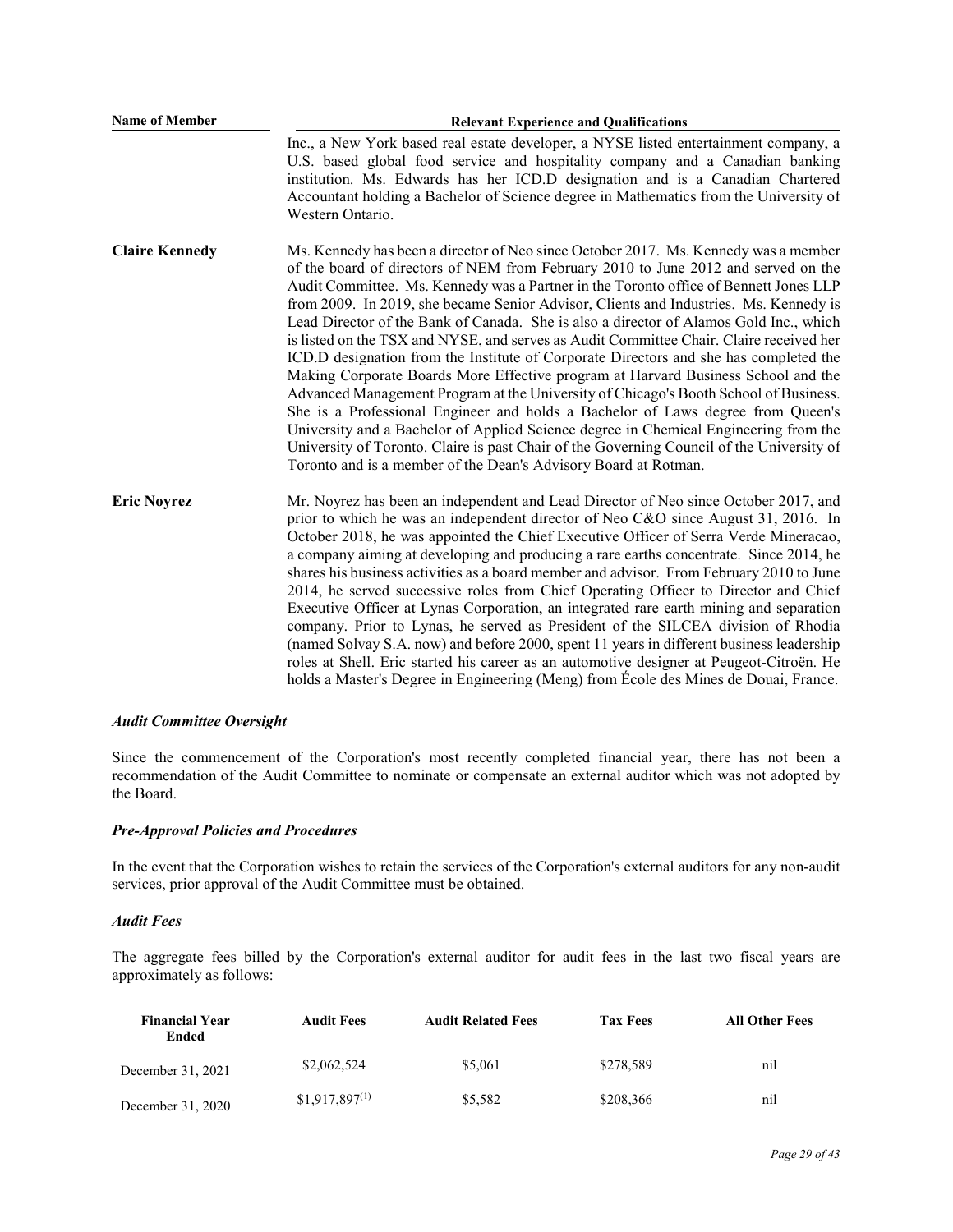| Name of Member | Relevant Experience and Qualifications |
|---|---|
| | Inc., a New York based real estate developer, a NYSE listed entertainment company, a U.S. based global food service and hospitality company and a Canadian banking institution. Ms. Edwards has her ICD.D designation and is a Canadian Chartered Accountant holding a Bachelor of Science degree in Mathematics from the University of Western Ontario. |
| **Claire Kennedy** | Ms. Kennedy has been a director of Neo since October 2017. Ms. Kennedy was a member of the board of directors of NEM from February 2010 to June 2012 and served on the Audit Committee. Ms. Kennedy was a Partner in the Toronto office of Bennett Jones LLP from 2009. In 2019, she became Senior Advisor, Clients and Industries. Ms. Kennedy is Lead Director of the Bank of Canada. She is also a director of Alamos Gold Inc., which is listed on the TSX and NYSE, and serves as Audit Committee Chair. Claire received her ICD.D designation from the Institute of Corporate Directors and she has completed the Making Corporate Boards More Effective program at Harvard Business School and the Advanced Management Program at the University of Chicago's Booth School of Business. She is a Professional Engineer and holds a Bachelor of Laws degree from Queen's University and a Bachelor of Applied Science degree in Chemical Engineering from the University of Toronto. Claire is past Chair of the Governing Council of the University of Toronto and is a member of the Dean's Advisory Board at Rotman. |
| **Eric Noyrez** | Mr. Noyrez has been an independent and Lead Director of Neo since October 2017, and prior to which he was an independent director of Neo C&O since August 31, 2016. In October 2018, he was appointed the Chief Executive Officer of Serra Verde Mineracao, a company aiming at developing and producing a rare earths concentrate. Since 2014, he shares his business activities as a board member and advisor. From February 2010 to June 2014, he served successive roles from Chief Operating Officer to Director and Chief Executive Officer at Lynas Corporation, an integrated rare earth mining and separation company. Prior to Lynas, he served as President of the SILCEA division of Rhodia (named Solvay S.A. now) and before 2000, spent 11 years in different business leadership roles at Shell. Eric started his career as an automotive designer at Peugeot-Citroën. He holds a Master's Degree in Engineering (Meng) from École des Mines de Douai, France. |

### *Audit Committee Oversight*

Since the commencement of the Corporation's most recently completed financial year, there has not been a recommendation of the Audit Committee to nominate or compensate an external auditor which was not adopted by the Board.

### *Pre-Approval Policies and Procedures*

In the event that the Corporation wishes to retain the services of the Corporation's external auditors for any non-audit services, prior approval of the Audit Committee must be obtained.

### *Audit Fees*

The aggregate fees billed by the Corporation's external auditor for audit fees in the last two fiscal years are approximately as follows:

| Financial Year Ended | Audit Fees | Audit Related Fees | Tax Fees | All Other Fees |
|---|---|---|---|---|
| December 31, 2021 | \$2,062,524 | \$5,061 | \$278,589 | nil |
| December 31, 2020 | \$1,917,897[(1)] | \$5,582 | \$208,366 | nil |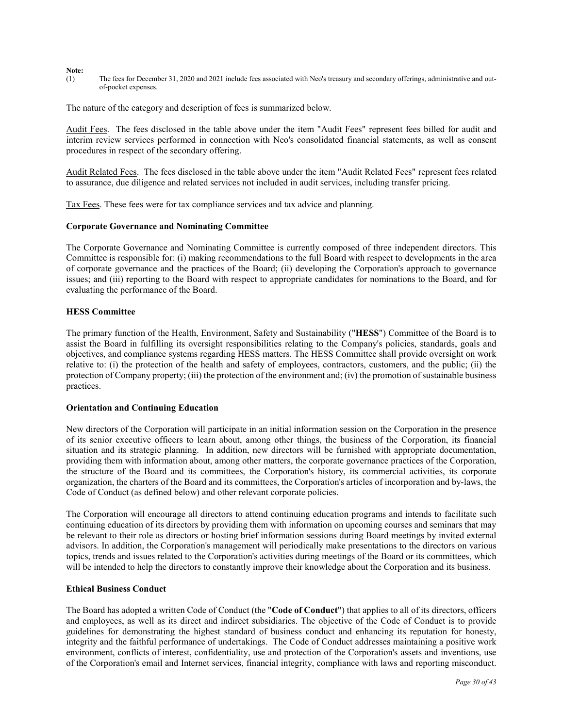**Note:**

(1) The fees for December 31, 2020 and 2021 include fees associated with Neo's treasury and secondary offerings, administrative and out-of-pocket expenses.

The nature of the category and description of fees is summarized below.

Audit Fees. The fees disclosed in the table above under the item "Audit Fees" represent fees billed for audit and interim review services performed in connection with Neo's consolidated financial statements, as well as consent procedures in respect of the secondary offering.

Audit Related Fees. The fees disclosed in the table above under the item "Audit Related Fees" represent fees related to assurance, due diligence and related services not included in audit services, including transfer pricing.

Tax Fees. These fees were for tax compliance services and tax advice and planning.

**Corporate Governance and Nominating Committee**

The Corporate Governance and Nominating Committee is currently composed of three independent directors. This Committee is responsible for: (i) making recommendations to the full Board with respect to developments in the area of corporate governance and the practices of the Board; (ii) developing the Corporation's approach to governance issues; and (iii) reporting to the Board with respect to appropriate candidates for nominations to the Board, and for evaluating the performance of the Board.

**HESS Committee**

The primary function of the Health, Environment, Safety and Sustainability ("**HESS**") Committee of the Board is to assist the Board in fulfilling its oversight responsibilities relating to the Company's policies, standards, goals and objectives, and compliance systems regarding HESS matters. The HESS Committee shall provide oversight on work relative to: (i) the protection of the health and safety of employees, contractors, customers, and the public; (ii) the protection of Company property; (iii) the protection of the environment and; (iv) the promotion of sustainable business practices.

**Orientation and Continuing Education**

New directors of the Corporation will participate in an initial information session on the Corporation in the presence of its senior executive officers to learn about, among other things, the business of the Corporation, its financial situation and its strategic planning. In addition, new directors will be furnished with appropriate documentation, providing them with information about, among other matters, the corporate governance practices of the Corporation, the structure of the Board and its committees, the Corporation's history, its commercial activities, its corporate organization, the charters of the Board and its committees, the Corporation's articles of incorporation and by-laws, the Code of Conduct (as defined below) and other relevant corporate policies.

The Corporation will encourage all directors to attend continuing education programs and intends to facilitate such continuing education of its directors by providing them with information on upcoming courses and seminars that may be relevant to their role as directors or hosting brief information sessions during Board meetings by invited external advisors. In addition, the Corporation's management will periodically make presentations to the directors on various topics, trends and issues related to the Corporation's activities during meetings of the Board or its committees, which will be intended to help the directors to constantly improve their knowledge about the Corporation and its business.

**Ethical Business Conduct**

The Board has adopted a written Code of Conduct (the "**Code of Conduct**") that applies to all of its directors, officers and employees, as well as its direct and indirect subsidiaries. The objective of the Code of Conduct is to provide guidelines for demonstrating the highest standard of business conduct and enhancing its reputation for honesty, integrity and the faithful performance of undertakings. The Code of Conduct addresses maintaining a positive work environment, conflicts of interest, confidentiality, use and protection of the Corporation's assets and inventions, use of the Corporation's email and Internet services, financial integrity, compliance with laws and reporting misconduct.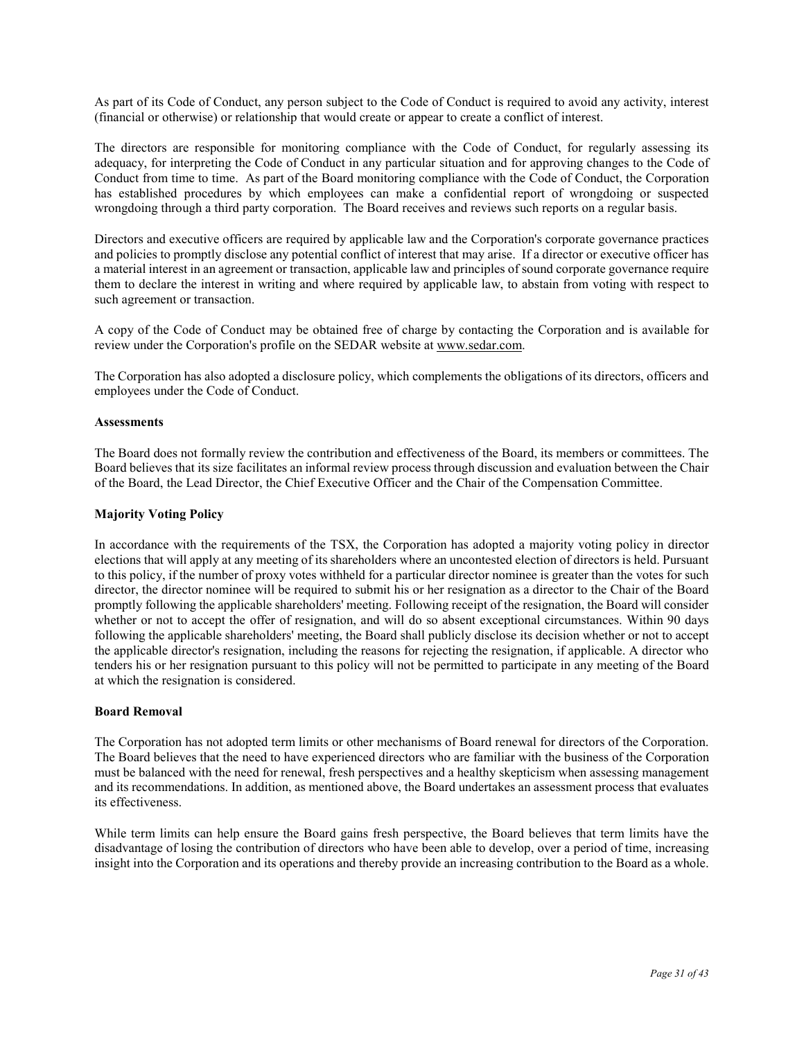As part of its Code of Conduct, any person subject to the Code of Conduct is required to avoid any activity, interest (financial or otherwise) or relationship that would create or appear to create a conflict of interest.

The directors are responsible for monitoring compliance with the Code of Conduct, for regularly assessing its adequacy, for interpreting the Code of Conduct in any particular situation and for approving changes to the Code of Conduct from time to time. As part of the Board monitoring compliance with the Code of Conduct, the Corporation has established procedures by which employees can make a confidential report of wrongdoing or suspected wrongdoing through a third party corporation. The Board receives and reviews such reports on a regular basis.

Directors and executive officers are required by applicable law and the Corporation's corporate governance practices and policies to promptly disclose any potential conflict of interest that may arise. If a director or executive officer has a material interest in an agreement or transaction, applicable law and principles of sound corporate governance require them to declare the interest in writing and where required by applicable law, to abstain from voting with respect to such agreement or transaction.

A copy of the Code of Conduct may be obtained free of charge by contacting the Corporation and is available for review under the Corporation's profile on the SEDAR website at www.sedar.com.

The Corporation has also adopted a disclosure policy, which complements the obligations of its directors, officers and employees under the Code of Conduct.

**Assessments**

The Board does not formally review the contribution and effectiveness of the Board, its members or committees. The Board believes that its size facilitates an informal review process through discussion and evaluation between the Chair of the Board, the Lead Director, the Chief Executive Officer and the Chair of the Compensation Committee.

**Majority Voting Policy**

In accordance with the requirements of the TSX, the Corporation has adopted a majority voting policy in director elections that will apply at any meeting of its shareholders where an uncontested election of directors is held. Pursuant to this policy, if the number of proxy votes withheld for a particular director nominee is greater than the votes for such director, the director nominee will be required to submit his or her resignation as a director to the Chair of the Board promptly following the applicable shareholders' meeting. Following receipt of the resignation, the Board will consider whether or not to accept the offer of resignation, and will do so absent exceptional circumstances. Within 90 days following the applicable shareholders' meeting, the Board shall publicly disclose its decision whether or not to accept the applicable director's resignation, including the reasons for rejecting the resignation, if applicable. A director who tenders his or her resignation pursuant to this policy will not be permitted to participate in any meeting of the Board at which the resignation is considered.

**Board Removal**

The Corporation has not adopted term limits or other mechanisms of Board renewal for directors of the Corporation. The Board believes that the need to have experienced directors who are familiar with the business of the Corporation must be balanced with the need for renewal, fresh perspectives and a healthy skepticism when assessing management and its recommendations. In addition, as mentioned above, the Board undertakes an assessment process that evaluates its effectiveness.

While term limits can help ensure the Board gains fresh perspective, the Board believes that term limits have the disadvantage of losing the contribution of directors who have been able to develop, over a period of time, increasing insight into the Corporation and its operations and thereby provide an increasing contribution to the Board as a whole.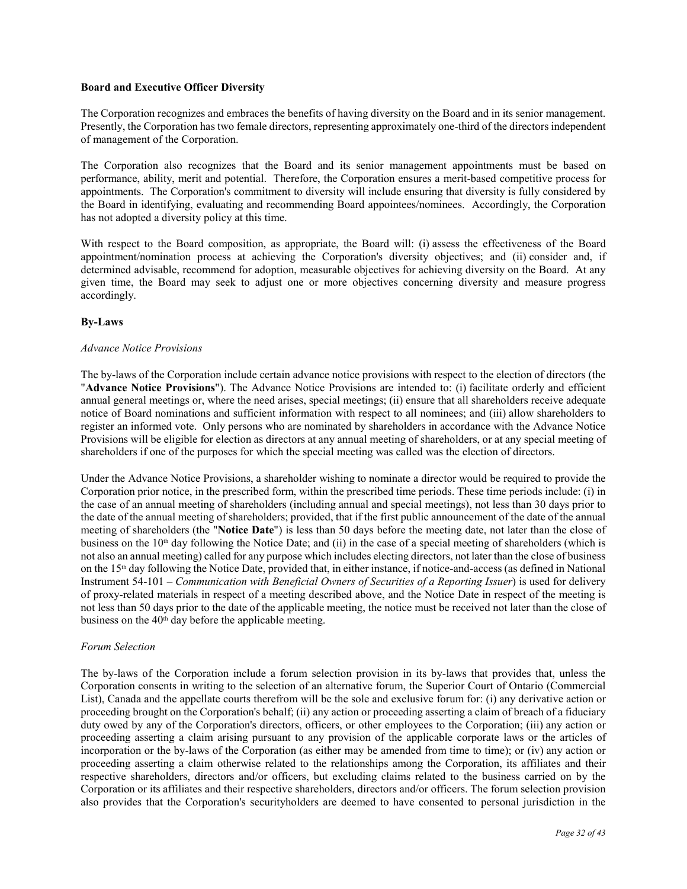**Board and Executive Officer Diversity**

The Corporation recognizes and embraces the benefits of having diversity on the Board and in its senior management. Presently, the Corporation has two female directors, representing approximately one-third of the directors independent of management of the Corporation.

The Corporation also recognizes that the Board and its senior management appointments must be based on performance, ability, merit and potential. Therefore, the Corporation ensures a merit-based competitive process for appointments. The Corporation's commitment to diversity will include ensuring that diversity is fully considered by the Board in identifying, evaluating and recommending Board appointees/nominees. Accordingly, the Corporation has not adopted a diversity policy at this time.

With respect to the Board composition, as appropriate, the Board will: (i) assess the effectiveness of the Board appointment/nomination process at achieving the Corporation's diversity objectives; and (ii) consider and, if determined advisable, recommend for adoption, measurable objectives for achieving diversity on the Board. At any given time, the Board may seek to adjust one or more objectives concerning diversity and measure progress accordingly.

**By-Laws**

*Advance Notice Provisions*

The by-laws of the Corporation include certain advance notice provisions with respect to the election of directors (the "**Advance Notice Provisions**"). The Advance Notice Provisions are intended to: (i) facilitate orderly and efficient annual general meetings or, where the need arises, special meetings; (ii) ensure that all shareholders receive adequate notice of Board nominations and sufficient information with respect to all nominees; and (iii) allow shareholders to register an informed vote. Only persons who are nominated by shareholders in accordance with the Advance Notice Provisions will be eligible for election as directors at any annual meeting of shareholders, or at any special meeting of shareholders if one of the purposes for which the special meeting was called was the election of directors.

Under the Advance Notice Provisions, a shareholder wishing to nominate a director would be required to provide the Corporation prior notice, in the prescribed form, within the prescribed time periods. These time periods include: (i) in the case of an annual meeting of shareholders (including annual and special meetings), not less than 30 days prior to the date of the annual meeting of shareholders; provided, that if the first public announcement of the date of the annual meeting of shareholders (the "**Notice Date**") is less than 50 days before the meeting date, not later than the close of business on the 10th day following the Notice Date; and (ii) in the case of a special meeting of shareholders (which is not also an annual meeting) called for any purpose which includes electing directors, not later than the close of business on the 15th day following the Notice Date, provided that, in either instance, if notice-and-access (as defined in National Instrument 54-101 – *Communication with Beneficial Owners of Securities of a Reporting Issuer*) is used for delivery of proxy-related materials in respect of a meeting described above, and the Notice Date in respect of the meeting is not less than 50 days prior to the date of the applicable meeting, the notice must be received not later than the close of business on the 40th day before the applicable meeting.

*Forum Selection*

The by-laws of the Corporation include a forum selection provision in its by-laws that provides that, unless the Corporation consents in writing to the selection of an alternative forum, the Superior Court of Ontario (Commercial List), Canada and the appellate courts therefrom will be the sole and exclusive forum for: (i) any derivative action or proceeding brought on the Corporation's behalf; (ii) any action or proceeding asserting a claim of breach of a fiduciary duty owed by any of the Corporation's directors, officers, or other employees to the Corporation; (iii) any action or proceeding asserting a claim arising pursuant to any provision of the applicable corporate laws or the articles of incorporation or the by-laws of the Corporation (as either may be amended from time to time); or (iv) any action or proceeding asserting a claim otherwise related to the relationships among the Corporation, its affiliates and their respective shareholders, directors and/or officers, but excluding claims related to the business carried on by the Corporation or its affiliates and their respective shareholders, directors and/or officers. The forum selection provision also provides that the Corporation's securityholders are deemed to have consented to personal jurisdiction in the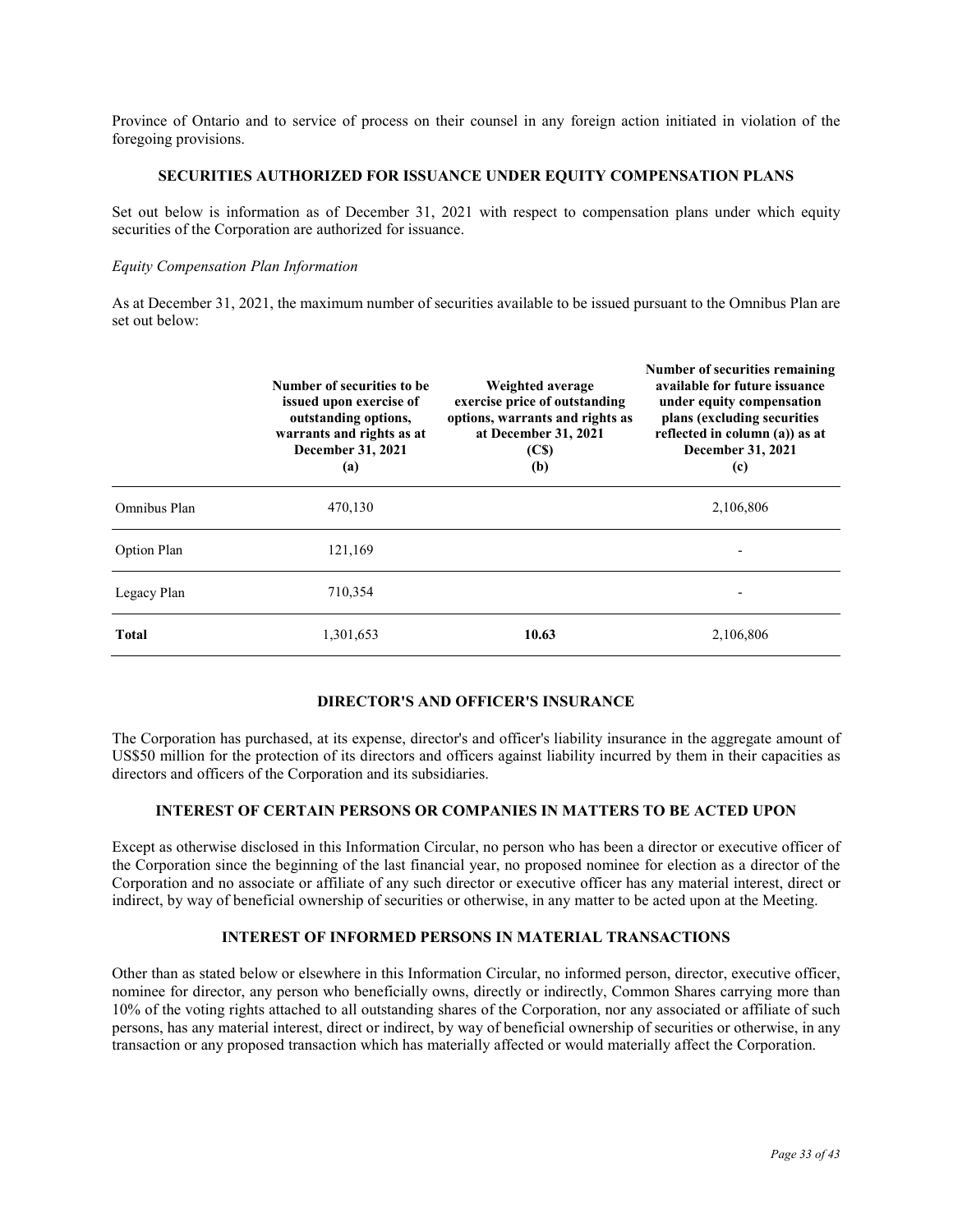Province of Ontario and to service of process on their counsel in any foreign action initiated in violation of the foregoing provisions.

## SECURITIES AUTHORIZED FOR ISSUANCE UNDER EQUITY COMPENSATION PLANS

Set out below is information as of December 31, 2021 with respect to compensation plans under which equity securities of the Corporation are authorized for issuance.

*Equity Compensation Plan Information*

As at December 31, 2021, the maximum number of securities available to be issued pursuant to the Omnibus Plan are set out below:

| | **Number of securities to be issued upon exercise of outstanding options, warrants and rights as at December 31, 2021 (a)** | **Weighted average exercise price of outstanding options, warrants and rights as at December 31, 2021 (C$) (b)** | **Number of securities remaining available for future issuance under equity compensation plans (excluding securities reflected in column (a)) as at December 31, 2021 (c)** |
|---|---|---|---|
| Omnibus Plan | 470,130 | | 2,106,806 |
| Option Plan | 121,169 | | - |
| Legacy Plan | 710,354 | | - |
| **Total** | 1,301,653 | **10.63** | 2,106,806 |

## DIRECTOR'S AND OFFICER'S INSURANCE

The Corporation has purchased, at its expense, director's and officer's liability insurance in the aggregate amount of US$50 million for the protection of its directors and officers against liability incurred by them in their capacities as directors and officers of the Corporation and its subsidiaries.

## INTEREST OF CERTAIN PERSONS OR COMPANIES IN MATTERS TO BE ACTED UPON

Except as otherwise disclosed in this Information Circular, no person who has been a director or executive officer of the Corporation since the beginning of the last financial year, no proposed nominee for election as a director of the Corporation and no associate or affiliate of any such director or executive officer has any material interest, direct or indirect, by way of beneficial ownership of securities or otherwise, in any matter to be acted upon at the Meeting.

## INTEREST OF INFORMED PERSONS IN MATERIAL TRANSACTIONS

Other than as stated below or elsewhere in this Information Circular, no informed person, director, executive officer, nominee for director, any person who beneficially owns, directly or indirectly, Common Shares carrying more than 10% of the voting rights attached to all outstanding shares of the Corporation, nor any associated or affiliate of such persons, has any material interest, direct or indirect, by way of beneficial ownership of securities or otherwise, in any transaction or any proposed transaction which has materially affected or would materially affect the Corporation.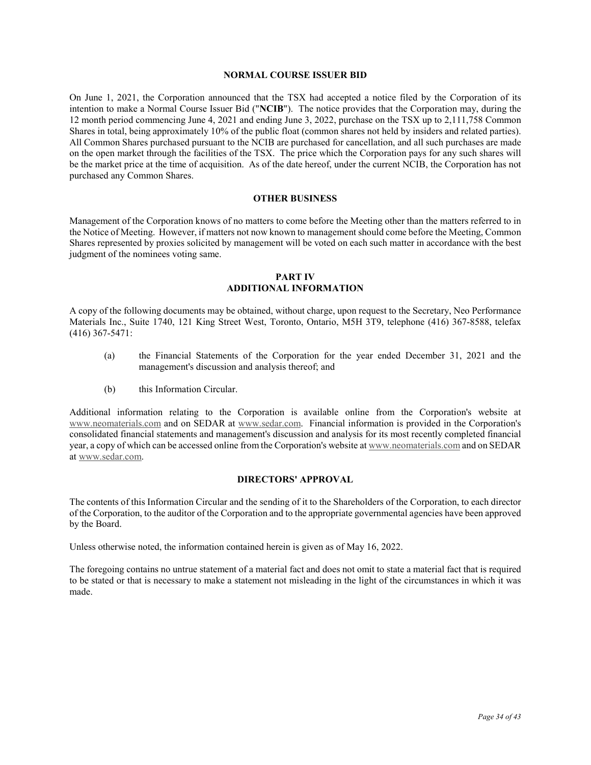## NORMAL COURSE ISSUER BID

On June 1, 2021, the Corporation announced that the TSX had accepted a notice filed by the Corporation of its intention to make a Normal Course Issuer Bid ("**NCIB**"). The notice provides that the Corporation may, during the 12 month period commencing June 4, 2021 and ending June 3, 2022, purchase on the TSX up to 2,111,758 Common Shares in total, being approximately 10% of the public float (common shares not held by insiders and related parties). All Common Shares purchased pursuant to the NCIB are purchased for cancellation, and all such purchases are made on the open market through the facilities of the TSX. The price which the Corporation pays for any such shares will be the market price at the time of acquisition. As of the date hereof, under the current NCIB, the Corporation has not purchased any Common Shares.

## OTHER BUSINESS

Management of the Corporation knows of no matters to come before the Meeting other than the matters referred to in the Notice of Meeting. However, if matters not now known to management should come before the Meeting, Common Shares represented by proxies solicited by management will be voted on each such matter in accordance with the best judgment of the nominees voting same.

# PART IV
# ADDITIONAL INFORMATION

A copy of the following documents may be obtained, without charge, upon request to the Secretary, Neo Performance Materials Inc., Suite 1740, 121 King Street West, Toronto, Ontario, M5H 3T9, telephone (416) 367-8588, telefax (416) 367-5471:

(a) the Financial Statements of the Corporation for the year ended December 31, 2021 and the management's discussion and analysis thereof; and

(b) this Information Circular.

Additional information relating to the Corporation is available online from the Corporation's website at www.neomaterials.com and on SEDAR at www.sedar.com. Financial information is provided in the Corporation's consolidated financial statements and management's discussion and analysis for its most recently completed financial year, a copy of which can be accessed online from the Corporation's website at www.neomaterials.com and on SEDAR at www.sedar.com.

## DIRECTORS' APPROVAL

The contents of this Information Circular and the sending of it to the Shareholders of the Corporation, to each director of the Corporation, to the auditor of the Corporation and to the appropriate governmental agencies have been approved by the Board.

Unless otherwise noted, the information contained herein is given as of May 16, 2022.

The foregoing contains no untrue statement of a material fact and does not omit to state a material fact that is required to be stated or that is necessary to make a statement not misleading in the light of the circumstances in which it was made.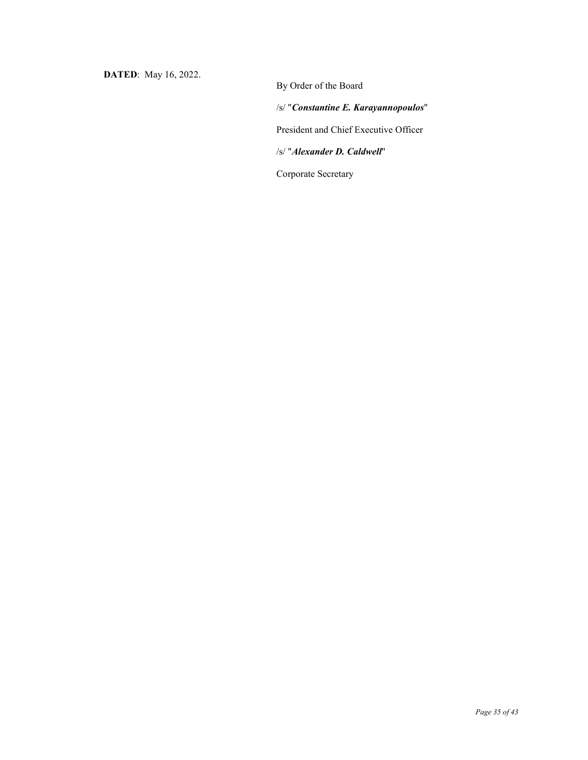**DATED**: May 16, 2022.

By Order of the Board

/s/ "***Constantine E. Karayannopoulos***"

President and Chief Executive Officer

/s/ "***Alexander D. Caldwell***"

Corporate Secretary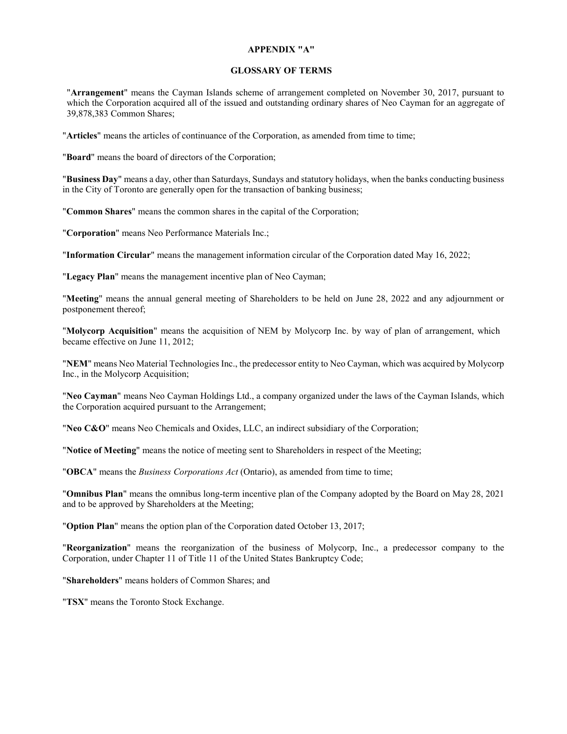# APPENDIX "A"

## GLOSSARY OF TERMS

"**Arrangement**" means the Cayman Islands scheme of arrangement completed on November 30, 2017, pursuant to which the Corporation acquired all of the issued and outstanding ordinary shares of Neo Cayman for an aggregate of 39,878,383 Common Shares;

"**Articles**" means the articles of continuance of the Corporation, as amended from time to time;

"**Board**" means the board of directors of the Corporation;

"**Business Day**" means a day, other than Saturdays, Sundays and statutory holidays, when the banks conducting business in the City of Toronto are generally open for the transaction of banking business;

"**Common Shares**" means the common shares in the capital of the Corporation;

"**Corporation**" means Neo Performance Materials Inc.;

"**Information Circular**" means the management information circular of the Corporation dated May 16, 2022;

"**Legacy Plan**" means the management incentive plan of Neo Cayman;

"**Meeting**" means the annual general meeting of Shareholders to be held on June 28, 2022 and any adjournment or postponement thereof;

"**Molycorp Acquisition**" means the acquisition of NEM by Molycorp Inc. by way of plan of arrangement, which became effective on June 11, 2012;

"**NEM**" means Neo Material Technologies Inc., the predecessor entity to Neo Cayman, which was acquired by Molycorp Inc., in the Molycorp Acquisition;

"**Neo Cayman**" means Neo Cayman Holdings Ltd., a company organized under the laws of the Cayman Islands, which the Corporation acquired pursuant to the Arrangement;

"**Neo C&O**" means Neo Chemicals and Oxides, LLC, an indirect subsidiary of the Corporation;

"**Notice of Meeting**" means the notice of meeting sent to Shareholders in respect of the Meeting;

"**OBCA**" means the *Business Corporations Act* (Ontario), as amended from time to time;

"**Omnibus Plan**" means the omnibus long-term incentive plan of the Company adopted by the Board on May 28, 2021 and to be approved by Shareholders at the Meeting;

"**Option Plan**" means the option plan of the Corporation dated October 13, 2017;

"**Reorganization**" means the reorganization of the business of Molycorp, Inc., a predecessor company to the Corporation, under Chapter 11 of Title 11 of the United States Bankruptcy Code;

"**Shareholders**" means holders of Common Shares; and

"**TSX**" means the Toronto Stock Exchange.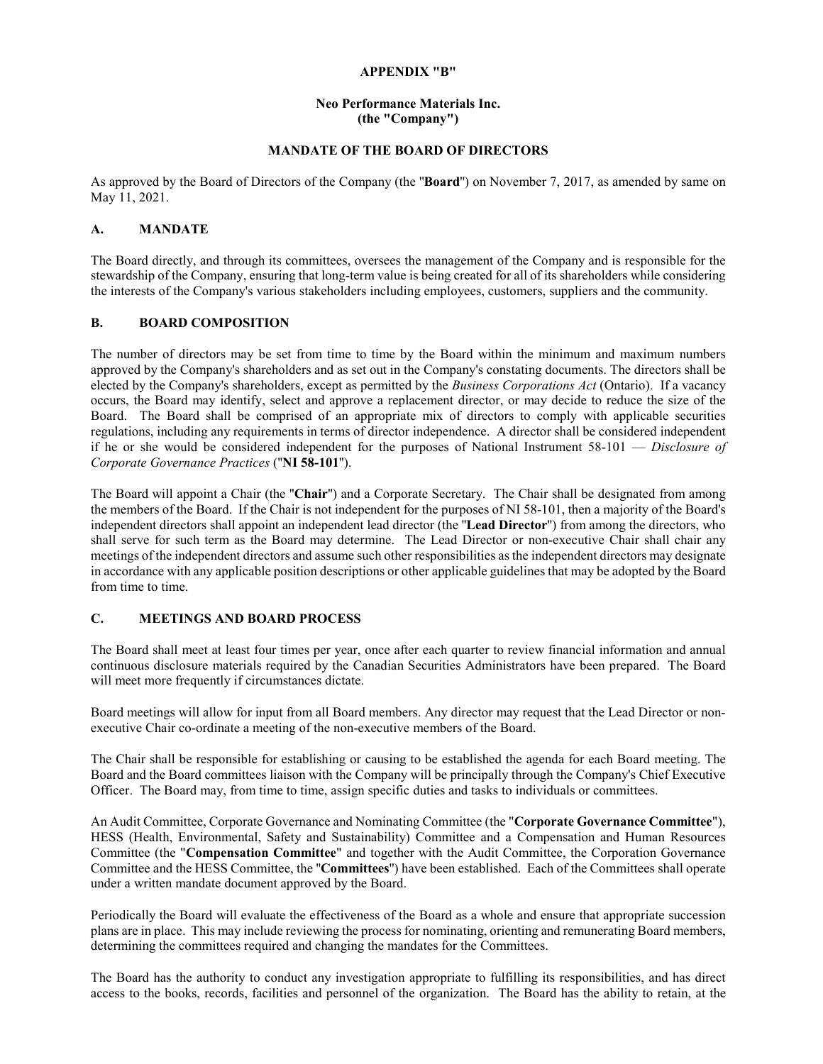**APPENDIX "B"**

**Neo Performance Materials Inc.**
**(the "Company")**

**MANDATE OF THE BOARD OF DIRECTORS**

As approved by the Board of Directors of the Company (the "**Board**") on November 7, 2017, as amended by same on May 11, 2021.

## A. MANDATE

The Board directly, and through its committees, oversees the management of the Company and is responsible for the stewardship of the Company, ensuring that long-term value is being created for all of its shareholders while considering the interests of the Company's various stakeholders including employees, customers, suppliers and the community.

## B. BOARD COMPOSITION

The number of directors may be set from time to time by the Board within the minimum and maximum numbers approved by the Company's shareholders and as set out in the Company's constating documents. The directors shall be elected by the Company's shareholders, except as permitted by the *Business Corporations Act* (Ontario). If a vacancy occurs, the Board may identify, select and approve a replacement director, or may decide to reduce the size of the Board. The Board shall be comprised of an appropriate mix of directors to comply with applicable securities regulations, including any requirements in terms of director independence. A director shall be considered independent if he or she would be considered independent for the purposes of National Instrument 58-101 — *Disclosure of Corporate Governance Practices* ("**NI 58-101**").

The Board will appoint a Chair (the "**Chair**") and a Corporate Secretary. The Chair shall be designated from among the members of the Board. If the Chair is not independent for the purposes of NI 58-101, then a majority of the Board's independent directors shall appoint an independent lead director (the "**Lead Director**") from among the directors, who shall serve for such term as the Board may determine. The Lead Director or non-executive Chair shall chair any meetings of the independent directors and assume such other responsibilities as the independent directors may designate in accordance with any applicable position descriptions or other applicable guidelines that may be adopted by the Board from time to time.

## C. MEETINGS AND BOARD PROCESS

The Board shall meet at least four times per year, once after each quarter to review financial information and annual continuous disclosure materials required by the Canadian Securities Administrators have been prepared. The Board will meet more frequently if circumstances dictate.

Board meetings will allow for input from all Board members. Any director may request that the Lead Director or non-executive Chair co-ordinate a meeting of the non-executive members of the Board.

The Chair shall be responsible for establishing or causing to be established the agenda for each Board meeting. The Board and the Board committees liaison with the Company will be principally through the Company's Chief Executive Officer. The Board may, from time to time, assign specific duties and tasks to individuals or committees.

An Audit Committee, Corporate Governance and Nominating Committee (the "**Corporate Governance Committee**"), HESS (Health, Environmental, Safety and Sustainability) Committee and a Compensation and Human Resources Committee (the "**Compensation Committee**" and together with the Audit Committee, the Corporation Governance Committee and the HESS Committee, the "**Committees**") have been established. Each of the Committees shall operate under a written mandate document approved by the Board.

Periodically the Board will evaluate the effectiveness of the Board as a whole and ensure that appropriate succession plans are in place. This may include reviewing the process for nominating, orienting and remunerating Board members, determining the committees required and changing the mandates for the Committees.

The Board has the authority to conduct any investigation appropriate to fulfilling its responsibilities, and has direct access to the books, records, facilities and personnel of the organization. The Board has the ability to retain, at the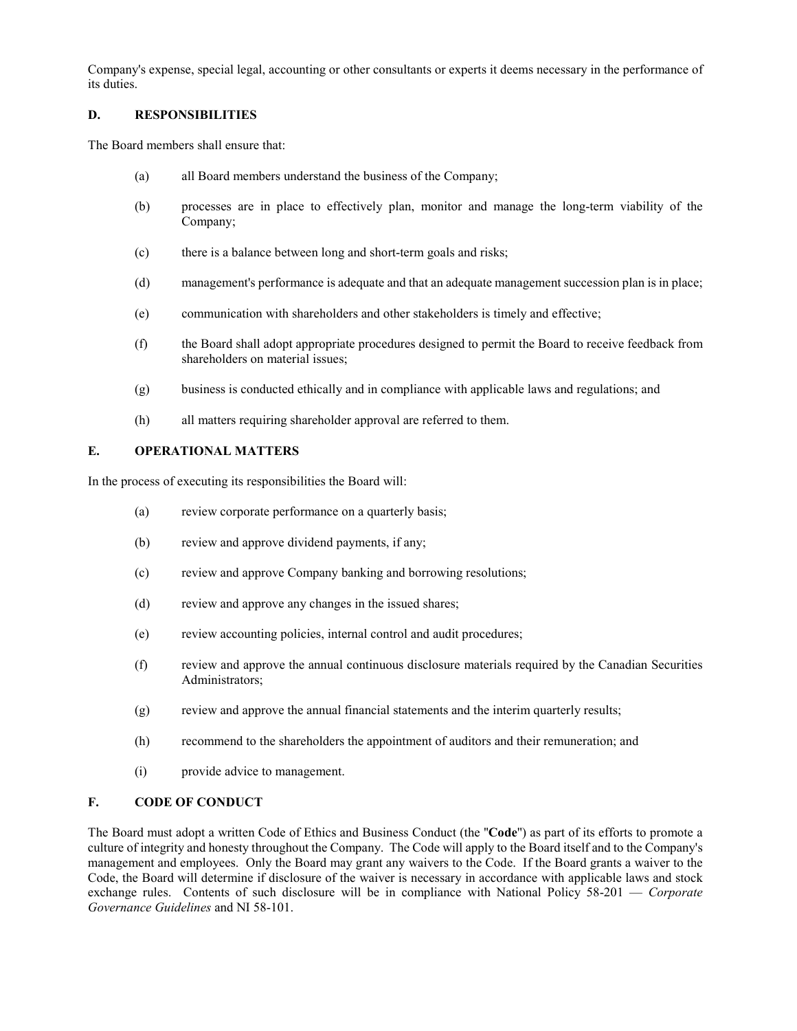Company's expense, special legal, accounting or other consultants or experts it deems necessary in the performance of its duties.

## D. RESPONSIBILITIES

The Board members shall ensure that:

(a) all Board members understand the business of the Company;

(b) processes are in place to effectively plan, monitor and manage the long-term viability of the Company;

(c) there is a balance between long and short-term goals and risks;

(d) management's performance is adequate and that an adequate management succession plan is in place;

(e) communication with shareholders and other stakeholders is timely and effective;

(f) the Board shall adopt appropriate procedures designed to permit the Board to receive feedback from shareholders on material issues;

(g) business is conducted ethically and in compliance with applicable laws and regulations; and

(h) all matters requiring shareholder approval are referred to them.

## E. OPERATIONAL MATTERS

In the process of executing its responsibilities the Board will:

(a) review corporate performance on a quarterly basis;

(b) review and approve dividend payments, if any;

(c) review and approve Company banking and borrowing resolutions;

(d) review and approve any changes in the issued shares;

(e) review accounting policies, internal control and audit procedures;

(f) review and approve the annual continuous disclosure materials required by the Canadian Securities Administrators;

(g) review and approve the annual financial statements and the interim quarterly results;

(h) recommend to the shareholders the appointment of auditors and their remuneration; and

(i) provide advice to management.

## F. CODE OF CONDUCT

The Board must adopt a written Code of Ethics and Business Conduct (the "**Code**") as part of its efforts to promote a culture of integrity and honesty throughout the Company. The Code will apply to the Board itself and to the Company's management and employees. Only the Board may grant any waivers to the Code. If the Board grants a waiver to the Code, the Board will determine if disclosure of the waiver is necessary in accordance with applicable laws and stock exchange rules. Contents of such disclosure will be in compliance with National Policy 58-201 — *Corporate Governance Guidelines* and NI 58-101.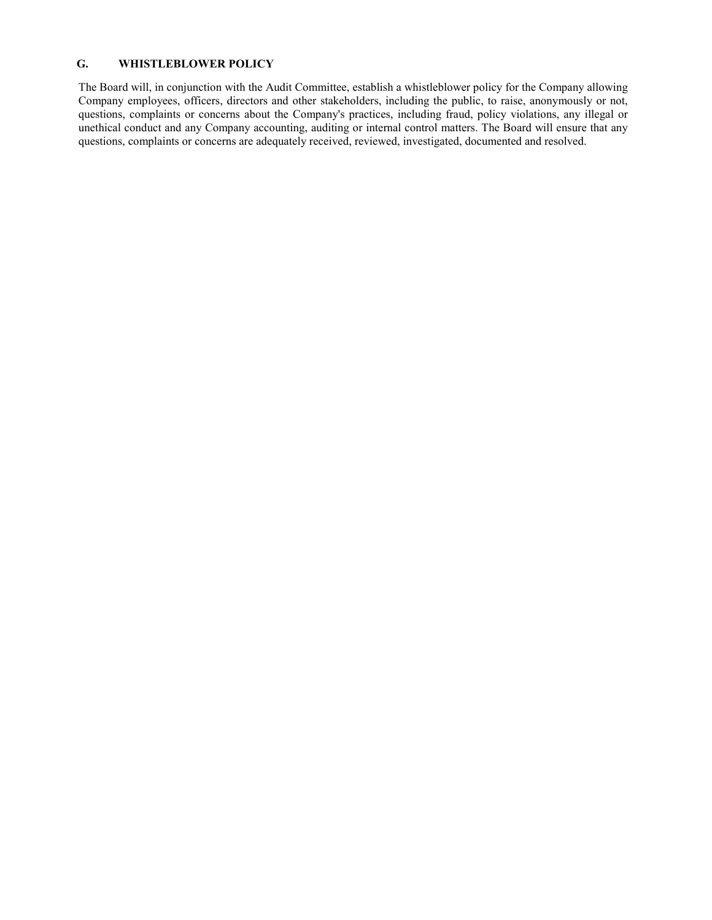## G. WHISTLEBLOWER POLICY

The Board will, in conjunction with the Audit Committee, establish a whistleblower policy for the Company allowing Company employees, officers, directors and other stakeholders, including the public, to raise, anonymously or not, questions, complaints or concerns about the Company's practices, including fraud, policy violations, any illegal or unethical conduct and any Company accounting, auditing or internal control matters. The Board will ensure that any questions, complaints or concerns are adequately received, reviewed, investigated, documented and resolved.